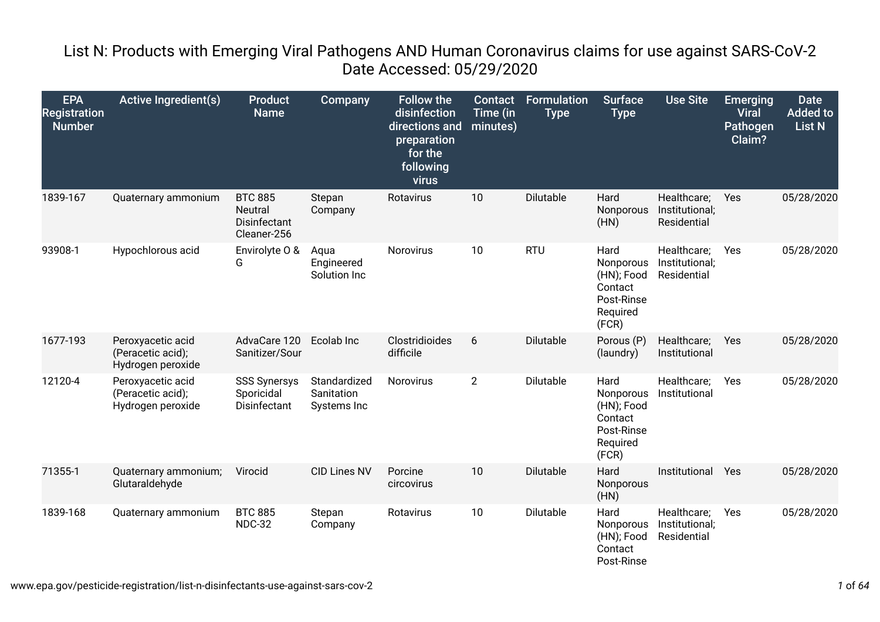# List N: Products with Emerging Viral Pathogens AND Human Coronavirus claims for use against SARS-CoV-2

Date Accessed: 05/29/2020

| EPA Registration Number | Active Ingredient(s) | Product Name | Company | Follow the disinfection directions and preparation for the following virus | Contact Time (in minutes) | Formulation Type | Surface Type | Use Site | Emerging Viral Pathogen Claim? | Date Added to List N |
|---|---|---|---|---|---|---|---|---|---|---|
| 1839-167 | Quaternary ammonium | BTC 885 Neutral Disinfectant Cleaner-256 | Stepan Company | Rotavirus | 10 | Dilutable | Hard Nonporous (HN) | Healthcare; Institutional; Residential | Yes | 05/28/2020 |
| 93908-1 | Hypochlorous acid | Envirolyte O & G | Aqua Engineered Solution Inc | Norovirus | 10 | RTU | Hard Nonporous (HN); Food Contact Post-Rinse Required (FCR) | Healthcare; Institutional; Residential | Yes | 05/28/2020 |
| 1677-193 | Peroxyacetic acid (Peracetic acid); Hydrogen peroxide | AdvaCare 120 Sanitizer/Sour | Ecolab Inc | Clostridioides difficile | 6 | Dilutable | Porous (P) (laundry) | Healthcare; Institutional | Yes | 05/28/2020 |
| 12120-4 | Peroxyacetic acid (Peracetic acid); Hydrogen peroxide | SSS Synersys Sporicidal Disinfectant | Standardized Sanitation Systems Inc | Norovirus | 2 | Dilutable | Hard Nonporous (HN); Food Contact Post-Rinse Required (FCR) | Healthcare; Institutional | Yes | 05/28/2020 |
| 71355-1 | Quaternary ammonium; Glutaraldehyde | Virocid | CID Lines NV | Porcine circovirus | 10 | Dilutable | Hard Nonporous (HN) | Institutional | Yes | 05/28/2020 |
| 1839-168 | Quaternary ammonium | BTC 885 NDC-32 | Stepan Company | Rotavirus | 10 | Dilutable | Hard Nonporous (HN); Food Contact Post-Rinse | Healthcare; Institutional; Residential | Yes | 05/28/2020 |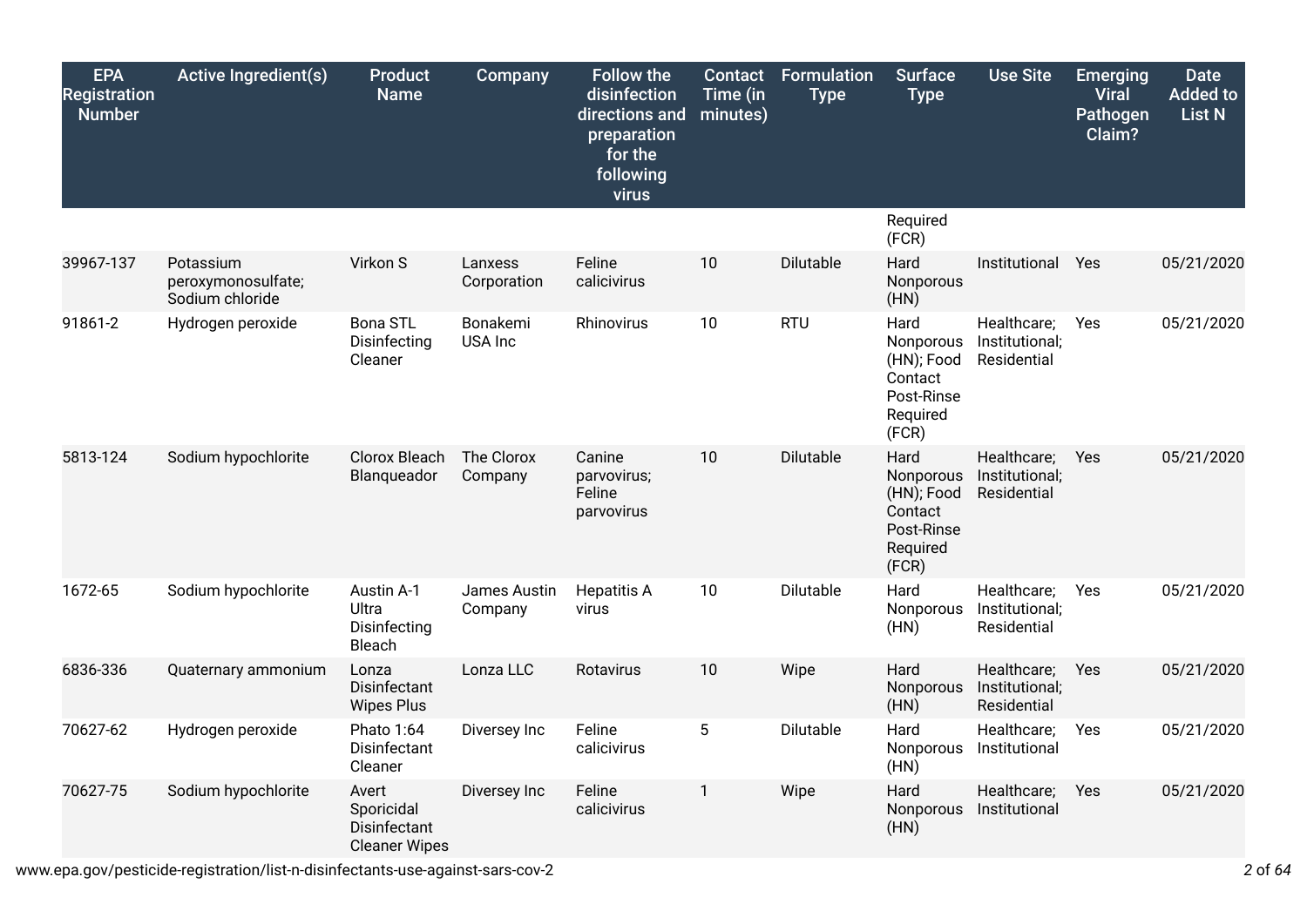| EPA Registration Number | Active Ingredient(s) | Product Name | Company | Follow the disinfection directions and preparation for the following virus | Contact Time (in minutes) | Formulation Type | Surface Type | Use Site | Emerging Viral Pathogen Claim? | Date Added to List N |
|---|---|---|---|---|---|---|---|---|---|---|
| | | | | | | | Required (FCR) | | | |
| 39967-137 | Potassium peroxymonosulfate; Sodium chloride | Virkon S | Lanxess Corporation | Feline calicivirus | 10 | Dilutable | Hard Nonporous (HN) | Institutional | Yes | 05/21/2020 |
| 91861-2 | Hydrogen peroxide | Bona STL Disinfecting Cleaner | Bonakemi USA Inc | Rhinovirus | 10 | RTU | Hard Nonporous (HN); Food Contact Post-Rinse Required (FCR) | Healthcare; Institutional; Residential | Yes | 05/21/2020 |
| 5813-124 | Sodium hypochlorite | Clorox Bleach Blanqueador | The Clorox Company | Canine parvovirus; Feline parvovirus | 10 | Dilutable | Hard Nonporous (HN); Food Contact Post-Rinse Required (FCR) | Healthcare; Institutional; Residential | Yes | 05/21/2020 |
| 1672-65 | Sodium hypochlorite | Austin A-1 Ultra Disinfecting Bleach | James Austin Company | Hepatitis A virus | 10 | Dilutable | Hard Nonporous (HN) | Healthcare; Institutional; Residential | Yes | 05/21/2020 |
| 6836-336 | Quaternary ammonium | Lonza Disinfectant Wipes Plus | Lonza LLC | Rotavirus | 10 | Wipe | Hard Nonporous (HN) | Healthcare; Institutional; Residential | Yes | 05/21/2020 |
| 70627-62 | Hydrogen peroxide | Phato 1:64 Disinfectant Cleaner | Diversey Inc | Feline calicivirus | 5 | Dilutable | Hard Nonporous (HN) | Healthcare; Institutional | Yes | 05/21/2020 |
| 70627-75 | Sodium hypochlorite | Avert Sporicidal Disinfectant Cleaner Wipes | Diversey Inc | Feline calicivirus | 1 | Wipe | Hard Nonporous (HN) | Healthcare; Institutional | Yes | 05/21/2020 |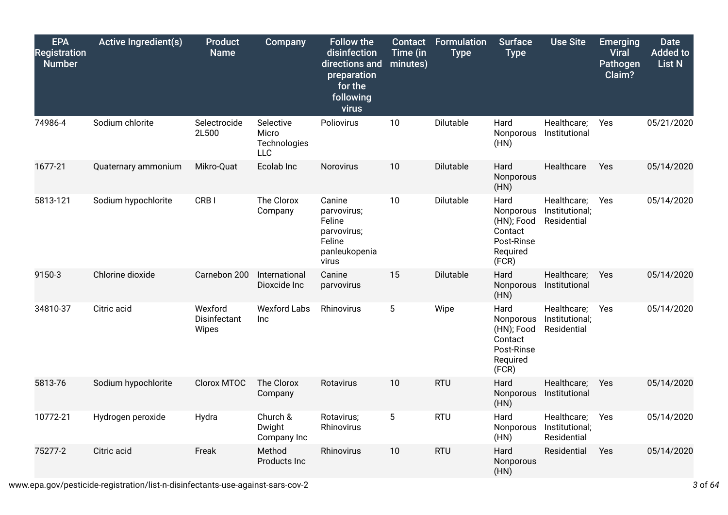| EPA Registration Number | Active Ingredient(s) | Product Name | Company | Follow the disinfection directions and preparation for the following virus | Contact Time (in minutes) | Formulation Type | Surface Type | Use Site | Emerging Viral Pathogen Claim? | Date Added to List N |
|---|---|---|---|---|---|---|---|---|---|---|
| 74986-4 | Sodium chlorite | Selectrocide 2L500 | Selective Micro Technologies LLC | Poliovirus | 10 | Dilutable | Hard Nonporous (HN) | Healthcare; Institutional | Yes | 05/21/2020 |
| 1677-21 | Quaternary ammonium | Mikro-Quat | Ecolab Inc | Norovirus | 10 | Dilutable | Hard Nonporous (HN) | Healthcare | Yes | 05/14/2020 |
| 5813-121 | Sodium hypochlorite | CRB I | The Clorox Company | Canine parvovirus; Feline parvovirus; Feline panleukopenia virus | 10 | Dilutable | Hard Nonporous (HN); Food Contact Post-Rinse Required (FCR) | Healthcare; Institutional; Residential | Yes | 05/14/2020 |
| 9150-3 | Chlorine dioxide | Carnebon 200 | International Dioxcide Inc | Canine parvovirus | 15 | Dilutable | Hard Nonporous (HN) | Healthcare; Institutional | Yes | 05/14/2020 |
| 34810-37 | Citric acid | Wexford Disinfectant Wipes | Wexford Labs Inc | Rhinovirus | 5 | Wipe | Hard Nonporous (HN); Food Contact Post-Rinse Required (FCR) | Healthcare; Institutional; Residential | Yes | 05/14/2020 |
| 5813-76 | Sodium hypochlorite | Clorox MTOC | The Clorox Company | Rotavirus | 10 | RTU | Hard Nonporous (HN) | Healthcare; Institutional | Yes | 05/14/2020 |
| 10772-21 | Hydrogen peroxide | Hydra | Church & Dwight Company Inc | Rotavirus; Rhinovirus | 5 | RTU | Hard Nonporous (HN) | Healthcare; Institutional; Residential | Yes | 05/14/2020 |
| 75277-2 | Citric acid | Freak | Method Products Inc | Rhinovirus | 10 | RTU | Hard Nonporous (HN) | Residential | Yes | 05/14/2020 |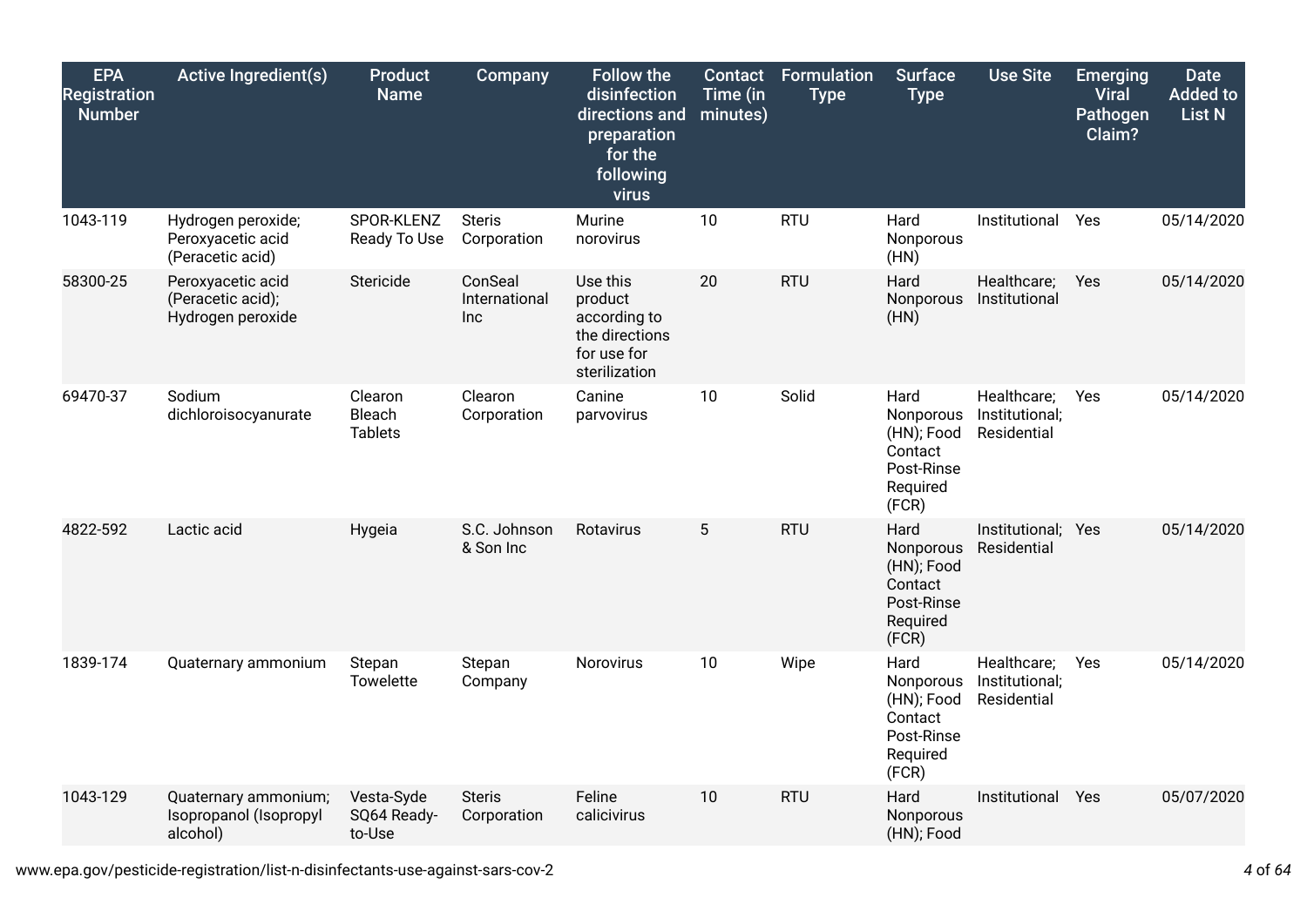| EPA Registration Number | Active Ingredient(s) | Product Name | Company | Follow the disinfection directions and preparation for the following virus | Contact Time (in minutes) | Formulation Type | Surface Type | Use Site | Emerging Viral Pathogen Claim? | Date Added to List N |
|---|---|---|---|---|---|---|---|---|---|---|
| 1043-119 | Hydrogen peroxide; Peroxyacetic acid (Peracetic acid) | SPOR-KLENZ Ready To Use | Steris Corporation | Murine norovirus | 10 | RTU | Hard Nonporous (HN) | Institutional | Yes | 05/14/2020 |
| 58300-25 | Peroxyacetic acid (Peracetic acid); Hydrogen peroxide | Stericide | ConSeal International Inc | Use this product according to the directions for use for sterilization | 20 | RTU | Hard Nonporous (HN) | Healthcare; Institutional | Yes | 05/14/2020 |
| 69470-37 | Sodium dichloroisocyanurate | Clearon Bleach Tablets | Clearon Corporation | Canine parvovirus | 10 | Solid | Hard Nonporous (HN); Food Contact Post-Rinse Required (FCR) | Healthcare; Institutional; Residential | Yes | 05/14/2020 |
| 4822-592 | Lactic acid | Hygeia | S.C. Johnson & Son Inc | Rotavirus | 5 | RTU | Hard Nonporous (HN); Food Contact Post-Rinse Required (FCR) | Institutional; Residential | Yes | 05/14/2020 |
| 1839-174 | Quaternary ammonium | Stepan Towelette | Stepan Company | Norovirus | 10 | Wipe | Hard Nonporous (HN); Food Contact Post-Rinse Required (FCR) | Healthcare; Institutional; Residential | Yes | 05/14/2020 |
| 1043-129 | Quaternary ammonium; Isopropanol (Isopropyl alcohol) | Vesta-Syde SQ64 Ready-to-Use | Steris Corporation | Feline calicivirus | 10 | RTU | Hard Nonporous (HN); Food | Institutional | Yes | 05/07/2020 |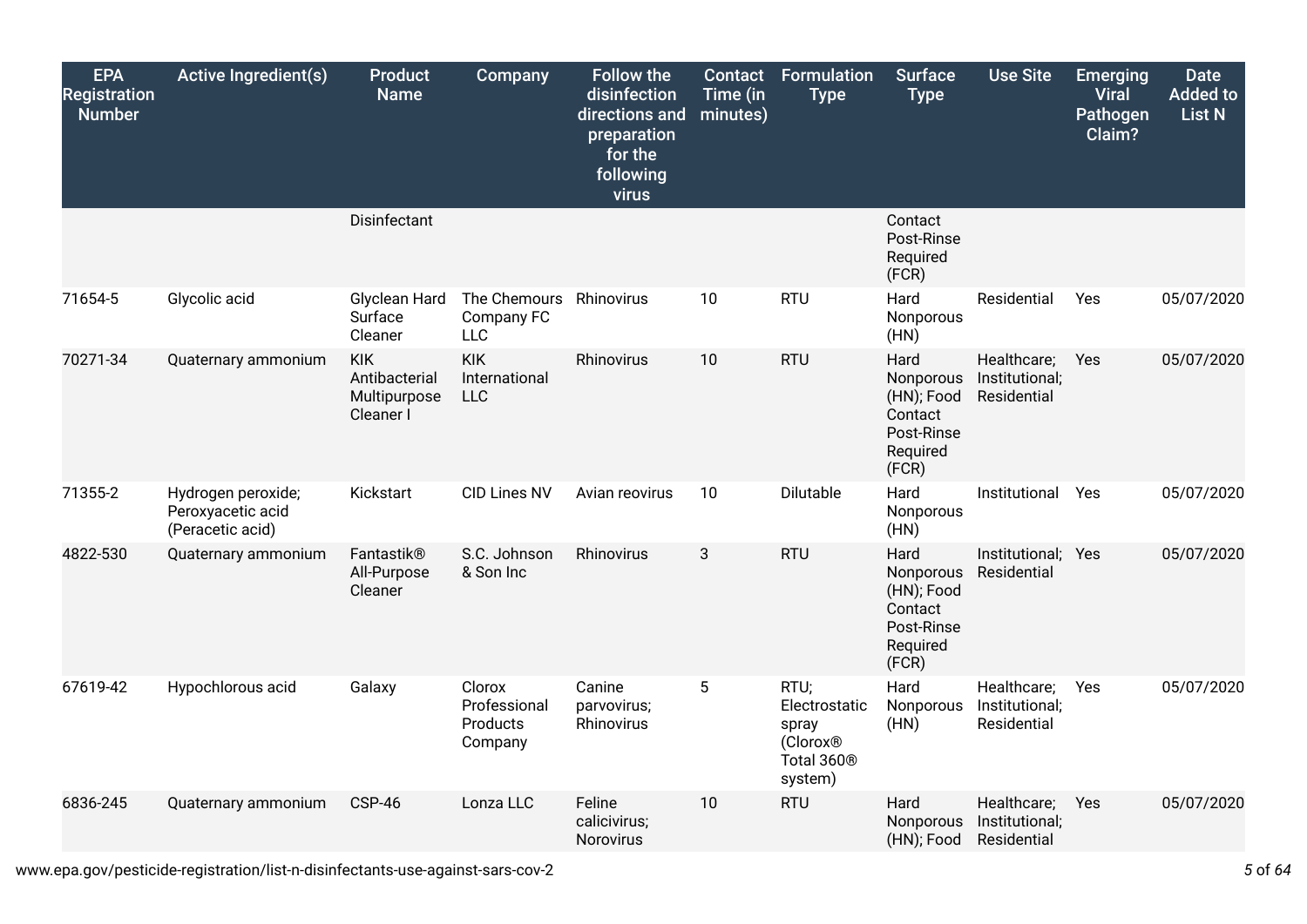| EPA Registration Number | Active Ingredient(s) | Product Name | Company | Follow the disinfection directions and preparation for the following virus | Contact Time (in minutes) | Formulation Type | Surface Type | Use Site | Emerging Viral Pathogen Claim? | Date Added to List N |
|---|---|---|---|---|---|---|---|---|---|---|
| | | Disinfectant | | | | | Contact Post-Rinse Required (FCR) | | | |
| 71654-5 | Glycolic acid | Glyclean Hard Surface Cleaner | The Chemours Company FC LLC | Rhinovirus | 10 | RTU | Hard Nonporous (HN) | Residential | Yes | 05/07/2020 |
| 70271-34 | Quaternary ammonium | KIK Antibacterial Multipurpose Cleaner I | KIK International LLC | Rhinovirus | 10 | RTU | Hard Nonporous (HN); Food Contact Post-Rinse Required (FCR) | Healthcare; Institutional; Residential | Yes | 05/07/2020 |
| 71355-2 | Hydrogen peroxide; Peroxyacetic acid (Peracetic acid) | Kickstart | CID Lines NV | Avian reovirus | 10 | Dilutable | Hard Nonporous (HN) | Institutional | Yes | 05/07/2020 |
| 4822-530 | Quaternary ammonium | Fantastik® All-Purpose Cleaner | S.C. Johnson & Son Inc | Rhinovirus | 3 | RTU | Hard Nonporous (HN); Food Contact Post-Rinse Required (FCR) | Institutional; Residential | Yes | 05/07/2020 |
| 67619-42 | Hypochlorous acid | Galaxy | Clorox Professional Products Company | Canine parvovirus; Rhinovirus | 5 | RTU; Electrostatic spray (Clorox® Total 360® system) | Hard Nonporous (HN) | Healthcare; Institutional; Residential | Yes | 05/07/2020 |
| 6836-245 | Quaternary ammonium | CSP-46 | Lonza LLC | Feline calicivirus; Norovirus | 10 | RTU | Hard Nonporous (HN); Food | Healthcare; Institutional; Residential | Yes | 05/07/2020 |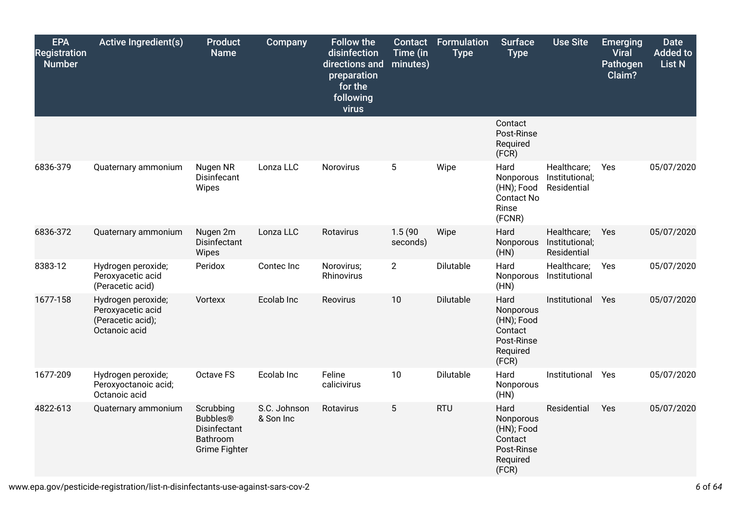| EPA Registration Number | Active Ingredient(s) | Product Name | Company | Follow the disinfection directions and preparation for the following virus | Contact Time (in minutes) | Formulation Type | Surface Type | Use Site | Emerging Viral Pathogen Claim? | Date Added to List N |
|---|---|---|---|---|---|---|---|---|---|---|
| | | | | | | | Contact Post-Rinse Required (FCR) | | | |
| 6836-379 | Quaternary ammonium | Nugen NR Disinfecant Wipes | Lonza LLC | Norovirus | 5 | Wipe | Hard Nonporous (HN); Food Contact No Rinse (FCNR) | Healthcare; Institutional; Residential | Yes | 05/07/2020 |
| 6836-372 | Quaternary ammonium | Nugen 2m Disinfectant Wipes | Lonza LLC | Rotavirus | 1.5 (90 seconds) | Wipe | Hard Nonporous (HN) | Healthcare; Institutional; Residential | Yes | 05/07/2020 |
| 8383-12 | Hydrogen peroxide; Peroxyacetic acid (Peracetic acid) | Peridox | Contec Inc | Norovirus; Rhinovirus | 2 | Dilutable | Hard Nonporous (HN) | Healthcare; Institutional | Yes | 05/07/2020 |
| 1677-158 | Hydrogen peroxide; Peroxyacetic acid (Peracetic acid); Octanoic acid | Vortexx | Ecolab Inc | Reovirus | 10 | Dilutable | Hard Nonporous (HN); Food Contact Post-Rinse Required (FCR) | Institutional | Yes | 05/07/2020 |
| 1677-209 | Hydrogen peroxide; Peroxyoctanoic acid; Octanoic acid | Octave FS | Ecolab Inc | Feline calicivirus | 10 | Dilutable | Hard Nonporous (HN) | Institutional | Yes | 05/07/2020 |
| 4822-613 | Quaternary ammonium | Scrubbing Bubbles® Disinfectant Bathroom Grime Fighter | S.C. Johnson & Son Inc | Rotavirus | 5 | RTU | Hard Nonporous (HN); Food Contact Post-Rinse Required (FCR) | Residential | Yes | 05/07/2020 |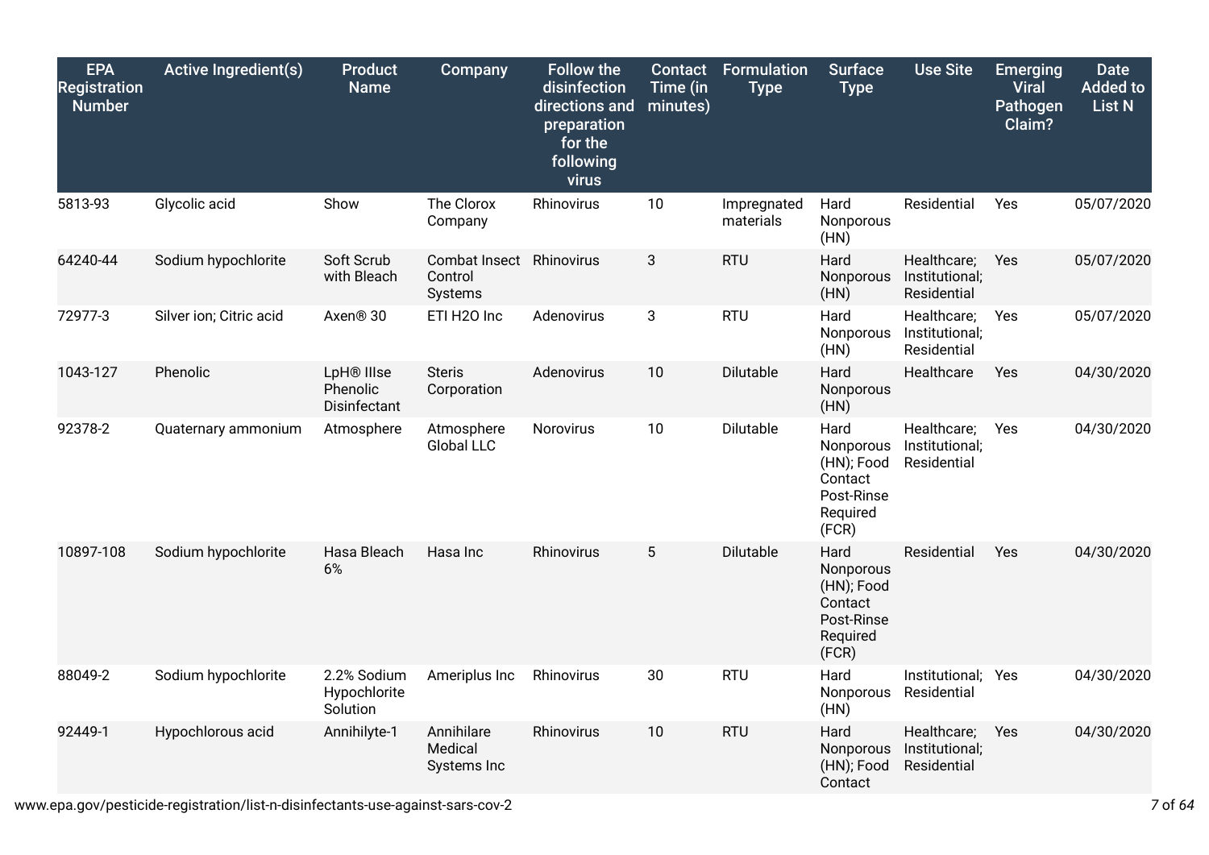| EPA Registration Number | Active Ingredient(s) | Product Name | Company | Follow the disinfection directions and preparation for the following virus | Contact Time (in minutes) | Formulation Type | Surface Type | Use Site | Emerging Viral Pathogen Claim? | Date Added to List N |
|---|---|---|---|---|---|---|---|---|---|---|
| 5813-93 | Glycolic acid | Show | The Clorox Company | Rhinovirus | 10 | Impregnated materials | Hard Nonporous (HN) | Residential | Yes | 05/07/2020 |
| 64240-44 | Sodium hypochlorite | Soft Scrub with Bleach | Combat Insect Control Systems | Rhinovirus | 3 | RTU | Hard Nonporous (HN) | Healthcare; Institutional; Residential | Yes | 05/07/2020 |
| 72977-3 | Silver ion; Citric acid | Axen® 30 | ETI H2O Inc | Adenovirus | 3 | RTU | Hard Nonporous (HN) | Healthcare; Institutional; Residential | Yes | 05/07/2020 |
| 1043-127 | Phenolic | LpH® IIIse Phenolic Disinfectant | Steris Corporation | Adenovirus | 10 | Dilutable | Hard Nonporous (HN) | Healthcare | Yes | 04/30/2020 |
| 92378-2 | Quaternary ammonium | Atmosphere | Atmosphere Global LLC | Norovirus | 10 | Dilutable | Hard Nonporous (HN); Food Contact Post-Rinse Required (FCR) | Healthcare; Institutional; Residential | Yes | 04/30/2020 |
| 10897-108 | Sodium hypochlorite | Hasa Bleach 6% | Hasa Inc | Rhinovirus | 5 | Dilutable | Hard Nonporous (HN); Food Contact Post-Rinse Required (FCR) | Residential | Yes | 04/30/2020 |
| 88049-2 | Sodium hypochlorite | 2.2% Sodium Hypochlorite Solution | Ameriplus Inc | Rhinovirus | 30 | RTU | Hard Nonporous (HN) | Institutional; Residential | Yes | 04/30/2020 |
| 92449-1 | Hypochlorous acid | Annihilyte-1 | Annihilare Medical Systems Inc | Rhinovirus | 10 | RTU | Hard Nonporous (HN); Food Contact | Healthcare; Institutional; Residential | Yes | 04/30/2020 |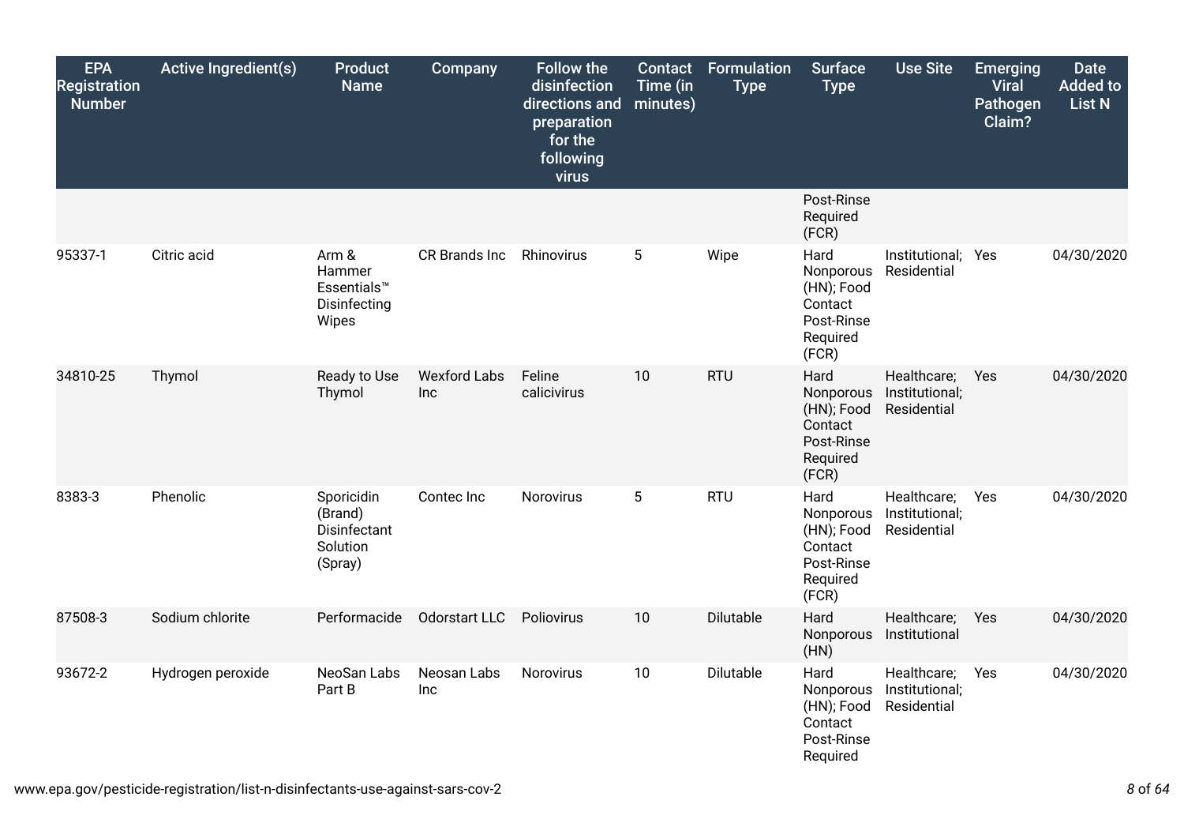| EPA Registration Number | Active Ingredient(s) | Product Name | Company | Follow the disinfection directions and preparation for the following virus | Contact Time (in minutes) | Formulation Type | Surface Type | Use Site | Emerging Viral Pathogen Claim? | Date Added to List N |
|---|---|---|---|---|---|---|---|---|---|---|
| | | | | | | | Post-Rinse Required (FCR) | | | |
| 95337-1 | Citric acid | Arm & Hammer Essentials™ Disinfecting Wipes | CR Brands Inc | Rhinovirus | 5 | Wipe | Hard Nonporous (HN); Food Contact Post-Rinse Required (FCR) | Institutional; Residential | Yes | 04/30/2020 |
| 34810-25 | Thymol | Ready to Use Thymol | Wexford Labs Inc | Feline calicivirus | 10 | RTU | Hard Nonporous (HN); Food Contact Post-Rinse Required (FCR) | Healthcare; Institutional; Residential | Yes | 04/30/2020 |
| 8383-3 | Phenolic | Sporicidin (Brand) Disinfectant Solution (Spray) | Contec Inc | Norovirus | 5 | RTU | Hard Nonporous (HN); Food Contact Post-Rinse Required (FCR) | Healthcare; Institutional; Residential | Yes | 04/30/2020 |
| 87508-3 | Sodium chlorite | Performacide | Odorstart LLC | Poliovirus | 10 | Dilutable | Hard Nonporous (HN) | Healthcare; Institutional | Yes | 04/30/2020 |
| 93672-2 | Hydrogen peroxide | NeoSan Labs Part B | Neosan Labs Inc | Norovirus | 10 | Dilutable | Hard Nonporous (HN); Food Contact Post-Rinse Required | Healthcare; Institutional; Residential | Yes | 04/30/2020 |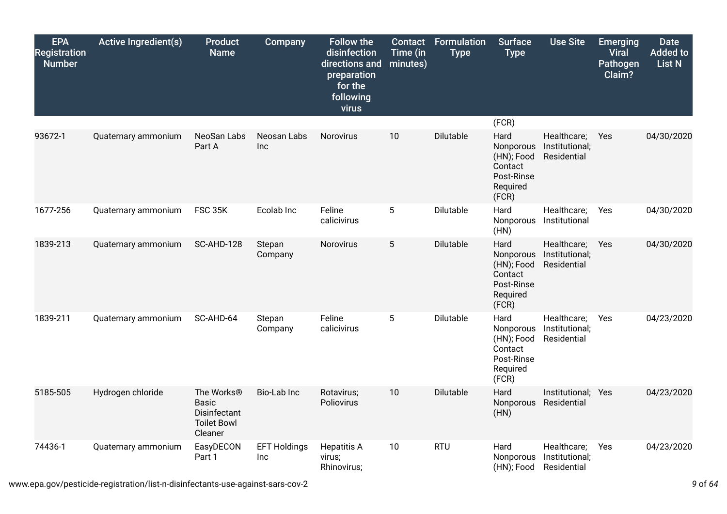| EPA Registration Number | Active Ingredient(s) | Product Name | Company | Follow the disinfection directions and preparation for the following virus | Contact Time (in minutes) | Formulation Type | Surface Type | Use Site | Emerging Viral Pathogen Claim? | Date Added to List N |
|---|---|---|---|---|---|---|---|---|---|---|
| | | | | | | | (FCR) | | | |
| 93672-1 | Quaternary ammonium | NeoSan Labs Part A | Neosan Labs Inc | Norovirus | 10 | Dilutable | Hard Nonporous (HN); Food Contact Post-Rinse Required (FCR) | Healthcare; Institutional; Residential | Yes | 04/30/2020 |
| 1677-256 | Quaternary ammonium | FSC 35K | Ecolab Inc | Feline calicivirus | 5 | Dilutable | Hard Nonporous (HN) | Healthcare; Institutional | Yes | 04/30/2020 |
| 1839-213 | Quaternary ammonium | SC-AHD-128 | Stepan Company | Norovirus | 5 | Dilutable | Hard Nonporous (HN); Food Contact Post-Rinse Required (FCR) | Healthcare; Institutional; Residential | Yes | 04/30/2020 |
| 1839-211 | Quaternary ammonium | SC-AHD-64 | Stepan Company | Feline calicivirus | 5 | Dilutable | Hard Nonporous (HN); Food Contact Post-Rinse Required (FCR) | Healthcare; Institutional; Residential | Yes | 04/23/2020 |
| 5185-505 | Hydrogen chloride | The Works® Basic Disinfectant Toilet Bowl Cleaner | Bio-Lab Inc | Rotavirus; Poliovirus | 10 | Dilutable | Hard Nonporous (HN) | Institutional; Residential | Yes | 04/23/2020 |
| 74436-1 | Quaternary ammonium | EasyDECON Part 1 | EFT Holdings Inc | Hepatitis A virus; Rhinovirus; | 10 | RTU | Hard Nonporous (HN); Food | Healthcare; Institutional; Residential | Yes | 04/23/2020 |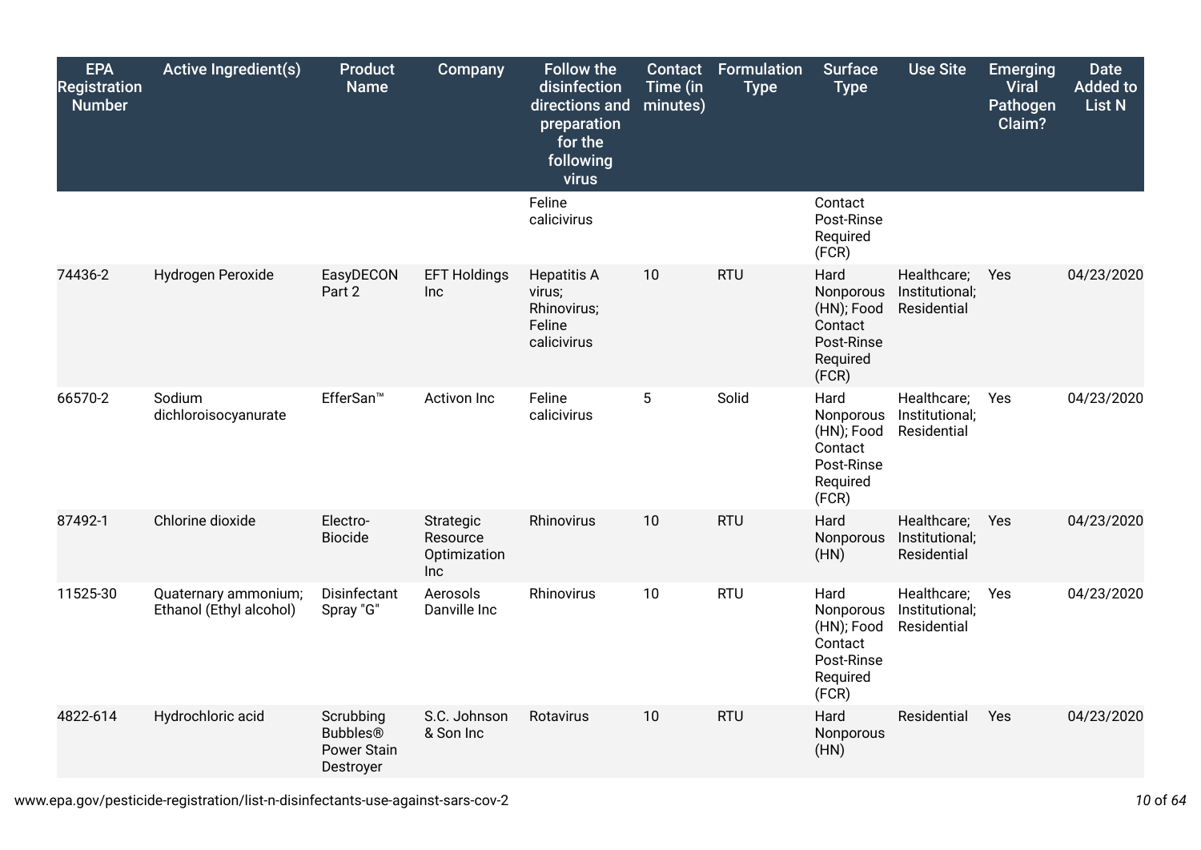| EPA Registration Number | Active Ingredient(s) | Product Name | Company | Follow the disinfection directions and preparation for the following virus | Contact Time (in minutes) | Formulation Type | Surface Type | Use Site | Emerging Viral Pathogen Claim? | Date Added to List N |
|---|---|---|---|---|---|---|---|---|---|---|
| | | | | Feline calicivirus | | | Contact Post-Rinse Required (FCR) | | | |
| 74436-2 | Hydrogen Peroxide | EasyDECON Part 2 | EFT Holdings Inc | Hepatitis A virus; Rhinovirus; Feline calicivirus | 10 | RTU | Hard Nonporous (HN); Food Contact Post-Rinse Required (FCR) | Healthcare; Institutional; Residential | Yes | 04/23/2020 |
| 66570-2 | Sodium dichloroisocyanurate | EfferSan™ | Activon Inc | Feline calicivirus | 5 | Solid | Hard Nonporous (HN); Food Contact Post-Rinse Required (FCR) | Healthcare; Institutional; Residential | Yes | 04/23/2020 |
| 87492-1 | Chlorine dioxide | Electro-Biocide | Strategic Resource Optimization Inc | Rhinovirus | 10 | RTU | Hard Nonporous (HN) | Healthcare; Institutional; Residential | Yes | 04/23/2020 |
| 11525-30 | Quaternary ammonium; Ethanol (Ethyl alcohol) | Disinfectant Spray "G" | Aerosols Danville Inc | Rhinovirus | 10 | RTU | Hard Nonporous (HN); Food Contact Post-Rinse Required (FCR) | Healthcare; Institutional; Residential | Yes | 04/23/2020 |
| 4822-614 | Hydrochloric acid | Scrubbing Bubbles® Power Stain Destroyer | S.C. Johnson & Son Inc | Rotavirus | 10 | RTU | Hard Nonporous (HN) | Residential | Yes | 04/23/2020 |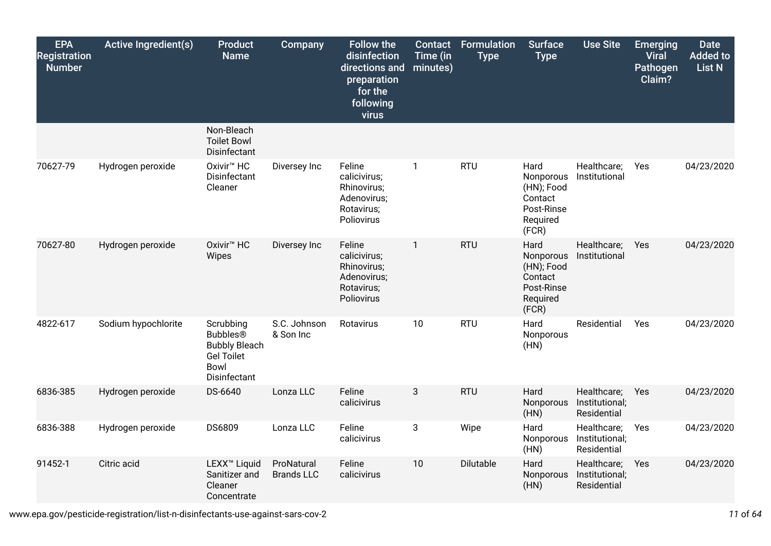| EPA Registration Number | Active Ingredient(s) | Product Name | Company | Follow the disinfection directions and preparation for the following virus | Contact Time (in minutes) | Formulation Type | Surface Type | Use Site | Emerging Viral Pathogen Claim? | Date Added to List N |
|---|---|---|---|---|---|---|---|---|---|---|
| | | Non-Bleach Toilet Bowl Disinfectant | | | | | | | | |
| 70627-79 | Hydrogen peroxide | Oxivir™ HC Disinfectant Cleaner | Diversey Inc | Feline calicivirus; Rhinovirus; Adenovirus; Rotavirus; Poliovirus | 1 | RTU | Hard Nonporous (HN); Food Contact Post-Rinse Required (FCR) | Healthcare; Institutional | Yes | 04/23/2020 |
| 70627-80 | Hydrogen peroxide | Oxivir™ HC Wipes | Diversey Inc | Feline calicivirus; Rhinovirus; Adenovirus; Rotavirus; Poliovirus | 1 | RTU | Hard Nonporous (HN); Food Contact Post-Rinse Required (FCR) | Healthcare; Institutional | Yes | 04/23/2020 |
| 4822-617 | Sodium hypochlorite | Scrubbing Bubbles® Bubbly Bleach Gel Toilet Bowl Disinfectant | S.C. Johnson & Son Inc | Rotavirus | 10 | RTU | Hard Nonporous (HN) | Residential | Yes | 04/23/2020 |
| 6836-385 | Hydrogen peroxide | DS-6640 | Lonza LLC | Feline calicivirus | 3 | RTU | Hard Nonporous (HN) | Healthcare; Institutional; Residential | Yes | 04/23/2020 |
| 6836-388 | Hydrogen peroxide | DS6809 | Lonza LLC | Feline calicivirus | 3 | Wipe | Hard Nonporous (HN) | Healthcare; Institutional; Residential | Yes | 04/23/2020 |
| 91452-1 | Citric acid | LEXX™ Liquid Sanitizer and Cleaner Concentrate | ProNatural Brands LLC | Feline calicivirus | 10 | Dilutable | Hard Nonporous (HN) | Healthcare; Institutional; Residential | Yes | 04/23/2020 |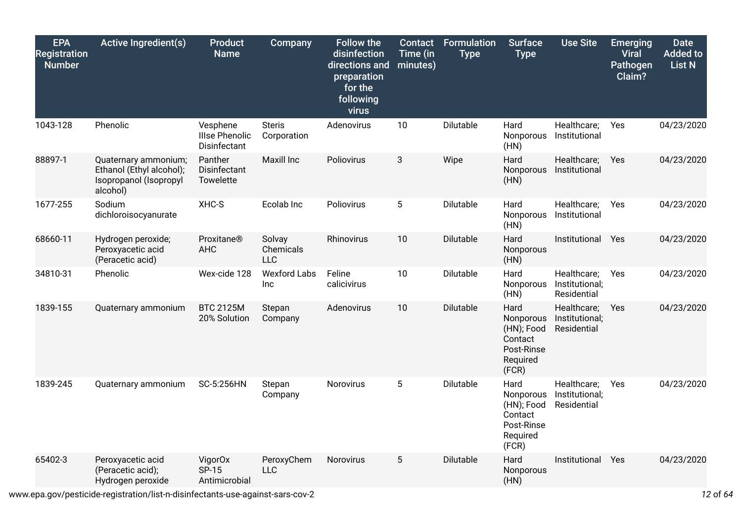| EPA Registration Number | Active Ingredient(s) | Product Name | Company | Follow the disinfection directions and preparation for the following virus | Contact Time (in minutes) | Formulation Type | Surface Type | Use Site | Emerging Viral Pathogen Claim? | Date Added to List N |
|---|---|---|---|---|---|---|---|---|---|---|
| 1043-128 | Phenolic | Vesphene IIIse Phenolic Disinfectant | Steris Corporation | Adenovirus | 10 | Dilutable | Hard Nonporous (HN) | Healthcare; Institutional | Yes | 04/23/2020 |
| 88897-1 | Quaternary ammonium; Ethanol (Ethyl alcohol); Isopropanol (Isopropyl alcohol) | Panther Disinfectant Towelette | Maxill Inc | Poliovirus | 3 | Wipe | Hard Nonporous (HN) | Healthcare; Institutional | Yes | 04/23/2020 |
| 1677-255 | Sodium dichloroisocyanurate | XHC-S | Ecolab Inc | Poliovirus | 5 | Dilutable | Hard Nonporous (HN) | Healthcare; Institutional | Yes | 04/23/2020 |
| 68660-11 | Hydrogen peroxide; Peroxyacetic acid (Peracetic acid) | Proxitane® AHC | Solvay Chemicals LLC | Rhinovirus | 10 | Dilutable | Hard Nonporous (HN) | Institutional | Yes | 04/23/2020 |
| 34810-31 | Phenolic | Wex-cide 128 | Wexford Labs Inc | Feline calicivirus | 10 | Dilutable | Hard Nonporous (HN) | Healthcare; Institutional; Residential | Yes | 04/23/2020 |
| 1839-155 | Quaternary ammonium | BTC 2125M 20% Solution | Stepan Company | Adenovirus | 10 | Dilutable | Hard Nonporous (HN); Food Contact Post-Rinse Required (FCR) | Healthcare; Institutional; Residential | Yes | 04/23/2020 |
| 1839-245 | Quaternary ammonium | SC-5:256HN | Stepan Company | Norovirus | 5 | Dilutable | Hard Nonporous (HN); Food Contact Post-Rinse Required (FCR) | Healthcare; Institutional; Residential | Yes | 04/23/2020 |
| 65402-3 | Peroxyacetic acid (Peracetic acid); Hydrogen peroxide | VigorOx SP-15 Antimicrobial | PeroxyChem LLC | Norovirus | 5 | Dilutable | Hard Nonporous (HN) | Institutional | Yes | 04/23/2020 |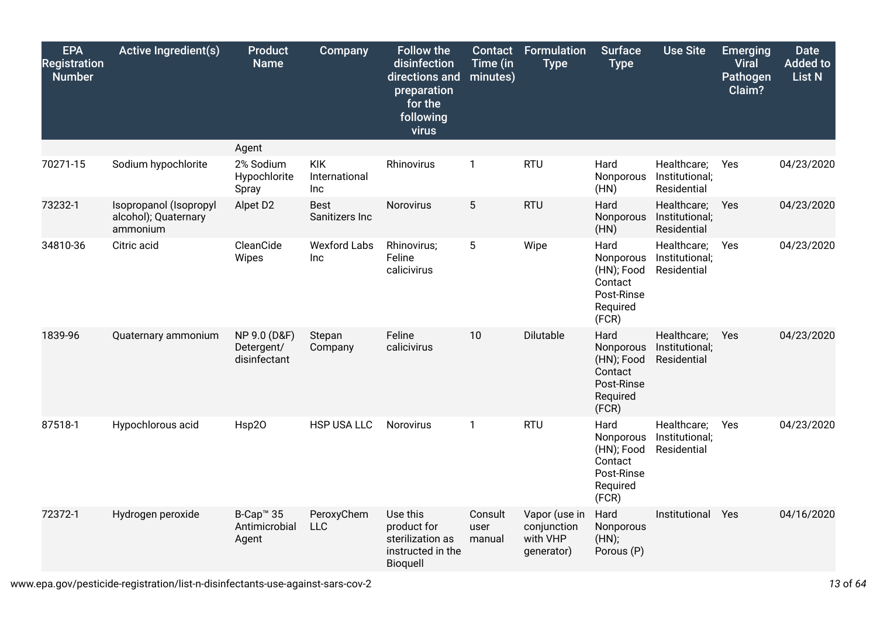| EPA Registration Number | Active Ingredient(s) | Product Name | Company | Follow the disinfection directions and preparation for the following virus | Contact Time (in minutes) | Formulation Type | Surface Type | Use Site | Emerging Viral Pathogen Claim? | Date Added to List N |
|---|---|---|---|---|---|---|---|---|---|---|
| | | Agent | | | | | | | | |
| 70271-15 | Sodium hypochlorite | 2% Sodium Hypochlorite Spray | KIK International Inc | Rhinovirus | 1 | RTU | Hard Nonporous (HN) | Healthcare; Institutional; Residential | Yes | 04/23/2020 |
| 73232-1 | Isopropanol (Isopropyl alcohol); Quaternary ammonium | Alpet D2 | Best Sanitizers Inc | Norovirus | 5 | RTU | Hard Nonporous (HN) | Healthcare; Institutional; Residential | Yes | 04/23/2020 |
| 34810-36 | Citric acid | CleanCide Wipes | Wexford Labs Inc | Rhinovirus; Feline calicivirus | 5 | Wipe | Hard Nonporous (HN); Food Contact Post-Rinse Required (FCR) | Healthcare; Institutional; Residential | Yes | 04/23/2020 |
| 1839-96 | Quaternary ammonium | NP 9.0 (D&F) Detergent/ disinfectant | Stepan Company | Feline calicivirus | 10 | Dilutable | Hard Nonporous (HN); Food Contact Post-Rinse Required (FCR) | Healthcare; Institutional; Residential | Yes | 04/23/2020 |
| 87518-1 | Hypochlorous acid | Hsp2O | HSP USA LLC | Norovirus | 1 | RTU | Hard Nonporous (HN); Food Contact Post-Rinse Required (FCR) | Healthcare; Institutional; Residential | Yes | 04/23/2020 |
| 72372-1 | Hydrogen peroxide | B-Cap™ 35 Antimicrobial Agent | PeroxyChem LLC | Use this product for sterilization as instructed in the Bioquell | Consult user manual | Vapor (use in conjunction with VHP generator) | Hard Nonporous (HN); Porous (P) | Institutional | Yes | 04/16/2020 |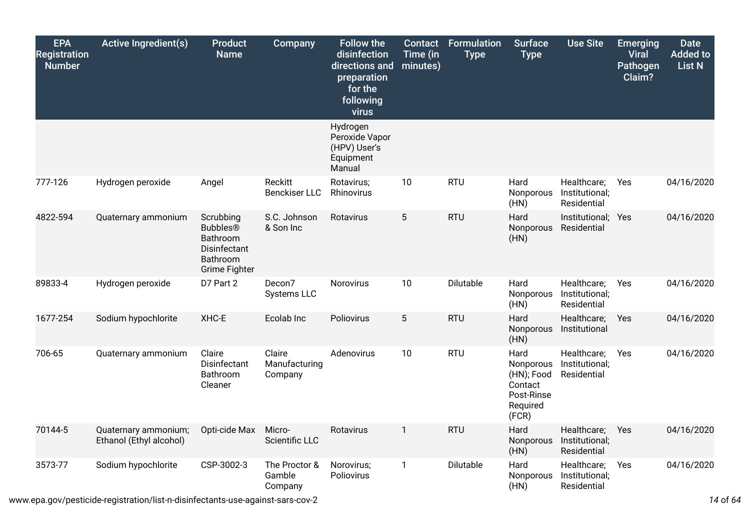| EPA Registration Number | Active Ingredient(s) | Product Name | Company | Follow the disinfection directions and preparation for the following virus | Contact Time (in minutes) | Formulation Type | Surface Type | Use Site | Emerging Viral Pathogen Claim? | Date Added to List N |
|---|---|---|---|---|---|---|---|---|---|---|
| | | | | Hydrogen Peroxide Vapor (HPV) User's Equipment Manual | | | | | | |
| 777-126 | Hydrogen peroxide | Angel | Reckitt Benckiser LLC | Rotavirus; Rhinovirus | 10 | RTU | Hard Nonporous (HN) | Healthcare; Institutional; Residential | Yes | 04/16/2020 |
| 4822-594 | Quaternary ammonium | Scrubbing Bubbles® Bathroom Disinfectant Bathroom Grime Fighter | S.C. Johnson & Son Inc | Rotavirus | 5 | RTU | Hard Nonporous (HN) | Institutional; Residential | Yes | 04/16/2020 |
| 89833-4 | Hydrogen peroxide | D7 Part 2 | Decon7 Systems LLC | Norovirus | 10 | Dilutable | Hard Nonporous (HN) | Healthcare; Institutional; Residential | Yes | 04/16/2020 |
| 1677-254 | Sodium hypochlorite | XHC-E | Ecolab Inc | Poliovirus | 5 | RTU | Hard Nonporous (HN) | Healthcare; Institutional | Yes | 04/16/2020 |
| 706-65 | Quaternary ammonium | Claire Disinfectant Bathroom Cleaner | Claire Manufacturing Company | Adenovirus | 10 | RTU | Hard Nonporous (HN); Food Contact Post-Rinse Required (FCR) | Healthcare; Institutional; Residential | Yes | 04/16/2020 |
| 70144-5 | Quaternary ammonium; Ethanol (Ethyl alcohol) | Opti-cide Max | Micro-Scientific LLC | Rotavirus | 1 | RTU | Hard Nonporous (HN) | Healthcare; Institutional; Residential | Yes | 04/16/2020 |
| 3573-77 | Sodium hypochlorite | CSP-3002-3 | The Proctor & Gamble Company | Norovirus; Poliovirus | 1 | Dilutable | Hard Nonporous (HN) | Healthcare; Institutional; Residential | Yes | 04/16/2020 |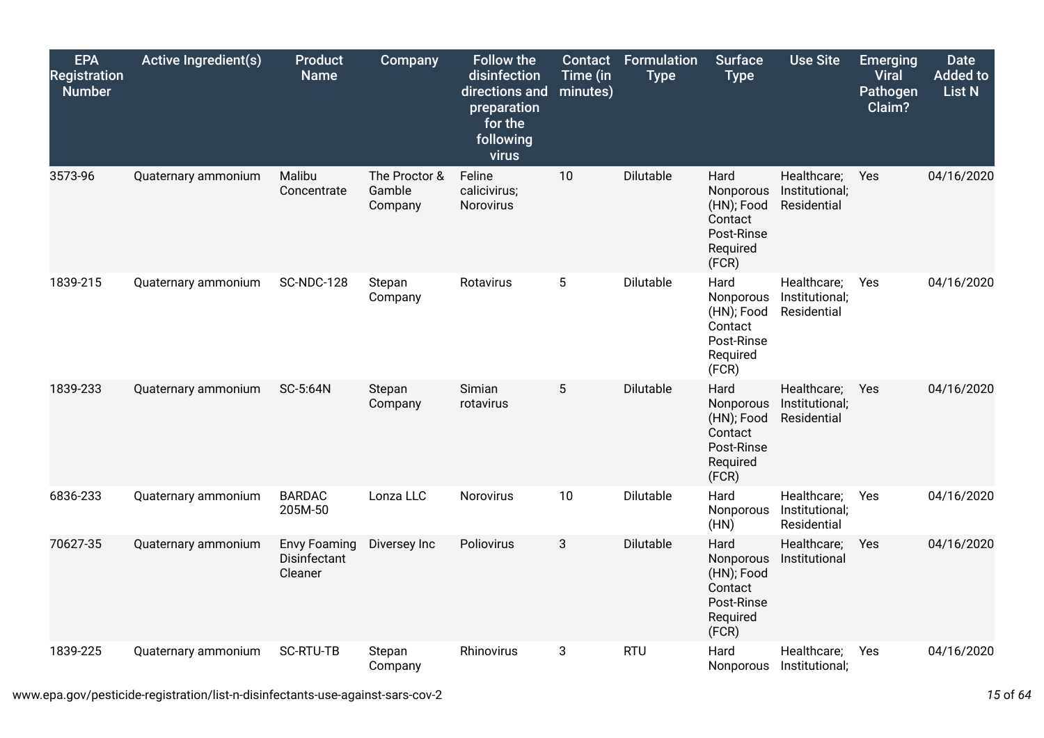| EPA Registration Number | Active Ingredient(s) | Product Name | Company | Follow the disinfection directions and preparation for the following virus | Contact Time (in minutes) | Formulation Type | Surface Type | Use Site | Emerging Viral Pathogen Claim? | Date Added to List N |
|---|---|---|---|---|---|---|---|---|---|---|
| 3573-96 | Quaternary ammonium | Malibu Concentrate | The Proctor & Gamble Company | Feline calicivirus; Norovirus | 10 | Dilutable | Hard Nonporous (HN); Food Contact Post-Rinse Required (FCR) | Healthcare; Institutional; Residential | Yes | 04/16/2020 |
| 1839-215 | Quaternary ammonium | SC-NDC-128 | Stepan Company | Rotavirus | 5 | Dilutable | Hard Nonporous (HN); Food Contact Post-Rinse Required (FCR) | Healthcare; Institutional; Residential | Yes | 04/16/2020 |
| 1839-233 | Quaternary ammonium | SC-5:64N | Stepan Company | Simian rotavirus | 5 | Dilutable | Hard Nonporous (HN); Food Contact Post-Rinse Required (FCR) | Healthcare; Institutional; Residential | Yes | 04/16/2020 |
| 6836-233 | Quaternary ammonium | BARDAC 205M-50 | Lonza LLC | Norovirus | 10 | Dilutable | Hard Nonporous (HN) | Healthcare; Institutional; Residential | Yes | 04/16/2020 |
| 70627-35 | Quaternary ammonium | Envy Foaming Disinfectant Cleaner | Diversey Inc | Poliovirus | 3 | Dilutable | Hard Nonporous (HN); Food Contact Post-Rinse Required (FCR) | Healthcare; Institutional | Yes | 04/16/2020 |
| 1839-225 | Quaternary ammonium | SC-RTU-TB | Stepan Company | Rhinovirus | 3 | RTU | Hard Nonporous | Healthcare; Institutional; | Yes | 04/16/2020 |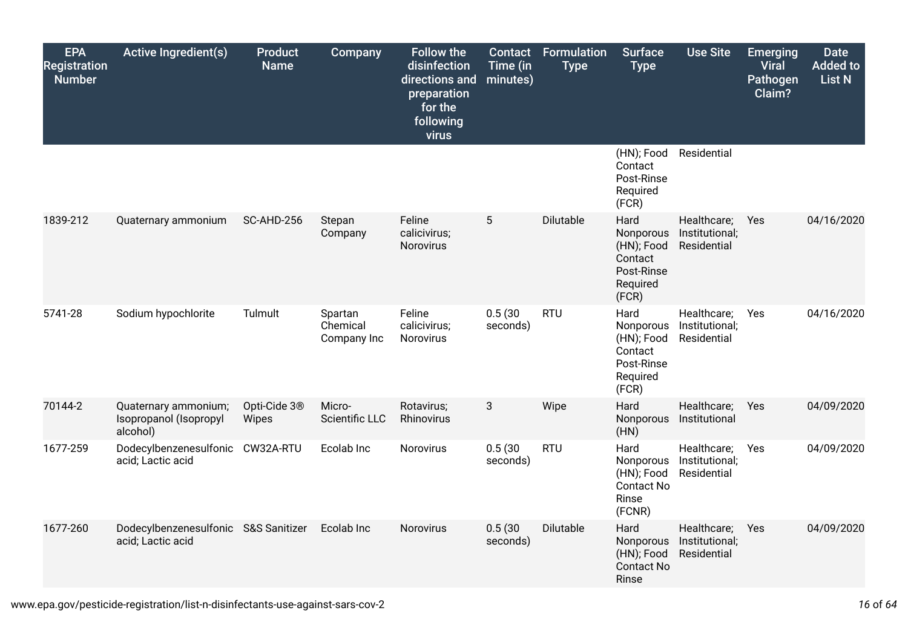| EPA Registration Number | Active Ingredient(s) | Product Name | Company | Follow the disinfection directions and preparation for the following virus | Contact Time (in minutes) | Formulation Type | Surface Type | Use Site | Emerging Viral Pathogen Claim? | Date Added to List N |
|---|---|---|---|---|---|---|---|---|---|---|
| | | | | | | | (HN); Food Contact Post-Rinse Required (FCR) | Residential | | |
| 1839-212 | Quaternary ammonium | SC-AHD-256 | Stepan Company | Feline calicivirus; Norovirus | 5 | Dilutable | Hard Nonporous (HN); Food Contact Post-Rinse Required (FCR) | Healthcare; Institutional; Residential | Yes | 04/16/2020 |
| 5741-28 | Sodium hypochlorite | Tulmult | Spartan Chemical Company Inc | Feline calicivirus; Norovirus | 0.5 (30 seconds) | RTU | Hard Nonporous (HN); Food Contact Post-Rinse Required (FCR) | Healthcare; Institutional; Residential | Yes | 04/16/2020 |
| 70144-2 | Quaternary ammonium; Isopropanol (Isopropyl alcohol) | Opti-Cide 3® Wipes | Micro-Scientific LLC | Rotavirus; Rhinovirus | 3 | Wipe | Hard Nonporous (HN) | Healthcare; Institutional | Yes | 04/09/2020 |
| 1677-259 | Dodecylbenzenesulfonic acid; Lactic acid | CW32A-RTU | Ecolab Inc | Norovirus | 0.5 (30 seconds) | RTU | Hard Nonporous (HN); Food Contact No Rinse (FCNR) | Healthcare; Institutional; Residential | Yes | 04/09/2020 |
| 1677-260 | Dodecylbenzenesulfonic acid; Lactic acid | S&S Sanitizer | Ecolab Inc | Norovirus | 0.5 (30 seconds) | Dilutable | Hard Nonporous (HN); Food Contact No Rinse | Healthcare; Institutional; Residential | Yes | 04/09/2020 |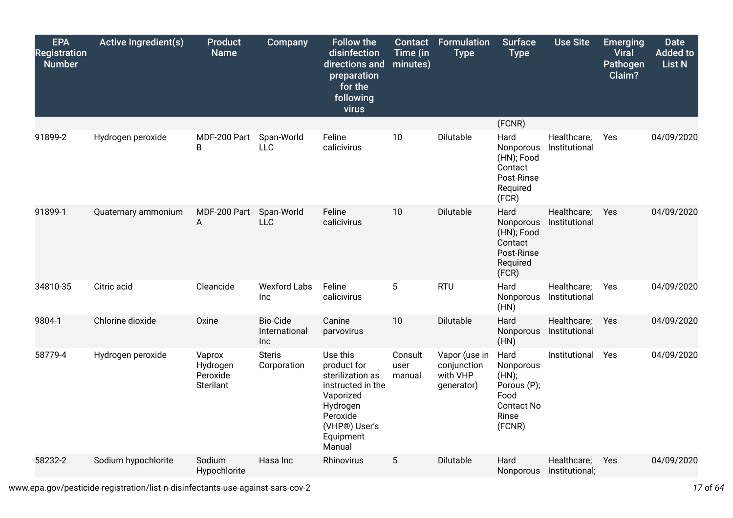| EPA Registration Number | Active Ingredient(s) | Product Name | Company | Follow the disinfection directions and preparation for the following virus | Contact Time (in minutes) | Formulation Type | Surface Type | Use Site | Emerging Viral Pathogen Claim? | Date Added to List N |
|---|---|---|---|---|---|---|---|---|---|---|
| | | | | | | | (FCNR) | | | |
| 91899-2 | Hydrogen peroxide | MDF-200 Part B | Span-World LLC | Feline calicivirus | 10 | Dilutable | Hard Nonporous (HN); Food Contact Post-Rinse Required (FCR) | Healthcare; Institutional | Yes | 04/09/2020 |
| 91899-1 | Quaternary ammonium | MDF-200 Part A | Span-World LLC | Feline calicivirus | 10 | Dilutable | Hard Nonporous (HN); Food Contact Post-Rinse Required (FCR) | Healthcare; Institutional | Yes | 04/09/2020 |
| 34810-35 | Citric acid | Cleancide | Wexford Labs Inc | Feline calicivirus | 5 | RTU | Hard Nonporous (HN) | Healthcare; Institutional | Yes | 04/09/2020 |
| 9804-1 | Chlorine dioxide | Oxine | Bio-Cide International Inc | Canine parvovirus | 10 | Dilutable | Hard Nonporous (HN) | Healthcare; Institutional | Yes | 04/09/2020 |
| 58779-4 | Hydrogen peroxide | Vaprox Hydrogen Peroxide Sterilant | Steris Corporation | Use this product for sterilization as instructed in the Vaporized Hydrogen Peroxide (VHP®) User's Equipment Manual | Consult user manual | Vapor (use in conjunction with VHP generator) | Hard Nonporous (HN); Porous (P); Food Contact No Rinse (FCNR) | Institutional | Yes | 04/09/2020 |
| 58232-2 | Sodium hypochlorite | Sodium Hypochlorite | Hasa Inc | Rhinovirus | 5 | Dilutable | Hard Nonporous | Healthcare; Institutional; | Yes | 04/09/2020 |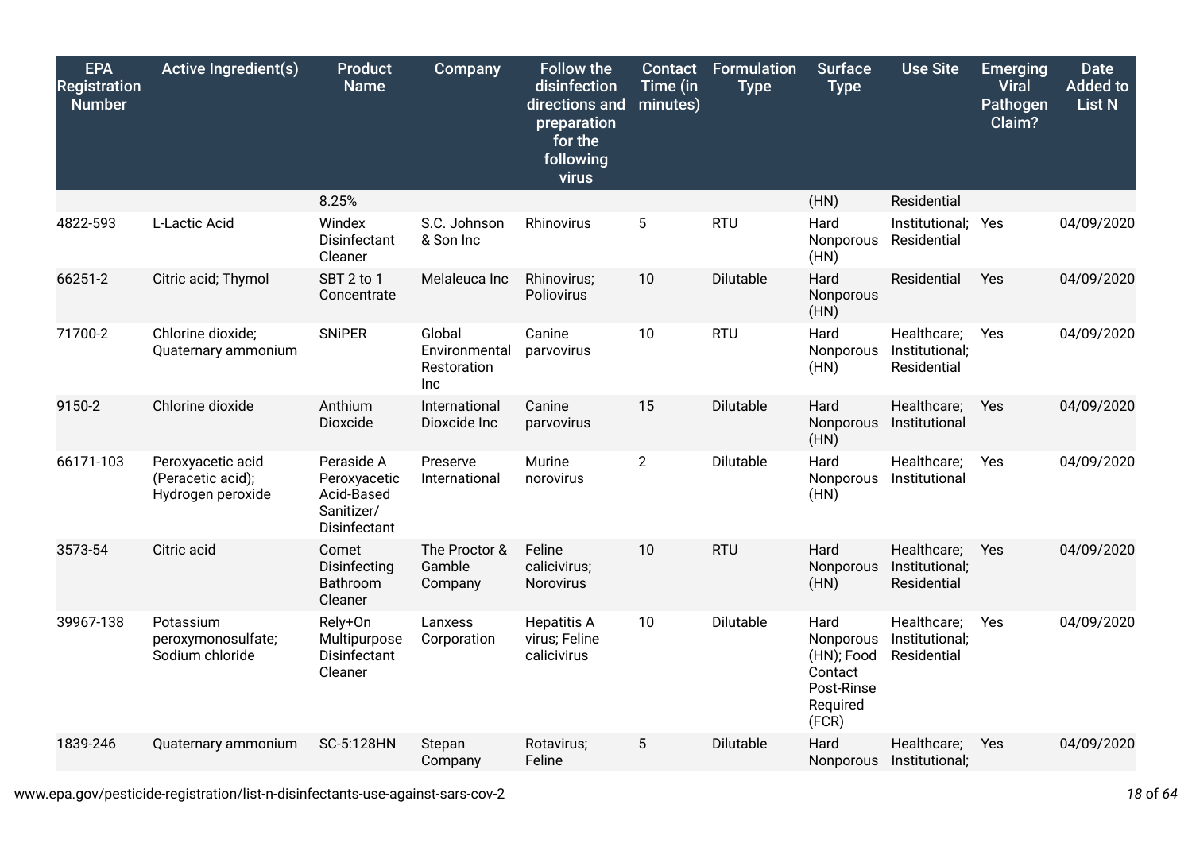| EPA Registration Number | Active Ingredient(s) | Product Name | Company | Follow the disinfection directions and preparation for the following virus | Contact Time (in minutes) | Formulation Type | Surface Type | Use Site | Emerging Viral Pathogen Claim? | Date Added to List N |
|---|---|---|---|---|---|---|---|---|---|---|
| | | 8.25% | | | | | (HN) | Residential | | |
| 4822-593 | L-Lactic Acid | Windex Disinfectant Cleaner | S.C. Johnson & Son Inc | Rhinovirus | 5 | RTU | Hard Nonporous (HN) | Institutional; Residential | Yes | 04/09/2020 |
| 66251-2 | Citric acid; Thymol | SBT 2 to 1 Concentrate | Melaleuca Inc | Rhinovirus; Poliovirus | 10 | Dilutable | Hard Nonporous (HN) | Residential | Yes | 04/09/2020 |
| 71700-2 | Chlorine dioxide; Quaternary ammonium | SNiPER | Global Environmental Restoration Inc | Canine parvovirus | 10 | RTU | Hard Nonporous (HN) | Healthcare; Institutional; Residential | Yes | 04/09/2020 |
| 9150-2 | Chlorine dioxide | Anthium Dioxcide | International Dioxcide Inc | Canine parvovirus | 15 | Dilutable | Hard Nonporous (HN) | Healthcare; Institutional | Yes | 04/09/2020 |
| 66171-103 | Peroxyacetic acid (Peracetic acid); Hydrogen peroxide | Peraside A Peroxyacetic Acid-Based Sanitizer/ Disinfectant | Preserve International | Murine norovirus | 2 | Dilutable | Hard Nonporous (HN) | Healthcare; Institutional | Yes | 04/09/2020 |
| 3573-54 | Citric acid | Comet Disinfecting Bathroom Cleaner | The Proctor & Gamble Company | Feline calicivirus; Norovirus | 10 | RTU | Hard Nonporous (HN) | Healthcare; Institutional; Residential | Yes | 04/09/2020 |
| 39967-138 | Potassium peroxymonosulfate; Sodium chloride | Rely+On Multipurpose Disinfectant Cleaner | Lanxess Corporation | Hepatitis A virus; Feline calicivirus | 10 | Dilutable | Hard Nonporous (HN); Food Contact Post-Rinse Required (FCR) | Healthcare; Institutional; Residential | Yes | 04/09/2020 |
| 1839-246 | Quaternary ammonium | SC-5:128HN | Stepan Company | Rotavirus; Feline | 5 | Dilutable | Hard Nonporous | Healthcare; Institutional; | Yes | 04/09/2020 |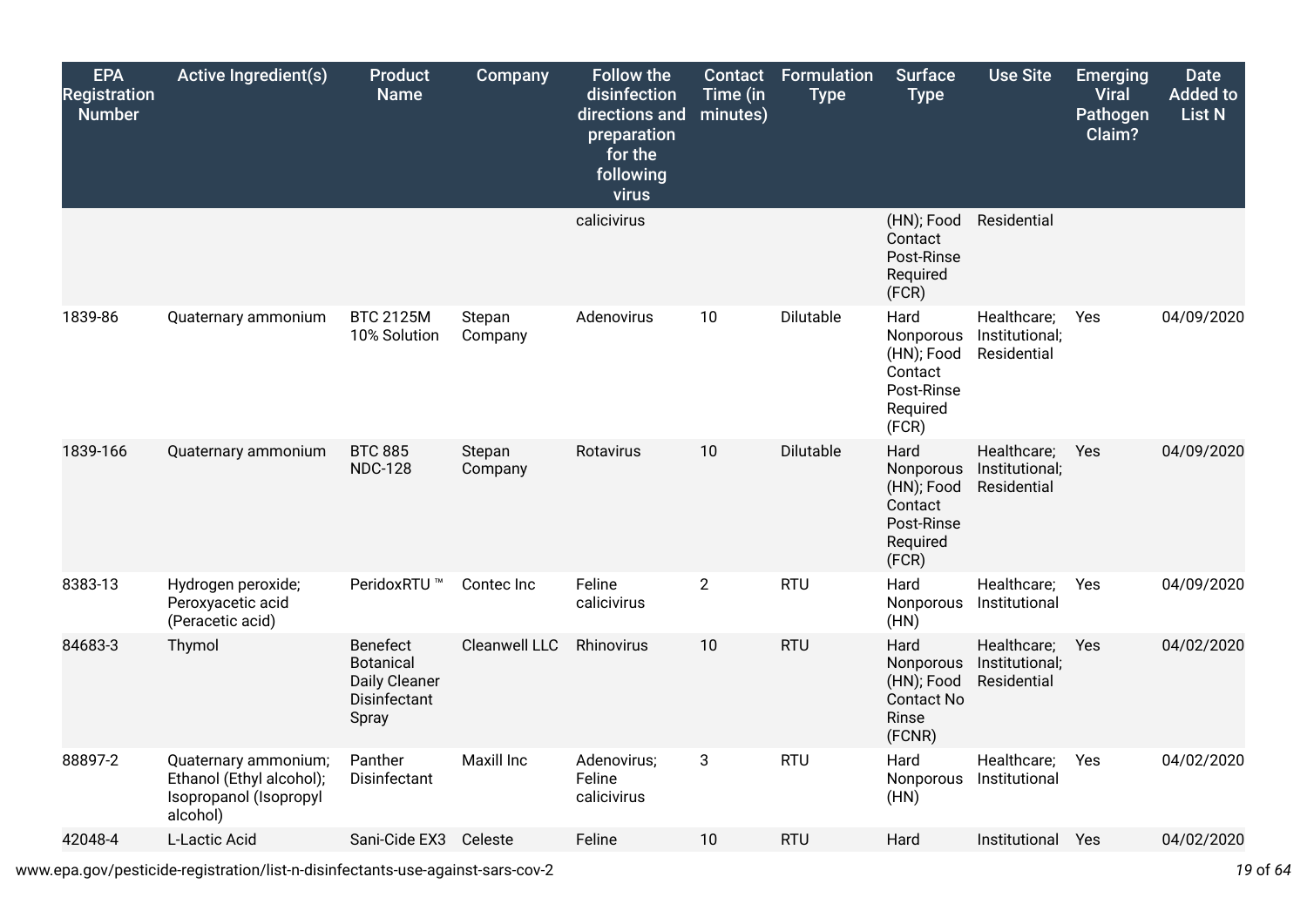| EPA Registration Number | Active Ingredient(s) | Product Name | Company | Follow the disinfection directions and preparation for the following virus | Contact Time (in minutes) | Formulation Type | Surface Type | Use Site | Emerging Viral Pathogen Claim? | Date Added to List N |
|---|---|---|---|---|---|---|---|---|---|---|
| | | | | calicivirus | | | (HN); Food Contact Post-Rinse Required (FCR) | Residential | | |
| 1839-86 | Quaternary ammonium | BTC 2125M 10% Solution | Stepan Company | Adenovirus | 10 | Dilutable | Hard Nonporous (HN); Food Contact Post-Rinse Required (FCR) | Healthcare; Institutional; Residential | Yes | 04/09/2020 |
| 1839-166 | Quaternary ammonium | BTC 885 NDC-128 | Stepan Company | Rotavirus | 10 | Dilutable | Hard Nonporous (HN); Food Contact Post-Rinse Required (FCR) | Healthcare; Institutional; Residential | Yes | 04/09/2020 |
| 8383-13 | Hydrogen peroxide; Peroxyacetic acid (Peracetic acid) | PeridoxRTU ™ | Contec Inc | Feline calicivirus | 2 | RTU | Hard Nonporous (HN) | Healthcare; Institutional | Yes | 04/09/2020 |
| 84683-3 | Thymol | Benefect Botanical Daily Cleaner Disinfectant Spray | Cleanwell LLC | Rhinovirus | 10 | RTU | Hard Nonporous (HN); Food Contact No Rinse (FCNR) | Healthcare; Institutional; Residential | Yes | 04/02/2020 |
| 88897-2 | Quaternary ammonium; Ethanol (Ethyl alcohol); Isopropanol (Isopropyl alcohol) | Panther Disinfectant | Maxill Inc | Adenovirus; Feline calicivirus | 3 | RTU | Hard Nonporous (HN) | Healthcare; Institutional | Yes | 04/02/2020 |
| 42048-4 | L-Lactic Acid | Sani-Cide EX3 | Celeste | Feline | 10 | RTU | Hard | Institutional | Yes | 04/02/2020 |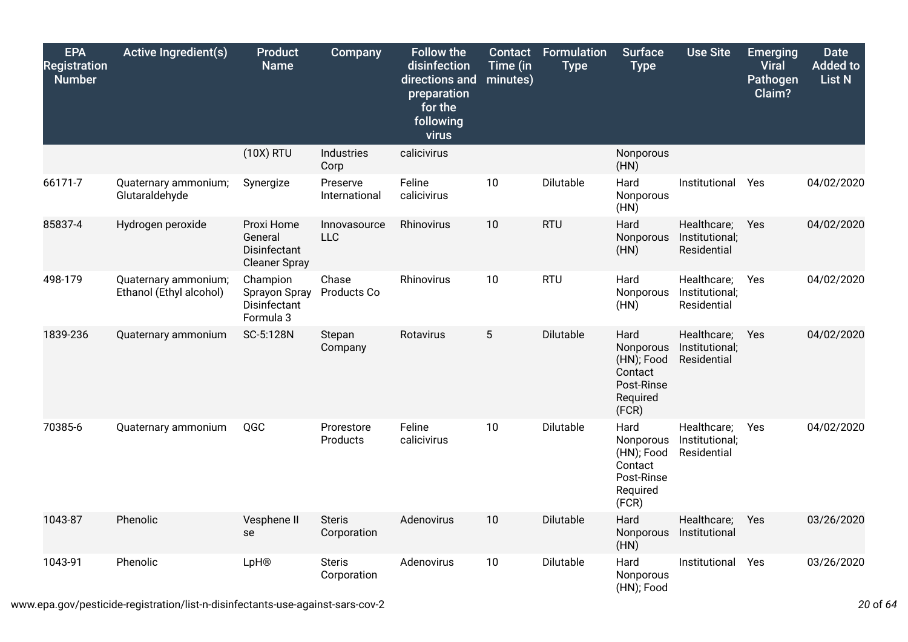| EPA Registration Number | Active Ingredient(s) | Product Name | Company | Follow the disinfection directions and preparation for the following virus | Contact Time (in minutes) | Formulation Type | Surface Type | Use Site | Emerging Viral Pathogen Claim? | Date Added to List N |
|---|---|---|---|---|---|---|---|---|---|---|
| | | (10X) RTU | Industries Corp | calicivirus | | | Nonporous (HN) | | | |
| 66171-7 | Quaternary ammonium; Glutaraldehyde | Synergize | Preserve International | Feline calicivirus | 10 | Dilutable | Hard Nonporous (HN) | Institutional | Yes | 04/02/2020 |
| 85837-4 | Hydrogen peroxide | Proxi Home General Disinfectant Cleaner Spray | Innovasource LLC | Rhinovirus | 10 | RTU | Hard Nonporous (HN) | Healthcare; Institutional; Residential | Yes | 04/02/2020 |
| 498-179 | Quaternary ammonium; Ethanol (Ethyl alcohol) | Champion Sprayon Spray Disinfectant Formula 3 | Chase Products Co | Rhinovirus | 10 | RTU | Hard Nonporous (HN) | Healthcare; Institutional; Residential | Yes | 04/02/2020 |
| 1839-236 | Quaternary ammonium | SC-5:128N | Stepan Company | Rotavirus | 5 | Dilutable | Hard Nonporous (HN); Food Contact Post-Rinse Required (FCR) | Healthcare; Institutional; Residential | Yes | 04/02/2020 |
| 70385-6 | Quaternary ammonium | QGC | Prorestore Products | Feline calicivirus | 10 | Dilutable | Hard Nonporous (HN); Food Contact Post-Rinse Required (FCR) | Healthcare; Institutional; Residential | Yes | 04/02/2020 |
| 1043-87 | Phenolic | Vesphene II se | Steris Corporation | Adenovirus | 10 | Dilutable | Hard Nonporous (HN) | Healthcare; Institutional | Yes | 03/26/2020 |
| 1043-91 | Phenolic | LpH® | Steris Corporation | Adenovirus | 10 | Dilutable | Hard Nonporous (HN); Food | Institutional | Yes | 03/26/2020 |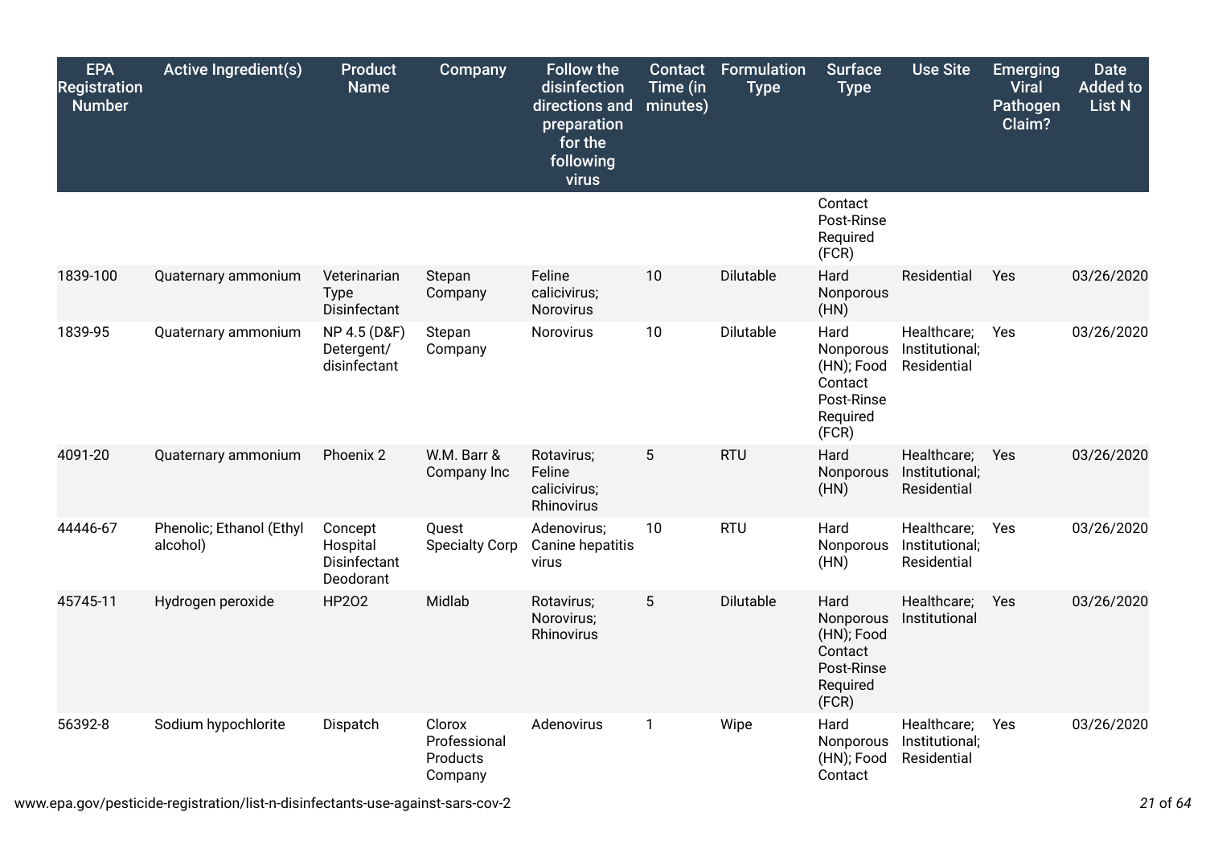| EPA Registration Number | Active Ingredient(s) | Product Name | Company | Follow the disinfection directions and preparation for the following virus | Contact Time (in minutes) | Formulation Type | Surface Type | Use Site | Emerging Viral Pathogen Claim? | Date Added to List N |
|---|---|---|---|---|---|---|---|---|---|---|
| | | | | | | | Contact Post-Rinse Required (FCR) | | | |
| 1839-100 | Quaternary ammonium | Veterinarian Type Disinfectant | Stepan Company | Feline calicivirus; Norovirus | 10 | Dilutable | Hard Nonporous (HN) | Residential | Yes | 03/26/2020 |
| 1839-95 | Quaternary ammonium | NP 4.5 (D&F) Detergent/ disinfectant | Stepan Company | Norovirus | 10 | Dilutable | Hard Nonporous (HN); Food Contact Post-Rinse Required (FCR) | Healthcare; Institutional; Residential | Yes | 03/26/2020 |
| 4091-20 | Quaternary ammonium | Phoenix 2 | W.M. Barr & Company Inc | Rotavirus; Feline calicivirus; Rhinovirus | 5 | RTU | Hard Nonporous (HN) | Healthcare; Institutional; Residential | Yes | 03/26/2020 |
| 44446-67 | Phenolic; Ethanol (Ethyl alcohol) | Concept Hospital Disinfectant Deodorant | Quest Specialty Corp | Adenovirus; Canine hepatitis virus | 10 | RTU | Hard Nonporous (HN) | Healthcare; Institutional; Residential | Yes | 03/26/2020 |
| 45745-11 | Hydrogen peroxide | HP2O2 | Midlab | Rotavirus; Norovirus; Rhinovirus | 5 | Dilutable | Hard Nonporous (HN); Food Contact Post-Rinse Required (FCR) | Healthcare; Institutional | Yes | 03/26/2020 |
| 56392-8 | Sodium hypochlorite | Dispatch | Clorox Professional Products Company | Adenovirus | 1 | Wipe | Hard Nonporous (HN); Food Contact | Healthcare; Institutional; Residential | Yes | 03/26/2020 |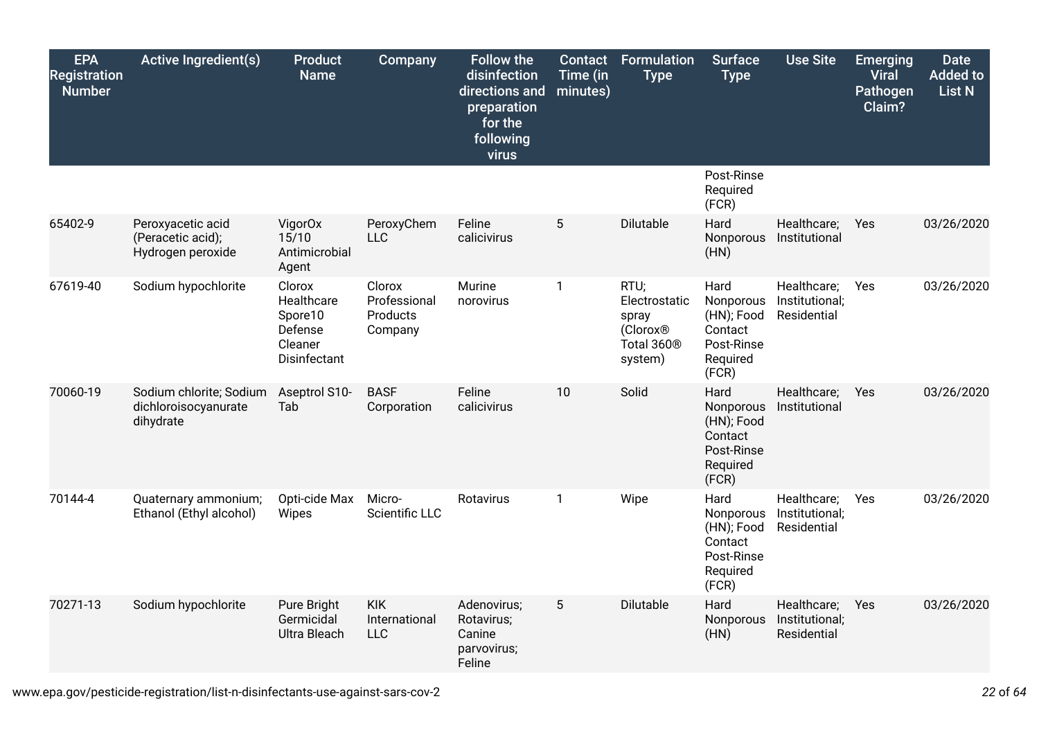| EPA Registration Number | Active Ingredient(s) | Product Name | Company | Follow the disinfection directions and preparation for the following virus | Contact Time (in minutes) | Formulation Type | Surface Type | Use Site | Emerging Viral Pathogen Claim? | Date Added to List N |
|---|---|---|---|---|---|---|---|---|---|---|
| | | | | | | | Post-Rinse Required (FCR) | | | |
| 65402-9 | Peroxyacetic acid (Peracetic acid); Hydrogen peroxide | VigorOx 15/10 Antimicrobial Agent | PeroxyChem LLC | Feline calicivirus | 5 | Dilutable | Hard Nonporous (HN) | Healthcare; Institutional | Yes | 03/26/2020 |
| 67619-40 | Sodium hypochlorite | Clorox Healthcare Spore10 Defense Cleaner Disinfectant | Clorox Professional Products Company | Murine norovirus | 1 | RTU; Electrostatic spray (Clorox® Total 360® system) | Hard Nonporous (HN); Food Contact Post-Rinse Required (FCR) | Healthcare; Institutional; Residential | Yes | 03/26/2020 |
| 70060-19 | Sodium chlorite; Sodium dichloroisocyanurate dihydrate | Aseptrol S10-Tab | BASF Corporation | Feline calicivirus | 10 | Solid | Hard Nonporous (HN); Food Contact Post-Rinse Required (FCR) | Healthcare; Institutional | Yes | 03/26/2020 |
| 70144-4 | Quaternary ammonium; Ethanol (Ethyl alcohol) | Opti-cide Max Wipes | Micro-Scientific LLC | Rotavirus | 1 | Wipe | Hard Nonporous (HN); Food Contact Post-Rinse Required (FCR) | Healthcare; Institutional; Residential | Yes | 03/26/2020 |
| 70271-13 | Sodium hypochlorite | Pure Bright Germicidal Ultra Bleach | KIK International LLC | Adenovirus; Rotavirus; Canine parvovirus; Feline | 5 | Dilutable | Hard Nonporous (HN) | Healthcare; Institutional; Residential | Yes | 03/26/2020 |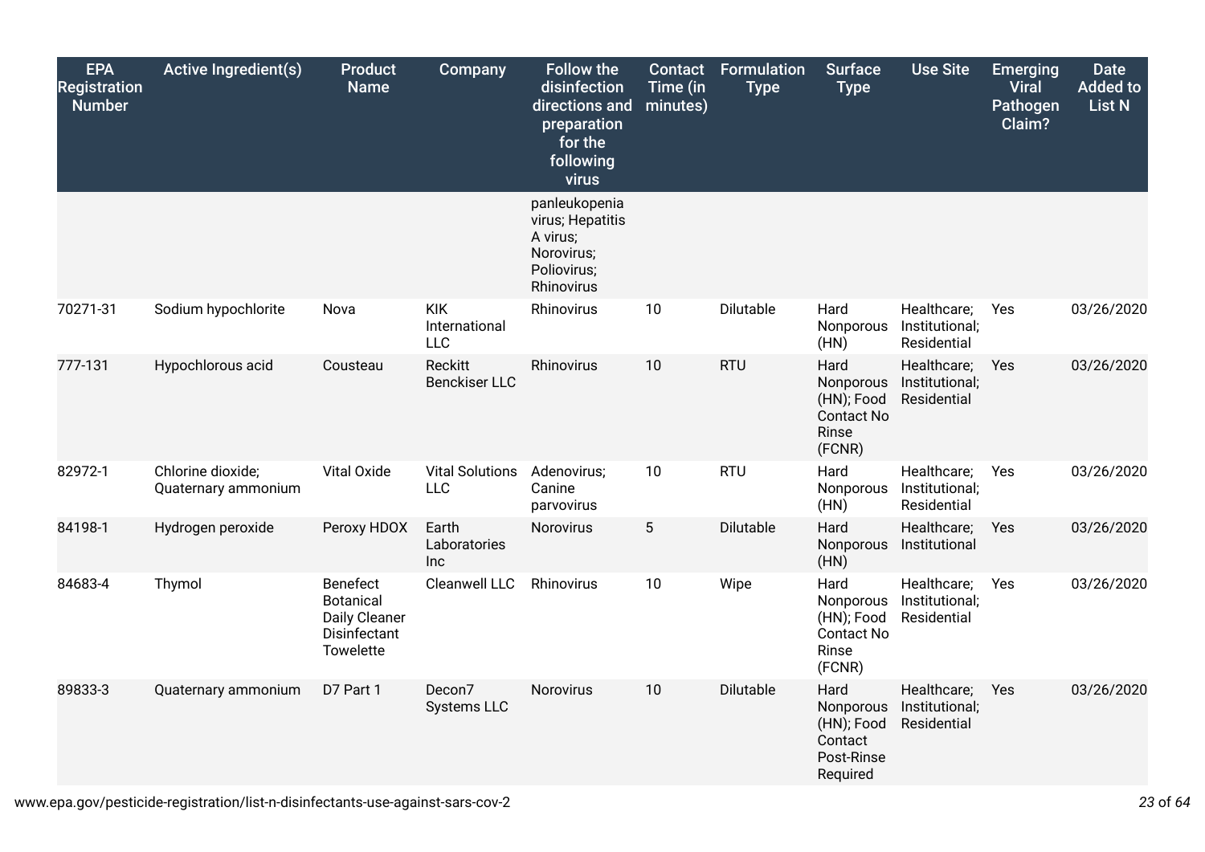| EPA Registration Number | Active Ingredient(s) | Product Name | Company | Follow the disinfection directions and preparation for the following virus | Contact Time (in minutes) | Formulation Type | Surface Type | Use Site | Emerging Viral Pathogen Claim? | Date Added to List N |
|---|---|---|---|---|---|---|---|---|---|---|
| | | | | panleukopenia virus; Hepatitis A virus; Norovirus; Poliovirus; Rhinovirus | | | | | | |
| 70271-31 | Sodium hypochlorite | Nova | KIK International LLC | Rhinovirus | 10 | Dilutable | Hard Nonporous (HN) | Healthcare; Institutional; Residential | Yes | 03/26/2020 |
| 777-131 | Hypochlorous acid | Cousteau | Reckitt Benckiser LLC | Rhinovirus | 10 | RTU | Hard Nonporous (HN); Food Contact No Rinse (FCNR) | Healthcare; Institutional; Residential | Yes | 03/26/2020 |
| 82972-1 | Chlorine dioxide; Quaternary ammonium | Vital Oxide | Vital Solutions LLC | Adenovirus; Canine parvovirus | 10 | RTU | Hard Nonporous (HN) | Healthcare; Institutional; Residential | Yes | 03/26/2020 |
| 84198-1 | Hydrogen peroxide | Peroxy HDOX | Earth Laboratories Inc | Norovirus | 5 | Dilutable | Hard Nonporous (HN) | Healthcare; Institutional | Yes | 03/26/2020 |
| 84683-4 | Thymol | Benefect Botanical Daily Cleaner Disinfectant Towelette | Cleanwell LLC | Rhinovirus | 10 | Wipe | Hard Nonporous (HN); Food Contact No Rinse (FCNR) | Healthcare; Institutional; Residential | Yes | 03/26/2020 |
| 89833-3 | Quaternary ammonium | D7 Part 1 | Decon7 Systems LLC | Norovirus | 10 | Dilutable | Hard Nonporous (HN); Food Contact Post-Rinse Required | Healthcare; Institutional; Residential | Yes | 03/26/2020 |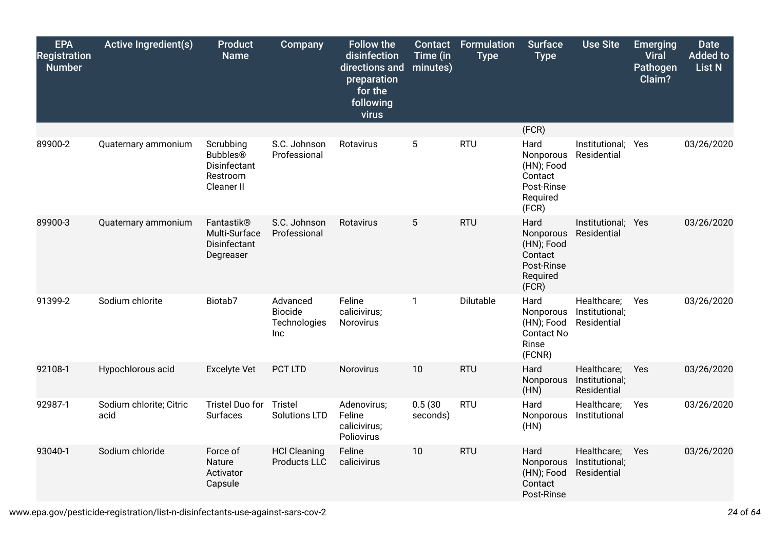| EPA Registration Number | Active Ingredient(s) | Product Name | Company | Follow the disinfection directions and preparation for the following virus | Contact Time (in minutes) | Formulation Type | Surface Type | Use Site | Emerging Viral Pathogen Claim? | Date Added to List N |
|---|---|---|---|---|---|---|---|---|---|---|
| | | | | | | | (FCR) | | | |
| 89900-2 | Quaternary ammonium | Scrubbing Bubbles® Disinfectant Restroom Cleaner II | S.C. Johnson Professional | Rotavirus | 5 | RTU | Hard Nonporous (HN); Food Contact Post-Rinse Required (FCR) | Institutional; Residential | Yes | 03/26/2020 |
| 89900-3 | Quaternary ammonium | Fantastik® Multi-Surface Disinfectant Degreaser | S.C. Johnson Professional | Rotavirus | 5 | RTU | Hard Nonporous (HN); Food Contact Post-Rinse Required (FCR) | Institutional; Residential | Yes | 03/26/2020 |
| 91399-2 | Sodium chlorite | Biotab7 | Advanced Biocide Technologies Inc | Feline calicivirus; Norovirus | 1 | Dilutable | Hard Nonporous (HN); Food Contact No Rinse (FCNR) | Healthcare; Institutional; Residential | Yes | 03/26/2020 |
| 92108-1 | Hypochlorous acid | Excelyte Vet | PCT LTD | Norovirus | 10 | RTU | Hard Nonporous (HN) | Healthcare; Institutional; Residential | Yes | 03/26/2020 |
| 92987-1 | Sodium chlorite; Citric acid | Tristel Duo for Surfaces | Tristel Solutions LTD | Adenovirus; Feline calicivirus; Poliovirus | 0.5 (30 seconds) | RTU | Hard Nonporous (HN) | Healthcare; Institutional | Yes | 03/26/2020 |
| 93040-1 | Sodium chloride | Force of Nature Activator Capsule | HCl Cleaning Products LLC | Feline calicivirus | 10 | RTU | Hard Nonporous (HN); Food Contact Post-Rinse | Healthcare; Institutional; Residential | Yes | 03/26/2020 |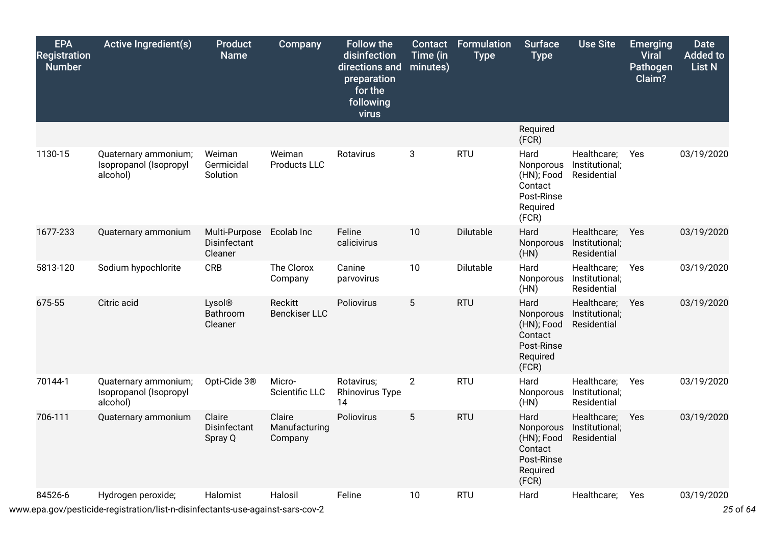| EPA Registration Number | Active Ingredient(s) | Product Name | Company | Follow the disinfection directions and preparation for the following virus | Contact Time (in minutes) | Formulation Type | Surface Type | Use Site | Emerging Viral Pathogen Claim? | Date Added to List N |
|---|---|---|---|---|---|---|---|---|---|---|
| | | | | | | | Required (FCR) | | | |
| 1130-15 | Quaternary ammonium; Isopropanol (Isopropyl alcohol) | Weiman Germicidal Solution | Weiman Products LLC | Rotavirus | 3 | RTU | Hard Nonporous (HN); Food Contact Post-Rinse Required (FCR) | Healthcare; Institutional; Residential | Yes | 03/19/2020 |
| 1677-233 | Quaternary ammonium | Multi-Purpose Disinfectant Cleaner | Ecolab Inc | Feline calicivirus | 10 | Dilutable | Hard Nonporous (HN) | Healthcare; Institutional; Residential | Yes | 03/19/2020 |
| 5813-120 | Sodium hypochlorite | CRB | The Clorox Company | Canine parvovirus | 10 | Dilutable | Hard Nonporous (HN) | Healthcare; Institutional; Residential | Yes | 03/19/2020 |
| 675-55 | Citric acid | Lysol® Bathroom Cleaner | Reckitt Benckiser LLC | Poliovirus | 5 | RTU | Hard Nonporous (HN); Food Contact Post-Rinse Required (FCR) | Healthcare; Institutional; Residential | Yes | 03/19/2020 |
| 70144-1 | Quaternary ammonium; Isopropanol (Isopropyl alcohol) | Opti-Cide 3® | Micro-Scientific LLC | Rotavirus; Rhinovirus Type 14 | 2 | RTU | Hard Nonporous (HN) | Healthcare; Institutional; Residential | Yes | 03/19/2020 |
| 706-111 | Quaternary ammonium | Claire Disinfectant Spray Q | Claire Manufacturing Company | Poliovirus | 5 | RTU | Hard Nonporous (HN); Food Contact Post-Rinse Required (FCR) | Healthcare; Institutional; Residential | Yes | 03/19/2020 |
| 84526-6 | Hydrogen peroxide; | Halomist | Halosil | Feline | 10 | RTU | Hard | Healthcare; | Yes | 03/19/2020 |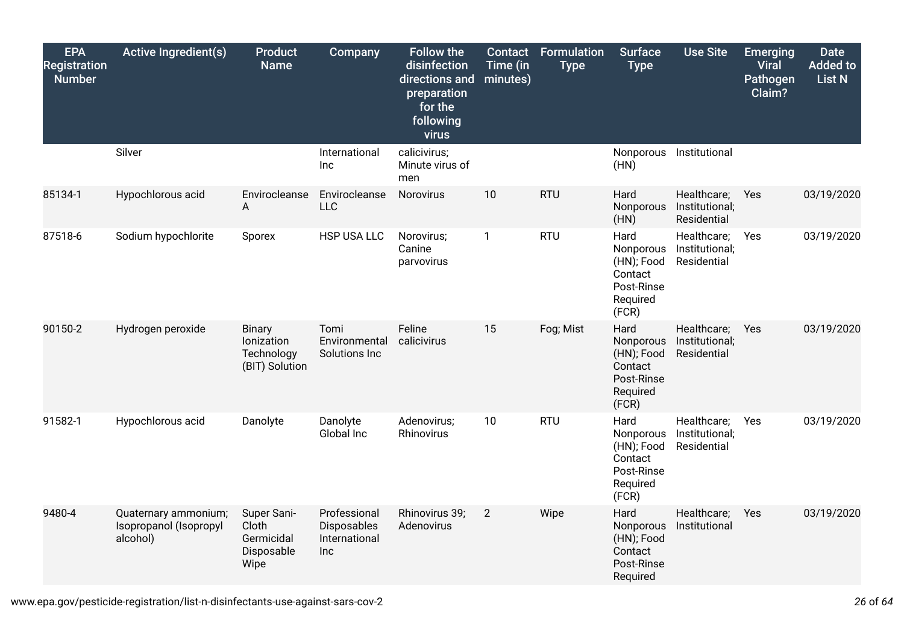| EPA Registration Number | Active Ingredient(s) | Product Name | Company | Follow the disinfection directions and preparation for the following virus | Contact Time (in minutes) | Formulation Type | Surface Type | Use Site | Emerging Viral Pathogen Claim? | Date Added to List N |
|---|---|---|---|---|---|---|---|---|---|---|
| | Silver | | International Inc | calicivirus; Minute virus of men | | | Nonporous (HN) | Institutional | | |
| 85134-1 | Hypochlorous acid | Envirocleanse A | Envirocleanse LLC | Norovirus | 10 | RTU | Hard Nonporous (HN) | Healthcare; Institutional; Residential | Yes | 03/19/2020 |
| 87518-6 | Sodium hypochlorite | Sporex | HSP USA LLC | Norovirus; Canine parvovirus | 1 | RTU | Hard Nonporous (HN); Food Contact Post-Rinse Required (FCR) | Healthcare; Institutional; Residential | Yes | 03/19/2020 |
| 90150-2 | Hydrogen peroxide | Binary Ionization Technology (BIT) Solution | Tomi Environmental Solutions Inc | Feline calicivirus | 15 | Fog; Mist | Hard Nonporous (HN); Food Contact Post-Rinse Required (FCR) | Healthcare; Institutional; Residential | Yes | 03/19/2020 |
| 91582-1 | Hypochlorous acid | Danolyte | Danolyte Global Inc | Adenovirus; Rhinovirus | 10 | RTU | Hard Nonporous (HN); Food Contact Post-Rinse Required (FCR) | Healthcare; Institutional; Residential | Yes | 03/19/2020 |
| 9480-4 | Quaternary ammonium; Isopropanol (Isopropyl alcohol) | Super Sani-Cloth Germicidal Disposable Wipe | Professional Disposables International Inc | Rhinovirus 39; Adenovirus | 2 | Wipe | Hard Nonporous (HN); Food Contact Post-Rinse Required | Healthcare; Institutional | Yes | 03/19/2020 |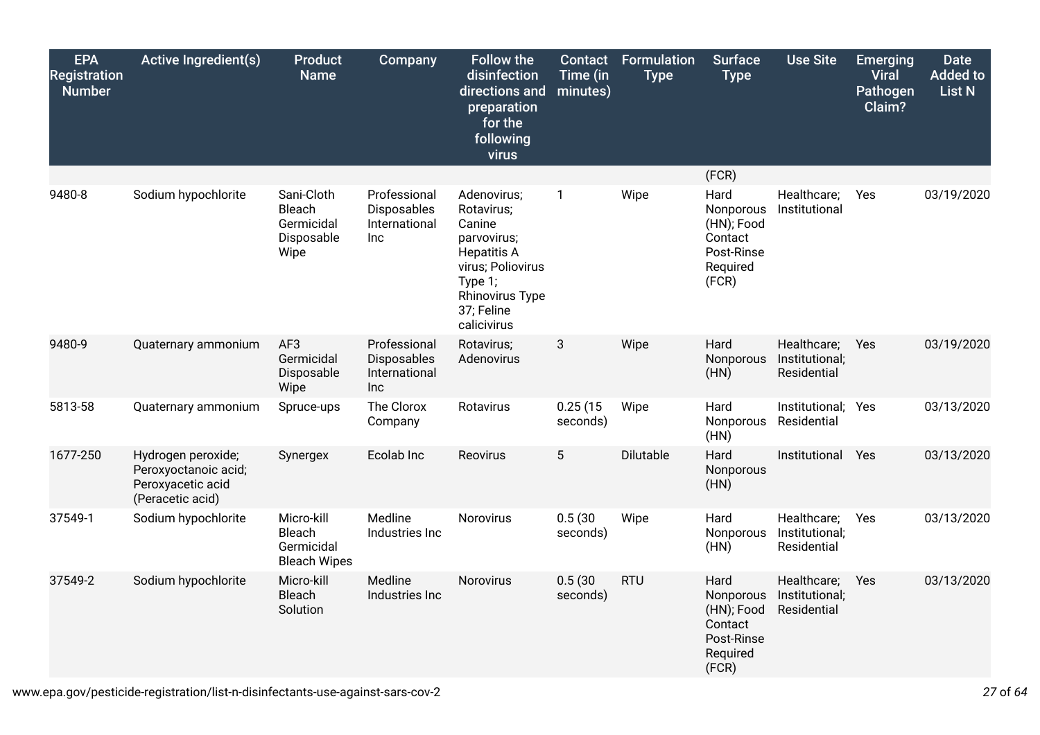| EPA Registration Number | Active Ingredient(s) | Product Name | Company | Follow the disinfection directions and preparation for the following virus | Contact Time (in minutes) | Formulation Type | Surface Type | Use Site | Emerging Viral Pathogen Claim? | Date Added to List N |
|---|---|---|---|---|---|---|---|---|---|---|
| | | | | | | | (FCR) | | | |
| 9480-8 | Sodium hypochlorite | Sani-Cloth Bleach Germicidal Disposable Wipe | Professional Disposables International Inc | Adenovirus; Rotavirus; Canine parvovirus; Hepatitis A virus; Poliovirus Type 1; Rhinovirus Type 37; Feline calicivirus | 1 | Wipe | Hard Nonporous (HN); Food Contact Post-Rinse Required (FCR) | Healthcare; Institutional | Yes | 03/19/2020 |
| 9480-9 | Quaternary ammonium | AF3 Germicidal Disposable Wipe | Professional Disposables International Inc | Rotavirus; Adenovirus | 3 | Wipe | Hard Nonporous (HN) | Healthcare; Institutional; Residential | Yes | 03/19/2020 |
| 5813-58 | Quaternary ammonium | Spruce-ups | The Clorox Company | Rotavirus | 0.25 (15 seconds) | Wipe | Hard Nonporous (HN) | Institutional; Residential | Yes | 03/13/2020 |
| 1677-250 | Hydrogen peroxide; Peroxyoctanoic acid; Peroxyacetic acid (Peracetic acid) | Synergex | Ecolab Inc | Reovirus | 5 | Dilutable | Hard Nonporous (HN) | Institutional | Yes | 03/13/2020 |
| 37549-1 | Sodium hypochlorite | Micro-kill Bleach Germicidal Bleach Wipes | Medline Industries Inc | Norovirus | 0.5 (30 seconds) | Wipe | Hard Nonporous (HN) | Healthcare; Institutional; Residential | Yes | 03/13/2020 |
| 37549-2 | Sodium hypochlorite | Micro-kill Bleach Solution | Medline Industries Inc | Norovirus | 0.5 (30 seconds) | RTU | Hard Nonporous (HN); Food Contact Post-Rinse Required (FCR) | Healthcare; Institutional; Residential | Yes | 03/13/2020 |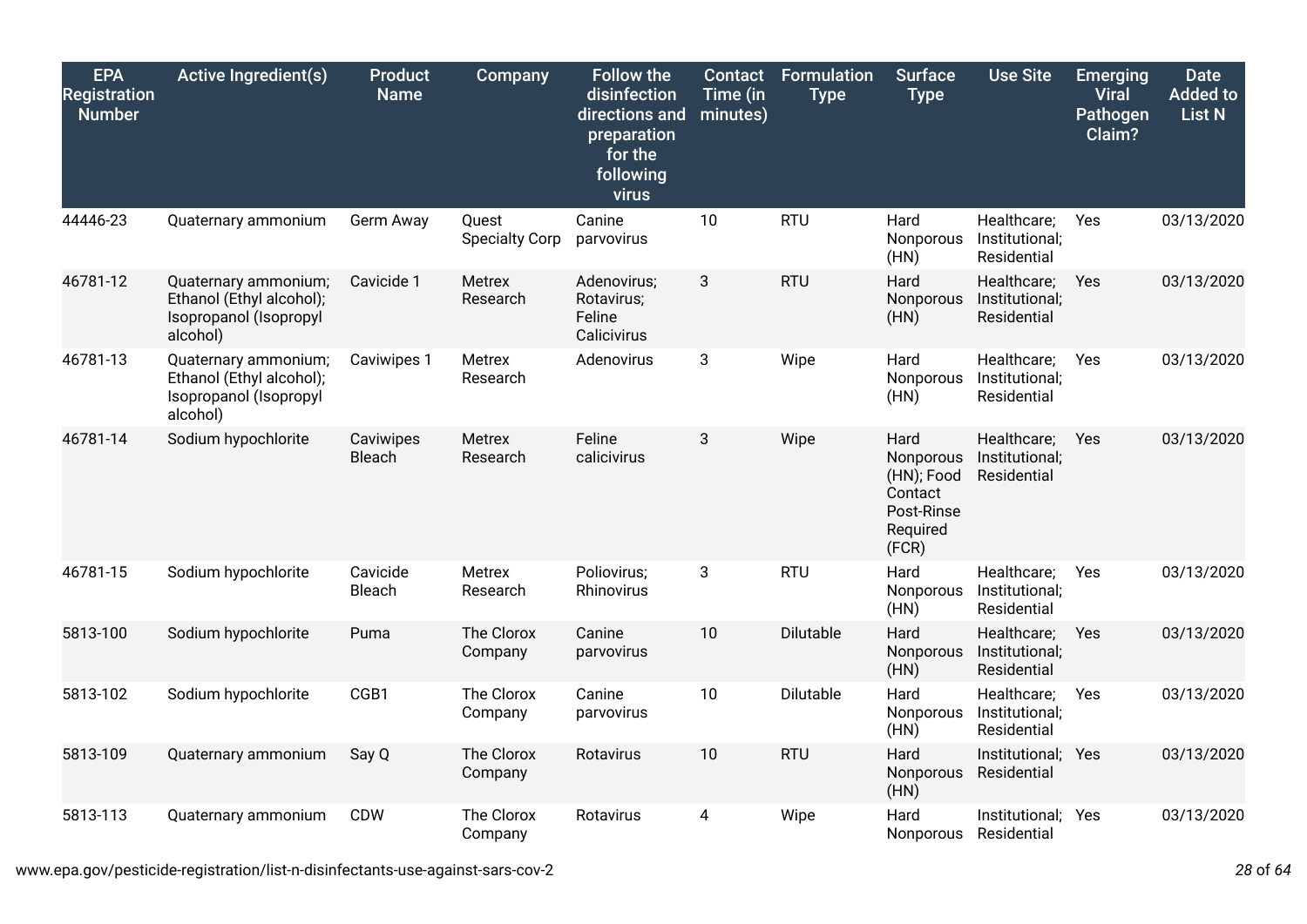| EPA Registration Number | Active Ingredient(s) | Product Name | Company | Follow the disinfection directions and preparation for the following virus | Contact Time (in minutes) | Formulation Type | Surface Type | Use Site | Emerging Viral Pathogen Claim? | Date Added to List N |
|---|---|---|---|---|---|---|---|---|---|---|
| 44446-23 | Quaternary ammonium | Germ Away | Quest Specialty Corp | Canine parvovirus | 10 | RTU | Hard Nonporous (HN) | Healthcare; Institutional; Residential | Yes | 03/13/2020 |
| 46781-12 | Quaternary ammonium; Ethanol (Ethyl alcohol); Isopropanol (Isopropyl alcohol) | Cavicide 1 | Metrex Research | Adenovirus; Rotavirus; Feline Calicivirus | 3 | RTU | Hard Nonporous (HN) | Healthcare; Institutional; Residential | Yes | 03/13/2020 |
| 46781-13 | Quaternary ammonium; Ethanol (Ethyl alcohol); Isopropanol (Isopropyl alcohol) | Caviwipes 1 | Metrex Research | Adenovirus | 3 | Wipe | Hard Nonporous (HN) | Healthcare; Institutional; Residential | Yes | 03/13/2020 |
| 46781-14 | Sodium hypochlorite | Caviwipes Bleach | Metrex Research | Feline calicivirus | 3 | Wipe | Hard Nonporous (HN); Food Contact Post-Rinse Required (FCR) | Healthcare; Institutional; Residential | Yes | 03/13/2020 |
| 46781-15 | Sodium hypochlorite | Cavicide Bleach | Metrex Research | Poliovirus; Rhinovirus | 3 | RTU | Hard Nonporous (HN) | Healthcare; Institutional; Residential | Yes | 03/13/2020 |
| 5813-100 | Sodium hypochlorite | Puma | The Clorox Company | Canine parvovirus | 10 | Dilutable | Hard Nonporous (HN) | Healthcare; Institutional; Residential | Yes | 03/13/2020 |
| 5813-102 | Sodium hypochlorite | CGB1 | The Clorox Company | Canine parvovirus | 10 | Dilutable | Hard Nonporous (HN) | Healthcare; Institutional; Residential | Yes | 03/13/2020 |
| 5813-109 | Quaternary ammonium | Say Q | The Clorox Company | Rotavirus | 10 | RTU | Hard Nonporous (HN) | Institutional; Residential | Yes | 03/13/2020 |
| 5813-113 | Quaternary ammonium | CDW | The Clorox Company | Rotavirus | 4 | Wipe | Hard Nonporous | Institutional; Residential | Yes | 03/13/2020 |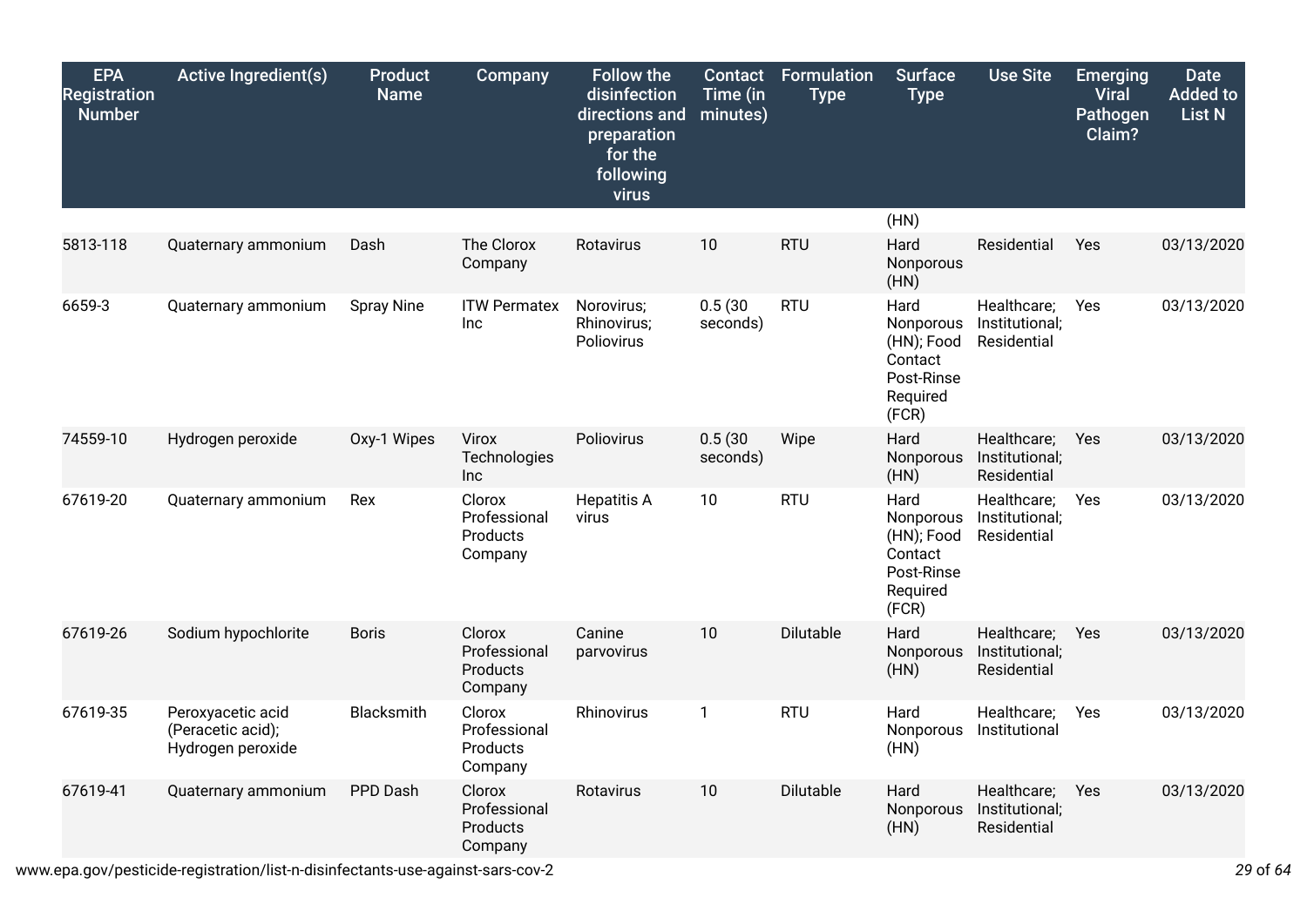| EPA Registration Number | Active Ingredient(s) | Product Name | Company | Follow the disinfection directions and preparation for the following virus | Contact Time (in minutes) | Formulation Type | Surface Type | Use Site | Emerging Viral Pathogen Claim? | Date Added to List N |
|---|---|---|---|---|---|---|---|---|---|---|
| | | | | | | | (HN) | | | |
| 5813-118 | Quaternary ammonium | Dash | The Clorox Company | Rotavirus | 10 | RTU | Hard Nonporous (HN) | Residential | Yes | 03/13/2020 |
| 6659-3 | Quaternary ammonium | Spray Nine | ITW Permatex Inc | Norovirus; Rhinovirus; Poliovirus | 0.5 (30 seconds) | RTU | Hard Nonporous (HN); Food Contact Post-Rinse Required (FCR) | Healthcare; Institutional; Residential | Yes | 03/13/2020 |
| 74559-10 | Hydrogen peroxide | Oxy-1 Wipes | Virox Technologies Inc | Poliovirus | 0.5 (30 seconds) | Wipe | Hard Nonporous (HN) | Healthcare; Institutional; Residential | Yes | 03/13/2020 |
| 67619-20 | Quaternary ammonium | Rex | Clorox Professional Products Company | Hepatitis A virus | 10 | RTU | Hard Nonporous (HN); Food Contact Post-Rinse Required (FCR) | Healthcare; Institutional; Residential | Yes | 03/13/2020 |
| 67619-26 | Sodium hypochlorite | Boris | Clorox Professional Products Company | Canine parvovirus | 10 | Dilutable | Hard Nonporous (HN) | Healthcare; Institutional; Residential | Yes | 03/13/2020 |
| 67619-35 | Peroxyacetic acid (Peracetic acid); Hydrogen peroxide | Blacksmith | Clorox Professional Products Company | Rhinovirus | 1 | RTU | Hard Nonporous (HN) | Healthcare; Institutional | Yes | 03/13/2020 |
| 67619-41 | Quaternary ammonium | PPD Dash | Clorox Professional Products Company | Rotavirus | 10 | Dilutable | Hard Nonporous (HN) | Healthcare; Institutional; Residential | Yes | 03/13/2020 |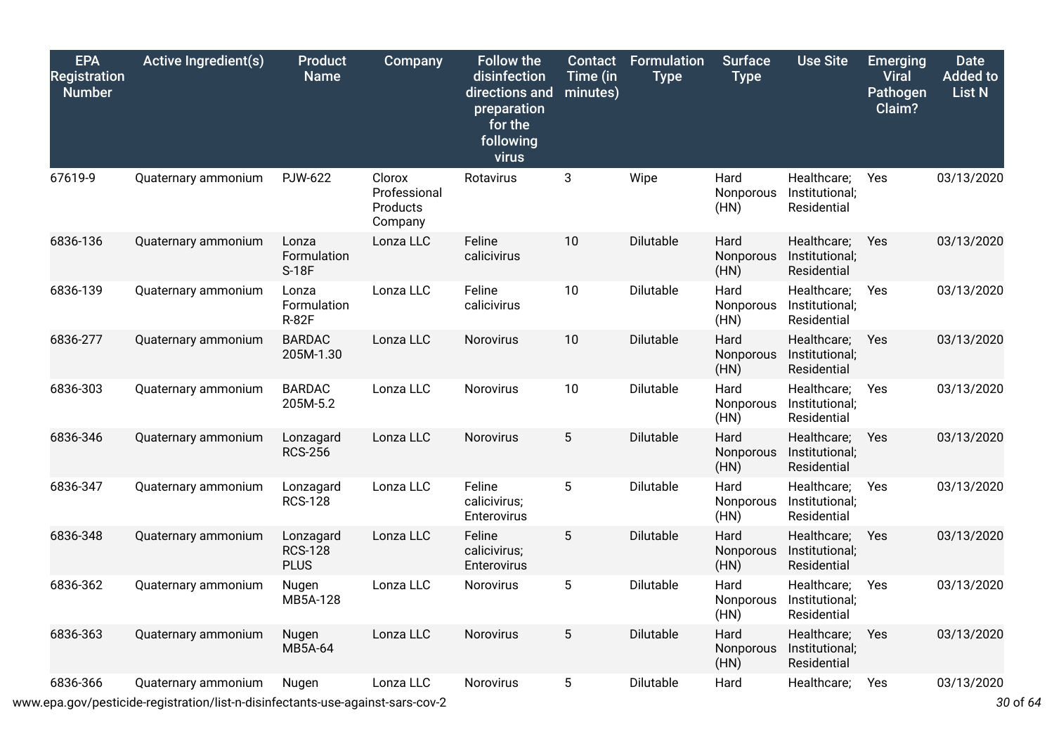| EPA Registration Number | Active Ingredient(s) | Product Name | Company | Follow the disinfection directions and preparation for the following virus | Contact Time (in minutes) | Formulation Type | Surface Type | Use Site | Emerging Viral Pathogen Claim? | Date Added to List N |
|---|---|---|---|---|---|---|---|---|---|---|
| 67619-9 | Quaternary ammonium | PJW-622 | Clorox Professional Products Company | Rotavirus | 3 | Wipe | Hard Nonporous (HN) | Healthcare; Institutional; Residential | Yes | 03/13/2020 |
| 6836-136 | Quaternary ammonium | Lonza Formulation S-18F | Lonza LLC | Feline calicivirus | 10 | Dilutable | Hard Nonporous (HN) | Healthcare; Institutional; Residential | Yes | 03/13/2020 |
| 6836-139 | Quaternary ammonium | Lonza Formulation R-82F | Lonza LLC | Feline calicivirus | 10 | Dilutable | Hard Nonporous (HN) | Healthcare; Institutional; Residential | Yes | 03/13/2020 |
| 6836-277 | Quaternary ammonium | BARDAC 205M-1.30 | Lonza LLC | Norovirus | 10 | Dilutable | Hard Nonporous (HN) | Healthcare; Institutional; Residential | Yes | 03/13/2020 |
| 6836-303 | Quaternary ammonium | BARDAC 205M-5.2 | Lonza LLC | Norovirus | 10 | Dilutable | Hard Nonporous (HN) | Healthcare; Institutional; Residential | Yes | 03/13/2020 |
| 6836-346 | Quaternary ammonium | Lonzagard RCS-256 | Lonza LLC | Norovirus | 5 | Dilutable | Hard Nonporous (HN) | Healthcare; Institutional; Residential | Yes | 03/13/2020 |
| 6836-347 | Quaternary ammonium | Lonzagard RCS-128 | Lonza LLC | Feline calicivirus; Enterovirus | 5 | Dilutable | Hard Nonporous (HN) | Healthcare; Institutional; Residential | Yes | 03/13/2020 |
| 6836-348 | Quaternary ammonium | Lonzagard RCS-128 PLUS | Lonza LLC | Feline calicivirus; Enterovirus | 5 | Dilutable | Hard Nonporous (HN) | Healthcare; Institutional; Residential | Yes | 03/13/2020 |
| 6836-362 | Quaternary ammonium | Nugen MB5A-128 | Lonza LLC | Norovirus | 5 | Dilutable | Hard Nonporous (HN) | Healthcare; Institutional; Residential | Yes | 03/13/2020 |
| 6836-363 | Quaternary ammonium | Nugen MB5A-64 | Lonza LLC | Norovirus | 5 | Dilutable | Hard Nonporous (HN) | Healthcare; Institutional; Residential | Yes | 03/13/2020 |
| 6836-366 | Quaternary ammonium | Nugen | Lonza LLC | Norovirus | 5 | Dilutable | Hard | Healthcare; | Yes | 03/13/2020 |

www.epa.gov/pesticide-registration/list-n-disinfectants-use-against-sars-cov-2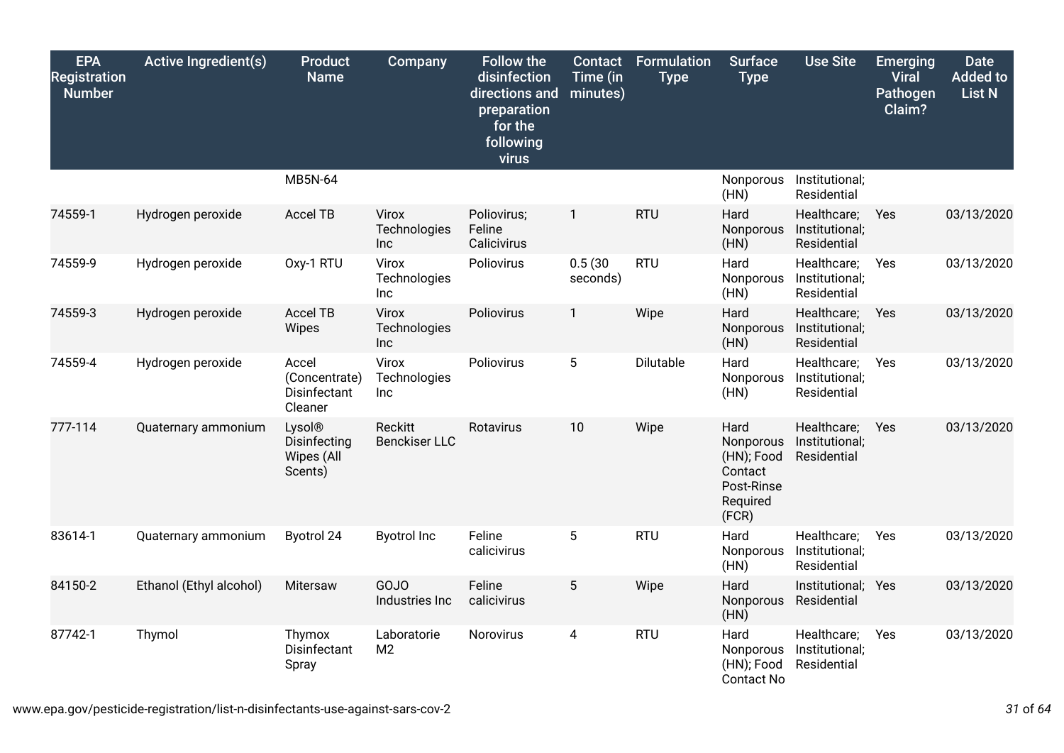| EPA Registration Number | Active Ingredient(s) | Product Name | Company | Follow the disinfection directions and preparation for the following virus | Contact Time (in minutes) | Formulation Type | Surface Type | Use Site | Emerging Viral Pathogen Claim? | Date Added to List N |
|---|---|---|---|---|---|---|---|---|---|---|
| | | MB5N-64 | | | | | Nonporous (HN) | Institutional; Residential | | |
| 74559-1 | Hydrogen peroxide | Accel TB | Virox Technologies Inc | Poliovirus; Feline Calicivirus | 1 | RTU | Hard Nonporous (HN) | Healthcare; Institutional; Residential | Yes | 03/13/2020 |
| 74559-9 | Hydrogen peroxide | Oxy-1 RTU | Virox Technologies Inc | Poliovirus | 0.5 (30 seconds) | RTU | Hard Nonporous (HN) | Healthcare; Institutional; Residential | Yes | 03/13/2020 |
| 74559-3 | Hydrogen peroxide | Accel TB Wipes | Virox Technologies Inc | Poliovirus | 1 | Wipe | Hard Nonporous (HN) | Healthcare; Institutional; Residential | Yes | 03/13/2020 |
| 74559-4 | Hydrogen peroxide | Accel (Concentrate) Disinfectant Cleaner | Virox Technologies Inc | Poliovirus | 5 | Dilutable | Hard Nonporous (HN) | Healthcare; Institutional; Residential | Yes | 03/13/2020 |
| 777-114 | Quaternary ammonium | Lysol® Disinfecting Wipes (All Scents) | Reckitt Benckiser LLC | Rotavirus | 10 | Wipe | Hard Nonporous (HN); Food Contact Post-Rinse Required (FCR) | Healthcare; Institutional; Residential | Yes | 03/13/2020 |
| 83614-1 | Quaternary ammonium | Byotrol 24 | Byotrol Inc | Feline calicivirus | 5 | RTU | Hard Nonporous (HN) | Healthcare; Institutional; Residential | Yes | 03/13/2020 |
| 84150-2 | Ethanol (Ethyl alcohol) | Mitersaw | GOJO Industries Inc | Feline calicivirus | 5 | Wipe | Hard Nonporous (HN) | Institutional; Residential | Yes | 03/13/2020 |
| 87742-1 | Thymol | Thymox Disinfectant Spray | Laboratorie M2 | Norovirus | 4 | RTU | Hard Nonporous (HN); Food Contact No | Healthcare; Institutional; Residential | Yes | 03/13/2020 |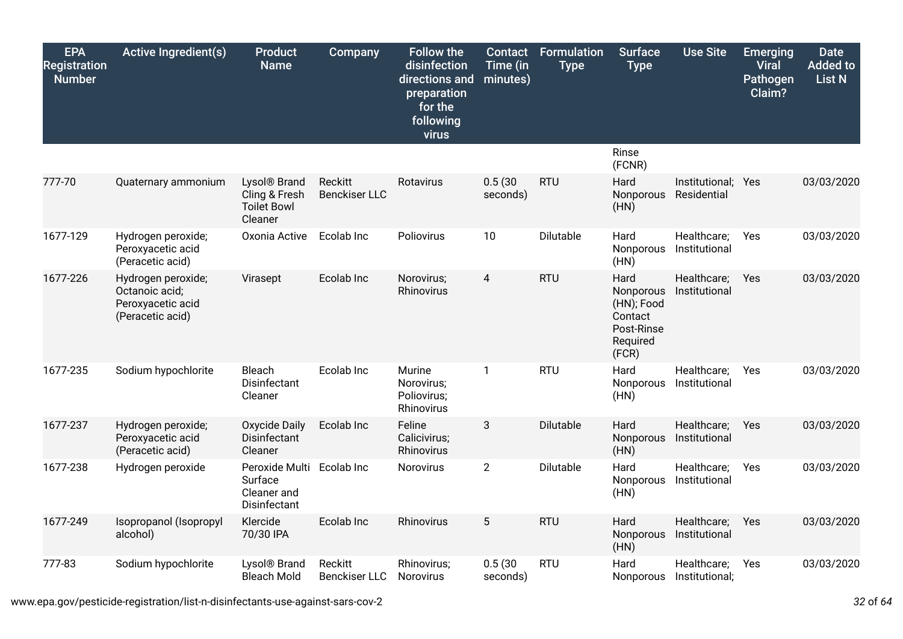| EPA Registration Number | Active Ingredient(s) | Product Name | Company | Follow the disinfection directions and preparation for the following virus | Contact Time (in minutes) | Formulation Type | Surface Type | Use Site | Emerging Viral Pathogen Claim? | Date Added to List N |
|---|---|---|---|---|---|---|---|---|---|---|
| | | | | | | | Rinse (FCNR) | | | |
| 777-70 | Quaternary ammonium | Lysol® Brand Cling & Fresh Toilet Bowl Cleaner | Reckitt Benckiser LLC | Rotavirus | 0.5 (30 seconds) | RTU | Hard Nonporous (HN) | Institutional; Residential | Yes | 03/03/2020 |
| 1677-129 | Hydrogen peroxide; Peroxyacetic acid (Peracetic acid) | Oxonia Active | Ecolab Inc | Poliovirus | 10 | Dilutable | Hard Nonporous (HN) | Healthcare; Institutional | Yes | 03/03/2020 |
| 1677-226 | Hydrogen peroxide; Octanoic acid; Peroxyacetic acid (Peracetic acid) | Virasept | Ecolab Inc | Norovirus; Rhinovirus | 4 | RTU | Hard Nonporous (HN); Food Contact Post-Rinse Required (FCR) | Healthcare; Institutional | Yes | 03/03/2020 |
| 1677-235 | Sodium hypochlorite | Bleach Disinfectant Cleaner | Ecolab Inc | Murine Norovirus; Poliovirus; Rhinovirus | 1 | RTU | Hard Nonporous (HN) | Healthcare; Institutional | Yes | 03/03/2020 |
| 1677-237 | Hydrogen peroxide; Peroxyacetic acid (Peracetic acid) | Oxycide Daily Disinfectant Cleaner | Ecolab Inc | Feline Calicivirus; Rhinovirus | 3 | Dilutable | Hard Nonporous (HN) | Healthcare; Institutional | Yes | 03/03/2020 |
| 1677-238 | Hydrogen peroxide | Peroxide Multi Surface Cleaner and Disinfectant | Ecolab Inc | Norovirus | 2 | Dilutable | Hard Nonporous (HN) | Healthcare; Institutional | Yes | 03/03/2020 |
| 1677-249 | Isopropanol (Isopropyl alcohol) | Klercide 70/30 IPA | Ecolab Inc | Rhinovirus | 5 | RTU | Hard Nonporous (HN) | Healthcare; Institutional | Yes | 03/03/2020 |
| 777-83 | Sodium hypochlorite | Lysol® Brand Bleach Mold | Reckitt Benckiser LLC | Rhinovirus; Norovirus | 0.5 (30 seconds) | RTU | Hard Nonporous | Healthcare; Institutional; | Yes | 03/03/2020 |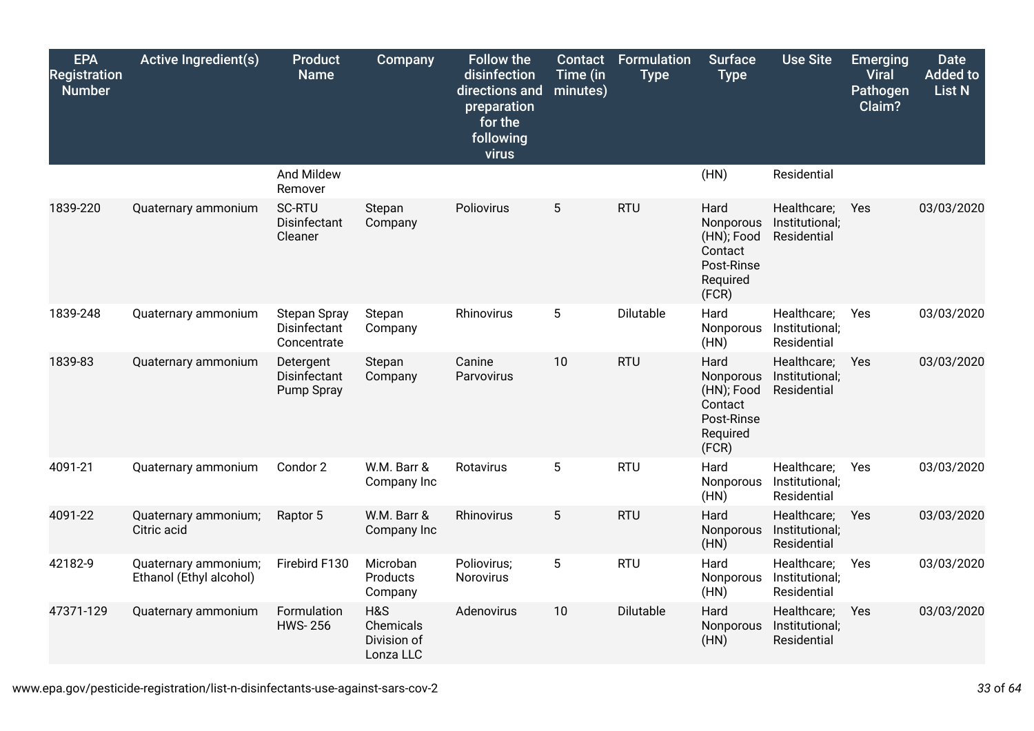| EPA Registration Number | Active Ingredient(s) | Product Name | Company | Follow the disinfection directions and preparation for the following virus | Contact Time (in minutes) | Formulation Type | Surface Type | Use Site | Emerging Viral Pathogen Claim? | Date Added to List N |
|---|---|---|---|---|---|---|---|---|---|---|
| | | And Mildew Remover | | | | | (HN) | Residential | | |
| 1839-220 | Quaternary ammonium | SC-RTU Disinfectant Cleaner | Stepan Company | Poliovirus | 5 | RTU | Hard Nonporous (HN); Food Contact Post-Rinse Required (FCR) | Healthcare; Institutional; Residential | Yes | 03/03/2020 |
| 1839-248 | Quaternary ammonium | Stepan Spray Disinfectant Concentrate | Stepan Company | Rhinovirus | 5 | Dilutable | Hard Nonporous (HN) | Healthcare; Institutional; Residential | Yes | 03/03/2020 |
| 1839-83 | Quaternary ammonium | Detergent Disinfectant Pump Spray | Stepan Company | Canine Parvovirus | 10 | RTU | Hard Nonporous (HN); Food Contact Post-Rinse Required (FCR) | Healthcare; Institutional; Residential | Yes | 03/03/2020 |
| 4091-21 | Quaternary ammonium | Condor 2 | W.M. Barr & Company Inc | Rotavirus | 5 | RTU | Hard Nonporous (HN) | Healthcare; Institutional; Residential | Yes | 03/03/2020 |
| 4091-22 | Quaternary ammonium; Citric acid | Raptor 5 | W.M. Barr & Company Inc | Rhinovirus | 5 | RTU | Hard Nonporous (HN) | Healthcare; Institutional; Residential | Yes | 03/03/2020 |
| 42182-9 | Quaternary ammonium; Ethanol (Ethyl alcohol) | Firebird F130 | Microban Products Company | Poliovirus; Norovirus | 5 | RTU | Hard Nonporous (HN) | Healthcare; Institutional; Residential | Yes | 03/03/2020 |
| 47371-129 | Quaternary ammonium | Formulation HWS- 256 | H&S Chemicals Division of Lonza LLC | Adenovirus | 10 | Dilutable | Hard Nonporous (HN) | Healthcare; Institutional; Residential | Yes | 03/03/2020 |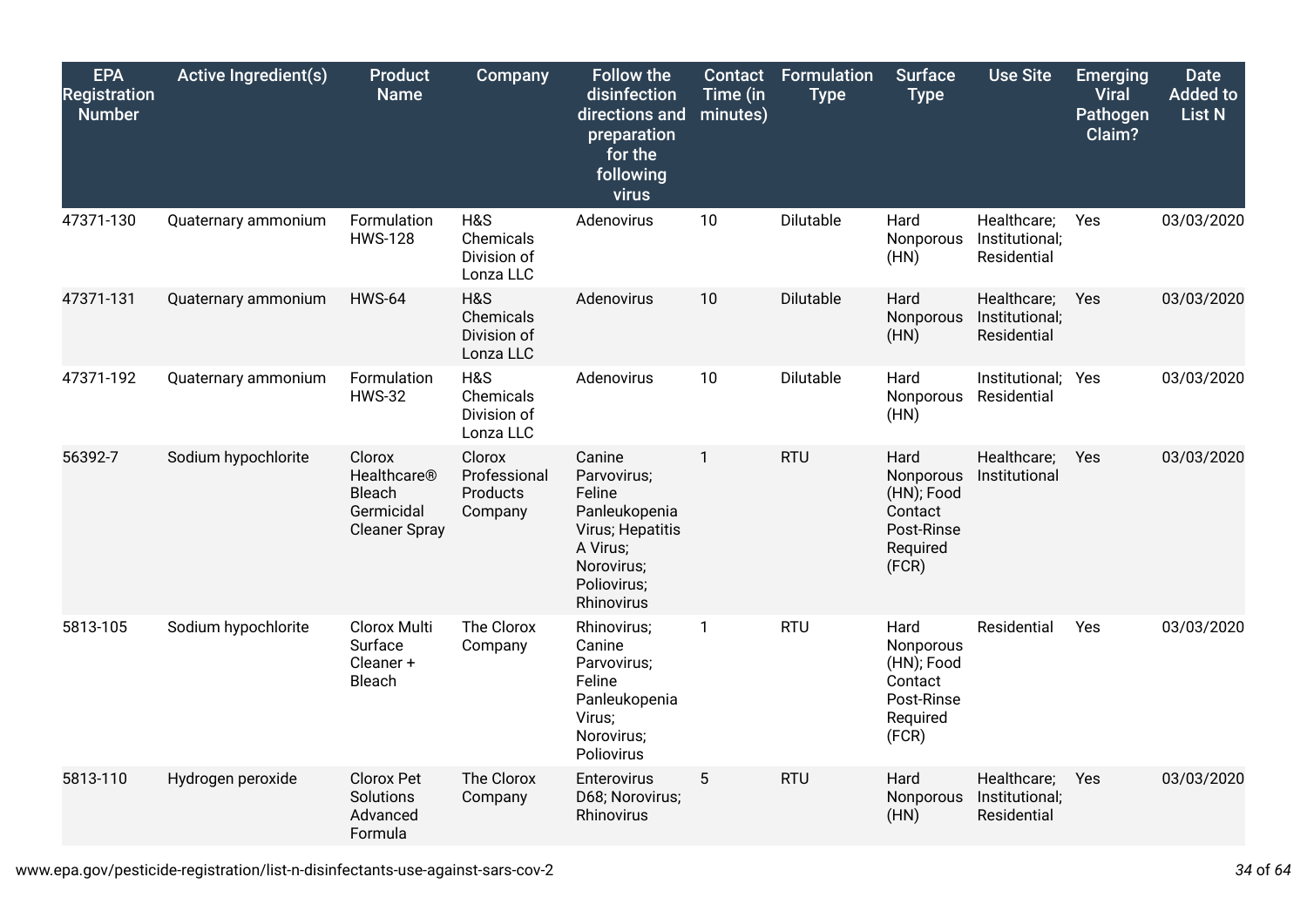| EPA Registration Number | Active Ingredient(s) | Product Name | Company | Follow the disinfection directions and preparation for the following virus | Contact Time (in minutes) | Formulation Type | Surface Type | Use Site | Emerging Viral Pathogen Claim? | Date Added to List N |
|---|---|---|---|---|---|---|---|---|---|---|
| 47371-130 | Quaternary ammonium | Formulation HWS-128 | H&S Chemicals Division of Lonza LLC | Adenovirus | 10 | Dilutable | Hard Nonporous (HN) | Healthcare; Institutional; Residential | Yes | 03/03/2020 |
| 47371-131 | Quaternary ammonium | HWS-64 | H&S Chemicals Division of Lonza LLC | Adenovirus | 10 | Dilutable | Hard Nonporous (HN) | Healthcare; Institutional; Residential | Yes | 03/03/2020 |
| 47371-192 | Quaternary ammonium | Formulation HWS-32 | H&S Chemicals Division of Lonza LLC | Adenovirus | 10 | Dilutable | Hard Nonporous (HN) | Institutional; Residential | Yes | 03/03/2020 |
| 56392-7 | Sodium hypochlorite | Clorox Healthcare® Bleach Germicidal Cleaner Spray | Clorox Professional Products Company | Canine Parvovirus; Feline Panleukopenia Virus; Hepatitis A Virus; Norovirus; Poliovirus; Rhinovirus | 1 | RTU | Hard Nonporous (HN); Food Contact Post-Rinse Required (FCR) | Healthcare; Institutional | Yes | 03/03/2020 |
| 5813-105 | Sodium hypochlorite | Clorox Multi Surface Cleaner + Bleach | The Clorox Company | Rhinovirus; Canine Parvovirus; Feline Panleukopenia Virus; Norovirus; Poliovirus | 1 | RTU | Hard Nonporous (HN); Food Contact Post-Rinse Required (FCR) | Residential | Yes | 03/03/2020 |
| 5813-110 | Hydrogen peroxide | Clorox Pet Solutions Advanced Formula | The Clorox Company | Enterovirus D68; Norovirus; Rhinovirus | 5 | RTU | Hard Nonporous (HN) | Healthcare; Institutional; Residential | Yes | 03/03/2020 |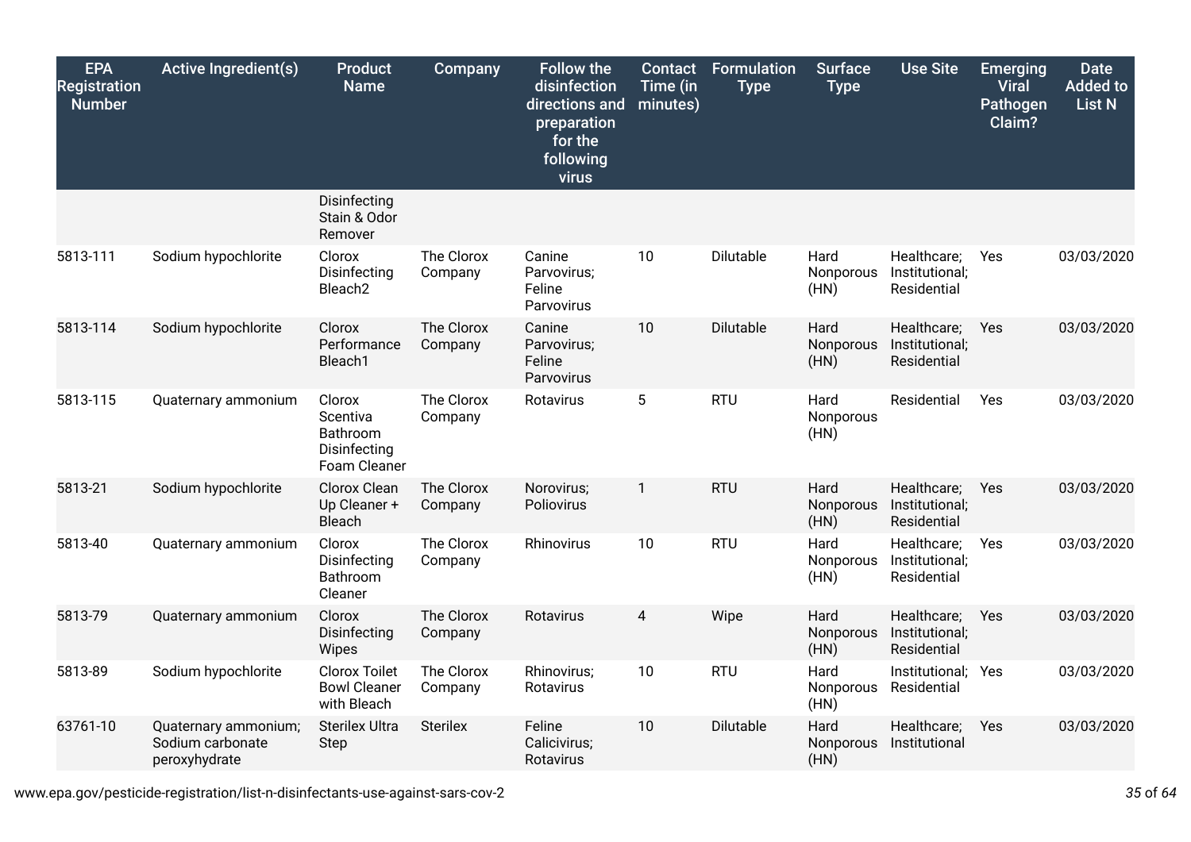| EPA Registration Number | Active Ingredient(s) | Product Name | Company | Follow the disinfection directions and preparation for the following virus | Contact Time (in minutes) | Formulation Type | Surface Type | Use Site | Emerging Viral Pathogen Claim? | Date Added to List N |
|---|---|---|---|---|---|---|---|---|---|---|
| | | Disinfecting Stain & Odor Remover | | | | | | | | |
| 5813-111 | Sodium hypochlorite | Clorox Disinfecting Bleach2 | The Clorox Company | Canine Parvovirus; Feline Parvovirus | 10 | Dilutable | Hard Nonporous (HN) | Healthcare; Institutional; Residential | Yes | 03/03/2020 |
| 5813-114 | Sodium hypochlorite | Clorox Performance Bleach1 | The Clorox Company | Canine Parvovirus; Feline Parvovirus | 10 | Dilutable | Hard Nonporous (HN) | Healthcare; Institutional; Residential | Yes | 03/03/2020 |
| 5813-115 | Quaternary ammonium | Clorox Scentiva Bathroom Disinfecting Foam Cleaner | The Clorox Company | Rotavirus | 5 | RTU | Hard Nonporous (HN) | Residential | Yes | 03/03/2020 |
| 5813-21 | Sodium hypochlorite | Clorox Clean Up Cleaner + Bleach | The Clorox Company | Norovirus; Poliovirus | 1 | RTU | Hard Nonporous (HN) | Healthcare; Institutional; Residential | Yes | 03/03/2020 |
| 5813-40 | Quaternary ammonium | Clorox Disinfecting Bathroom Cleaner | The Clorox Company | Rhinovirus | 10 | RTU | Hard Nonporous (HN) | Healthcare; Institutional; Residential | Yes | 03/03/2020 |
| 5813-79 | Quaternary ammonium | Clorox Disinfecting Wipes | The Clorox Company | Rotavirus | 4 | Wipe | Hard Nonporous (HN) | Healthcare; Institutional; Residential | Yes | 03/03/2020 |
| 5813-89 | Sodium hypochlorite | Clorox Toilet Bowl Cleaner with Bleach | The Clorox Company | Rhinovirus; Rotavirus | 10 | RTU | Hard Nonporous (HN) | Institutional; Residential | Yes | 03/03/2020 |
| 63761-10 | Quaternary ammonium; Sodium carbonate peroxyhydrate | Sterilex Ultra Step | Sterilex | Feline Calicivirus; Rotavirus | 10 | Dilutable | Hard Nonporous (HN) | Healthcare; Institutional | Yes | 03/03/2020 |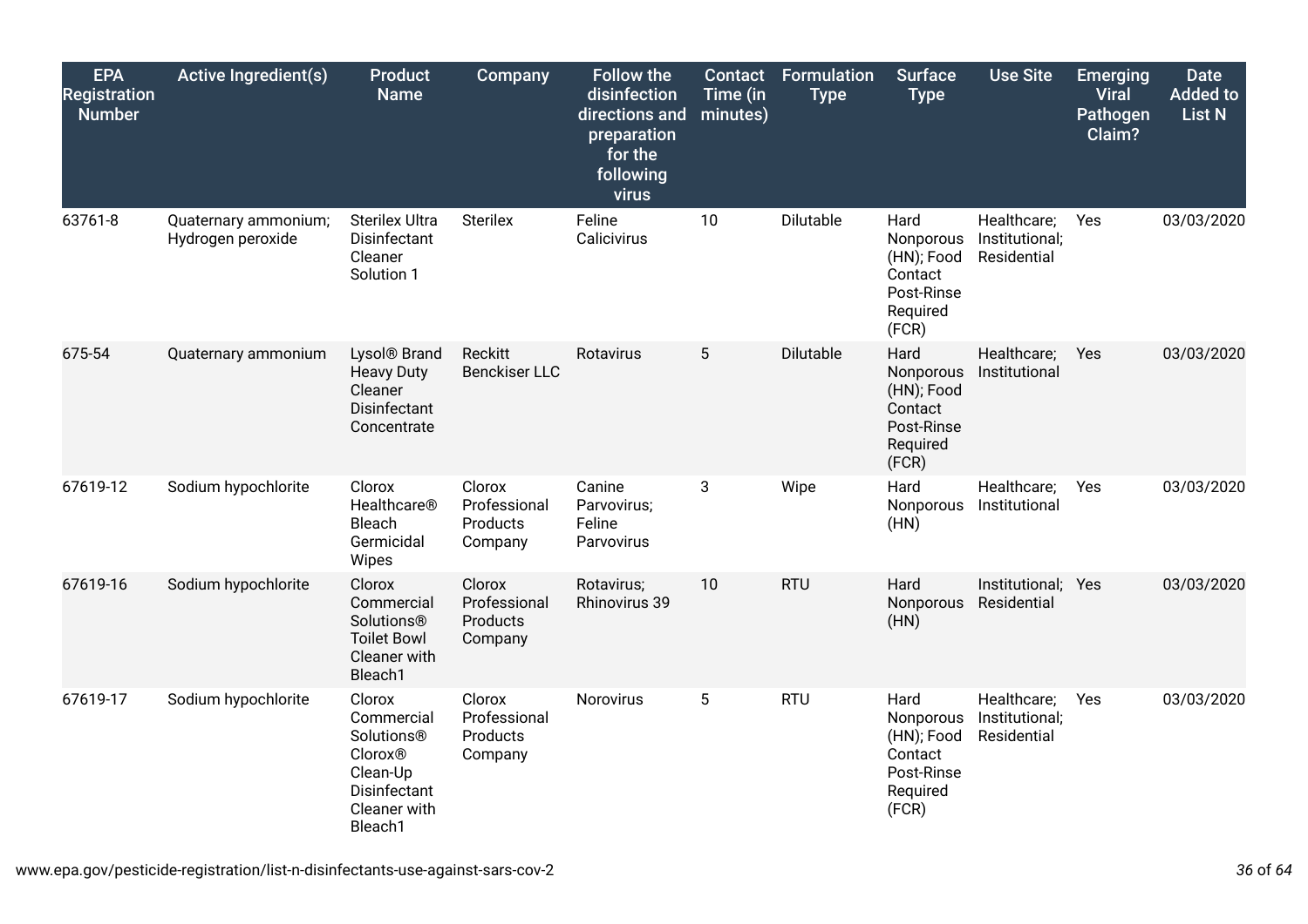| EPA Registration Number | Active Ingredient(s) | Product Name | Company | Follow the disinfection directions and preparation for the following virus | Contact Time (in minutes) | Formulation Type | Surface Type | Use Site | Emerging Viral Pathogen Claim? | Date Added to List N |
|---|---|---|---|---|---|---|---|---|---|---|
| 63761-8 | Quaternary ammonium; Hydrogen peroxide | Sterilex Ultra Disinfectant Cleaner Solution 1 | Sterilex | Feline Calicivirus | 10 | Dilutable | Hard Nonporous (HN); Food Contact Post-Rinse Required (FCR) | Healthcare; Institutional; Residential | Yes | 03/03/2020 |
| 675-54 | Quaternary ammonium | Lysol® Brand Heavy Duty Cleaner Disinfectant Concentrate | Reckitt Benckiser LLC | Rotavirus | 5 | Dilutable | Hard Nonporous (HN); Food Contact Post-Rinse Required (FCR) | Healthcare; Institutional | Yes | 03/03/2020 |
| 67619-12 | Sodium hypochlorite | Clorox Healthcare® Bleach Germicidal Wipes | Clorox Professional Products Company | Canine Parvovirus; Feline Parvovirus | 3 | Wipe | Hard Nonporous (HN) | Healthcare; Institutional | Yes | 03/03/2020 |
| 67619-16 | Sodium hypochlorite | Clorox Commercial Solutions® Toilet Bowl Cleaner with Bleach1 | Clorox Professional Products Company | Rotavirus; Rhinovirus 39 | 10 | RTU | Hard Nonporous (HN) | Institutional; Residential | Yes | 03/03/2020 |
| 67619-17 | Sodium hypochlorite | Clorox Commercial Solutions® Clorox® Clean-Up Disinfectant Cleaner with Bleach1 | Clorox Professional Products Company | Norovirus | 5 | RTU | Hard Nonporous (HN); Food Contact Post-Rinse Required (FCR) | Healthcare; Institutional; Residential | Yes | 03/03/2020 |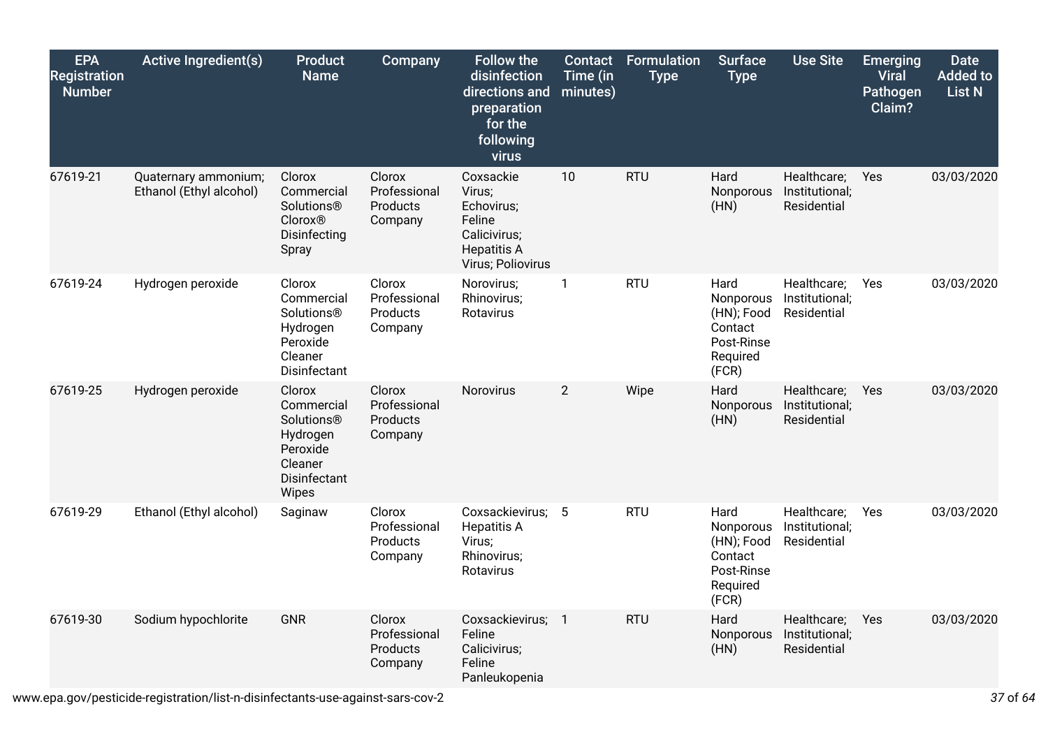| EPA Registration Number | Active Ingredient(s) | Product Name | Company | Follow the disinfection directions and preparation for the following virus | Contact Time (in minutes) | Formulation Type | Surface Type | Use Site | Emerging Viral Pathogen Claim? | Date Added to List N |
|---|---|---|---|---|---|---|---|---|---|---|
| 67619-21 | Quaternary ammonium; Ethanol (Ethyl alcohol) | Clorox Commercial Solutions® Clorox® Disinfecting Spray | Clorox Professional Products Company | Coxsackie Virus; Echovirus; Feline Calicivirus; Hepatitis A Virus; Poliovirus | 10 | RTU | Hard Nonporous (HN) | Healthcare; Institutional; Residential | Yes | 03/03/2020 |
| 67619-24 | Hydrogen peroxide | Clorox Commercial Solutions® Hydrogen Peroxide Cleaner Disinfectant | Clorox Professional Products Company | Norovirus; Rhinovirus; Rotavirus | 1 | RTU | Hard Nonporous (HN); Food Contact Post-Rinse Required (FCR) | Healthcare; Institutional; Residential | Yes | 03/03/2020 |
| 67619-25 | Hydrogen peroxide | Clorox Commercial Solutions® Hydrogen Peroxide Cleaner Disinfectant Wipes | Clorox Professional Products Company | Norovirus | 2 | Wipe | Hard Nonporous (HN) | Healthcare; Institutional; Residential | Yes | 03/03/2020 |
| 67619-29 | Ethanol (Ethyl alcohol) | Saginaw | Clorox Professional Products Company | Coxsackievirus; Hepatitis A Virus; Rhinovirus; Rotavirus | 5 | RTU | Hard Nonporous (HN); Food Contact Post-Rinse Required (FCR) | Healthcare; Institutional; Residential | Yes | 03/03/2020 |
| 67619-30 | Sodium hypochlorite | GNR | Clorox Professional Products Company | Coxsackievirus; Feline Calicivirus; Feline Panleukopenia | 1 | RTU | Hard Nonporous (HN) | Healthcare; Institutional; Residential | Yes | 03/03/2020 |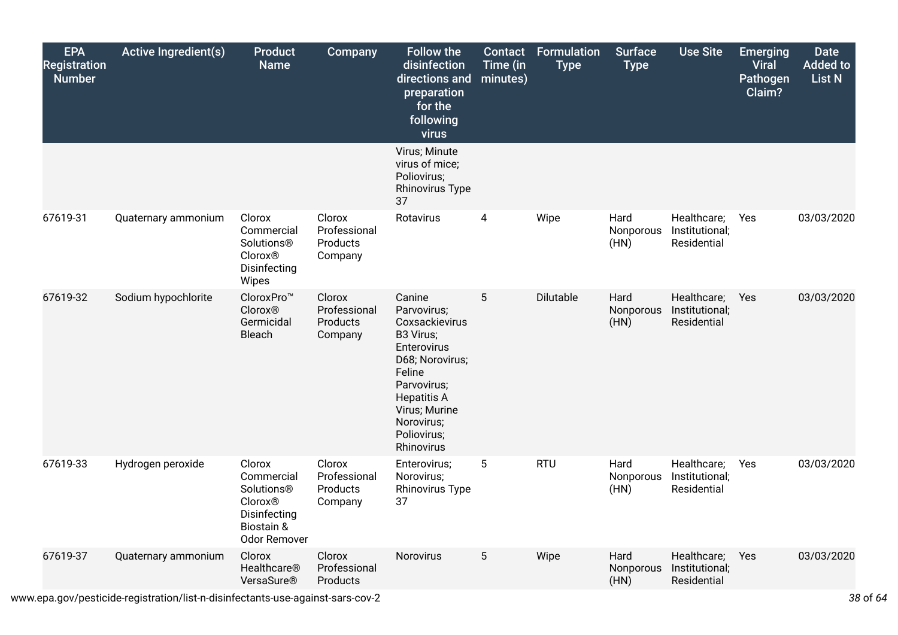| EPA Registration Number | Active Ingredient(s) | Product Name | Company | Follow the disinfection directions and preparation for the following virus | Contact Time (in minutes) | Formulation Type | Surface Type | Use Site | Emerging Viral Pathogen Claim? | Date Added to List N |
|---|---|---|---|---|---|---|---|---|---|---|
| | | | | Virus; Minute virus of mice; Poliovirus; Rhinovirus Type 37 | | | | | | |
| 67619-31 | Quaternary ammonium | Clorox Commercial Solutions® Clorox® Disinfecting Wipes | Clorox Professional Products Company | Rotavirus | 4 | Wipe | Hard Nonporous (HN) | Healthcare; Institutional; Residential | Yes | 03/03/2020 |
| 67619-32 | Sodium hypochlorite | CloroxPro™ Clorox® Germicidal Bleach | Clorox Professional Products Company | Canine Parvovirus; Coxsackievirus B3 Virus; Enterovirus D68; Norovirus; Feline Parvovirus; Hepatitis A Virus; Murine Norovirus; Poliovirus; Rhinovirus | 5 | Dilutable | Hard Nonporous (HN) | Healthcare; Institutional; Residential | Yes | 03/03/2020 |
| 67619-33 | Hydrogen peroxide | Clorox Commercial Solutions® Clorox® Disinfecting Biostain & Odor Remover | Clorox Professional Products Company | Enterovirus; Norovirus; Rhinovirus Type 37 | 5 | RTU | Hard Nonporous (HN) | Healthcare; Institutional; Residential | Yes | 03/03/2020 |
| 67619-37 | Quaternary ammonium | Clorox Healthcare® VersaSure® | Clorox Professional Products | Norovirus | 5 | Wipe | Hard Nonporous (HN) | Healthcare; Institutional; Residential | Yes | 03/03/2020 |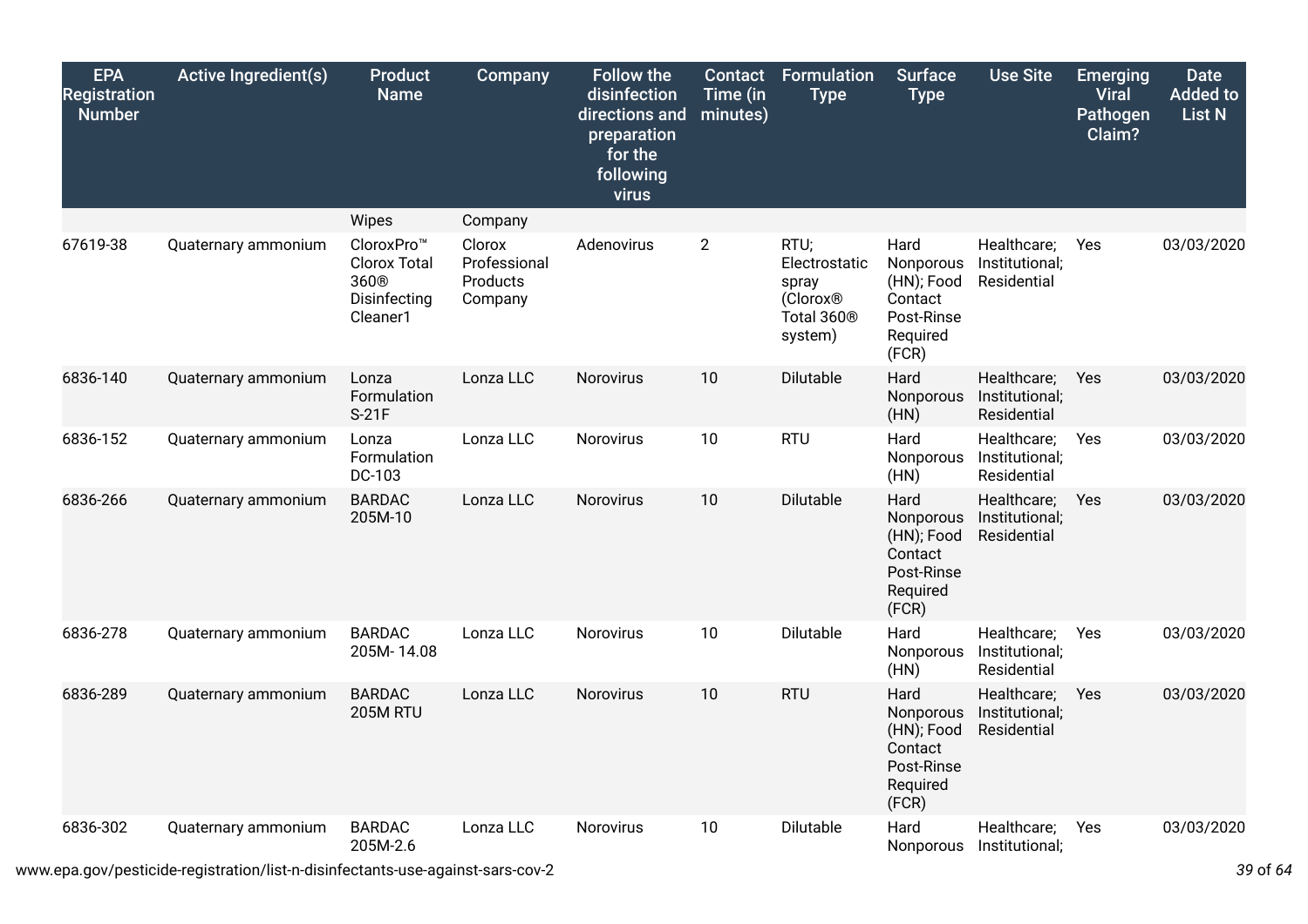| EPA Registration Number | Active Ingredient(s) | Product Name | Company | Follow the disinfection directions and preparation for the following virus | Contact Time (in minutes) | Formulation Type | Surface Type | Use Site | Emerging Viral Pathogen Claim? | Date Added to List N |
|---|---|---|---|---|---|---|---|---|---|---|
| | | Wipes | Company | | | | | | | |
| 67619-38 | Quaternary ammonium | CloroxPro™ Clorox Total 360® Disinfecting Cleaner1 | Clorox Professional Products Company | Adenovirus | 2 | RTU; Electrostatic spray (Clorox® Total 360® system) | Hard Nonporous (HN); Food Contact Post-Rinse Required (FCR) | Healthcare; Institutional; Residential | Yes | 03/03/2020 |
| 6836-140 | Quaternary ammonium | Lonza Formulation S-21F | Lonza LLC | Norovirus | 10 | Dilutable | Hard Nonporous (HN) | Healthcare; Institutional; Residential | Yes | 03/03/2020 |
| 6836-152 | Quaternary ammonium | Lonza Formulation DC-103 | Lonza LLC | Norovirus | 10 | RTU | Hard Nonporous (HN) | Healthcare; Institutional; Residential | Yes | 03/03/2020 |
| 6836-266 | Quaternary ammonium | BARDAC 205M-10 | Lonza LLC | Norovirus | 10 | Dilutable | Hard Nonporous (HN); Food Contact Post-Rinse Required (FCR) | Healthcare; Institutional; Residential | Yes | 03/03/2020 |
| 6836-278 | Quaternary ammonium | BARDAC 205M- 14.08 | Lonza LLC | Norovirus | 10 | Dilutable | Hard Nonporous (HN) | Healthcare; Institutional; Residential | Yes | 03/03/2020 |
| 6836-289 | Quaternary ammonium | BARDAC 205M RTU | Lonza LLC | Norovirus | 10 | RTU | Hard Nonporous (HN); Food Contact Post-Rinse Required (FCR) | Healthcare; Institutional; Residential | Yes | 03/03/2020 |
| 6836-302 | Quaternary ammonium | BARDAC 205M-2.6 | Lonza LLC | Norovirus | 10 | Dilutable | Hard Nonporous | Healthcare; Institutional; | Yes | 03/03/2020 |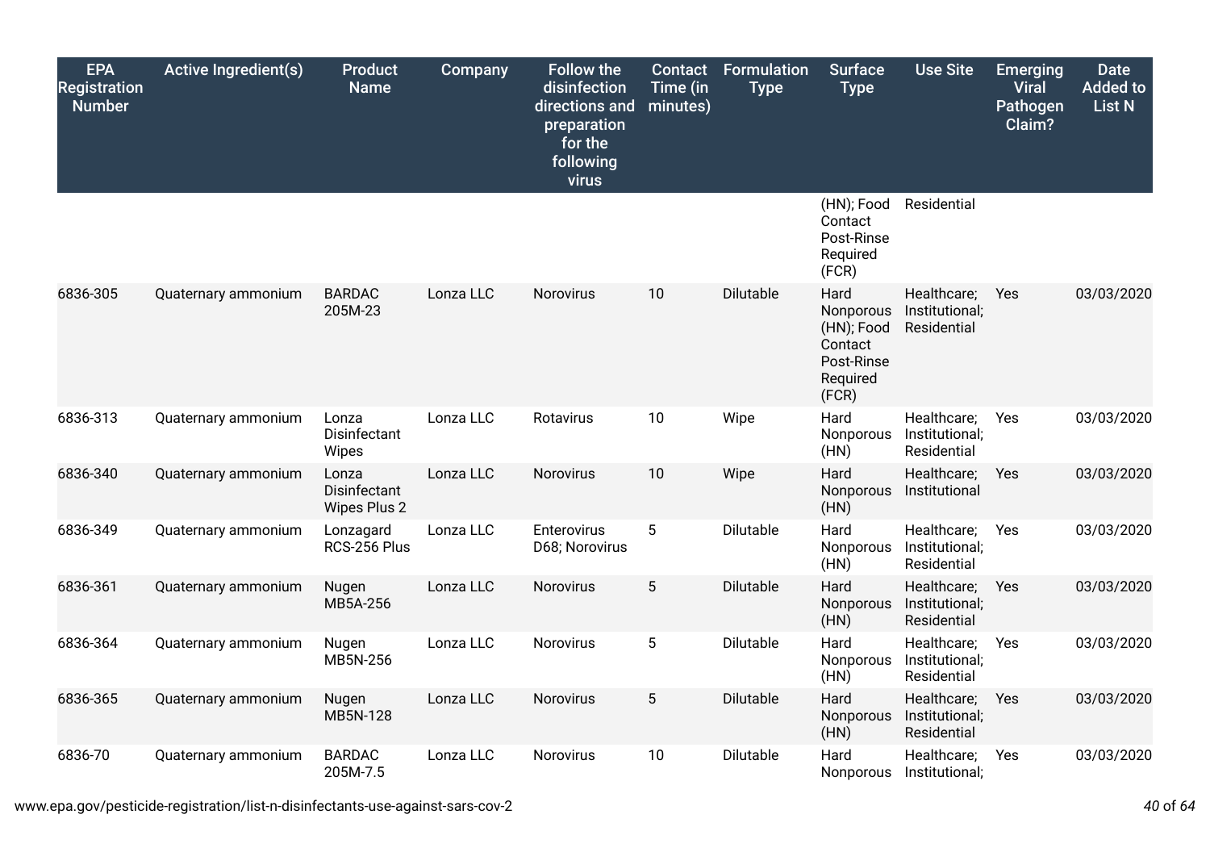| EPA Registration Number | Active Ingredient(s) | Product Name | Company | Follow the disinfection directions and preparation for the following virus | Contact Time (in minutes) | Formulation Type | Surface Type | Use Site | Emerging Viral Pathogen Claim? | Date Added to List N |
|---|---|---|---|---|---|---|---|---|---|---|
| | | | | | | | (HN); Food Contact Post-Rinse Required (FCR) | Residential | | |
| 6836-305 | Quaternary ammonium | BARDAC 205M-23 | Lonza LLC | Norovirus | 10 | Dilutable | Hard Nonporous (HN); Food Contact Post-Rinse Required (FCR) | Healthcare; Institutional; Residential | Yes | 03/03/2020 |
| 6836-313 | Quaternary ammonium | Lonza Disinfectant Wipes | Lonza LLC | Rotavirus | 10 | Wipe | Hard Nonporous (HN) | Healthcare; Institutional; Residential | Yes | 03/03/2020 |
| 6836-340 | Quaternary ammonium | Lonza Disinfectant Wipes Plus 2 | Lonza LLC | Norovirus | 10 | Wipe | Hard Nonporous (HN) | Healthcare; Institutional | Yes | 03/03/2020 |
| 6836-349 | Quaternary ammonium | Lonzagard RCS-256 Plus | Lonza LLC | Enterovirus D68; Norovirus | 5 | Dilutable | Hard Nonporous (HN) | Healthcare; Institutional; Residential | Yes | 03/03/2020 |
| 6836-361 | Quaternary ammonium | Nugen MB5A-256 | Lonza LLC | Norovirus | 5 | Dilutable | Hard Nonporous (HN) | Healthcare; Institutional; Residential | Yes | 03/03/2020 |
| 6836-364 | Quaternary ammonium | Nugen MB5N-256 | Lonza LLC | Norovirus | 5 | Dilutable | Hard Nonporous (HN) | Healthcare; Institutional; Residential | Yes | 03/03/2020 |
| 6836-365 | Quaternary ammonium | Nugen MB5N-128 | Lonza LLC | Norovirus | 5 | Dilutable | Hard Nonporous (HN) | Healthcare; Institutional; Residential | Yes | 03/03/2020 |
| 6836-70 | Quaternary ammonium | BARDAC 205M-7.5 | Lonza LLC | Norovirus | 10 | Dilutable | Hard Nonporous | Healthcare; Institutional; | Yes | 03/03/2020 |

www.epa.gov/pesticide-registration/list-n-disinfectants-use-against-sars-cov-2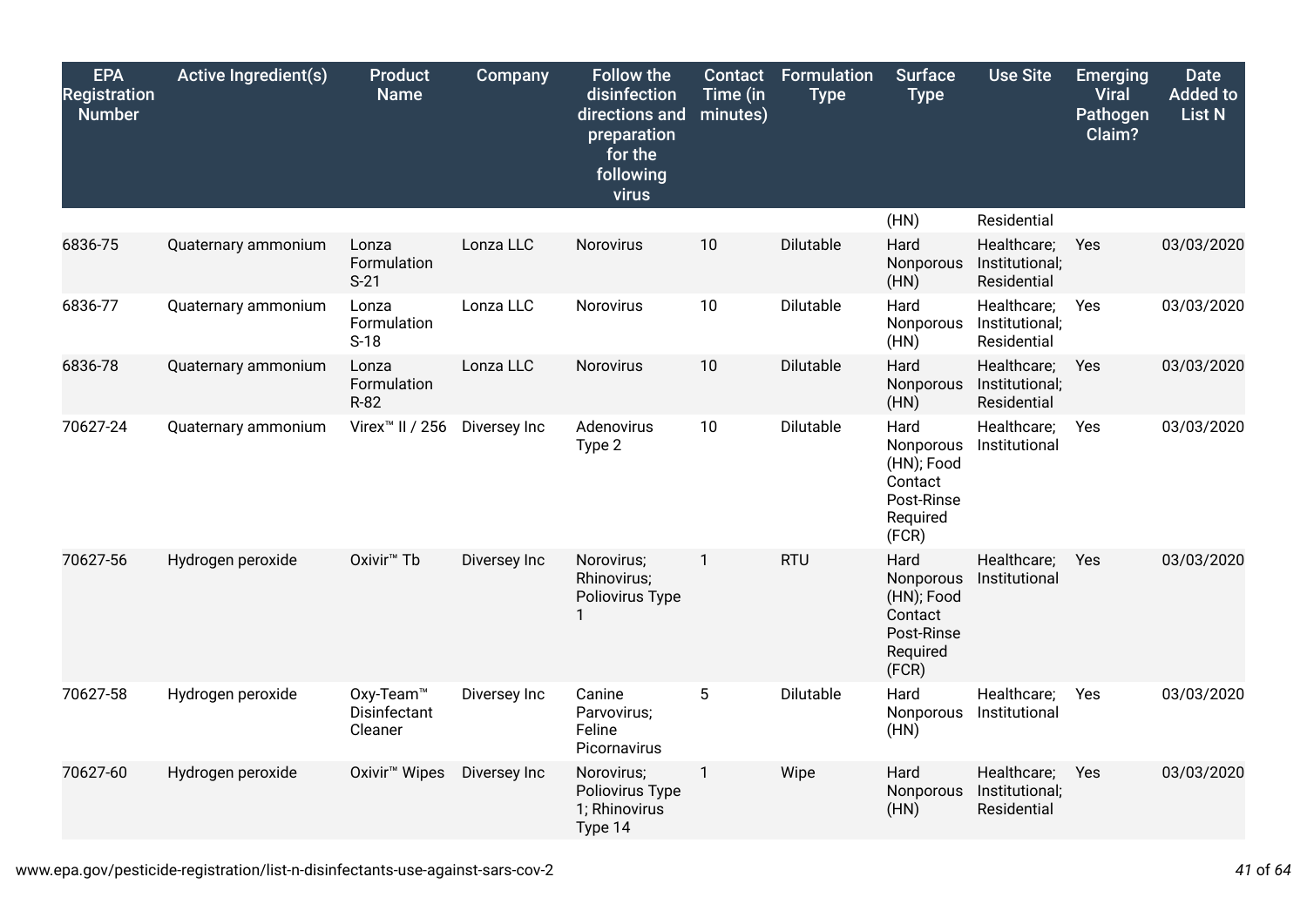| EPA Registration Number | Active Ingredient(s) | Product Name | Company | Follow the disinfection directions and preparation for the following virus | Contact Time (in minutes) | Formulation Type | Surface Type | Use Site | Emerging Viral Pathogen Claim? | Date Added to List N |
|---|---|---|---|---|---|---|---|---|---|---|
| | | | | | | | (HN) | Residential | | |
| 6836-75 | Quaternary ammonium | Lonza Formulation S-21 | Lonza LLC | Norovirus | 10 | Dilutable | Hard Nonporous (HN) | Healthcare; Institutional; Residential | Yes | 03/03/2020 |
| 6836-77 | Quaternary ammonium | Lonza Formulation S-18 | Lonza LLC | Norovirus | 10 | Dilutable | Hard Nonporous (HN) | Healthcare; Institutional; Residential | Yes | 03/03/2020 |
| 6836-78 | Quaternary ammonium | Lonza Formulation R-82 | Lonza LLC | Norovirus | 10 | Dilutable | Hard Nonporous (HN) | Healthcare; Institutional; Residential | Yes | 03/03/2020 |
| 70627-24 | Quaternary ammonium | Virex™ II / 256 | Diversey Inc | Adenovirus Type 2 | 10 | Dilutable | Hard Nonporous (HN); Food Contact Post-Rinse Required (FCR) | Healthcare; Institutional | Yes | 03/03/2020 |
| 70627-56 | Hydrogen peroxide | Oxivir™ Tb | Diversey Inc | Norovirus; Rhinovirus; Poliovirus Type 1 | 1 | RTU | Hard Nonporous (HN); Food Contact Post-Rinse Required (FCR) | Healthcare; Institutional | Yes | 03/03/2020 |
| 70627-58 | Hydrogen peroxide | Oxy-Team™ Disinfectant Cleaner | Diversey Inc | Canine Parvovirus; Feline Picornavirus | 5 | Dilutable | Hard Nonporous (HN) | Healthcare; Institutional | Yes | 03/03/2020 |
| 70627-60 | Hydrogen peroxide | Oxivir™ Wipes | Diversey Inc | Norovirus; Poliovirus Type 1; Rhinovirus Type 14 | 1 | Wipe | Hard Nonporous (HN) | Healthcare; Institutional; Residential | Yes | 03/03/2020 |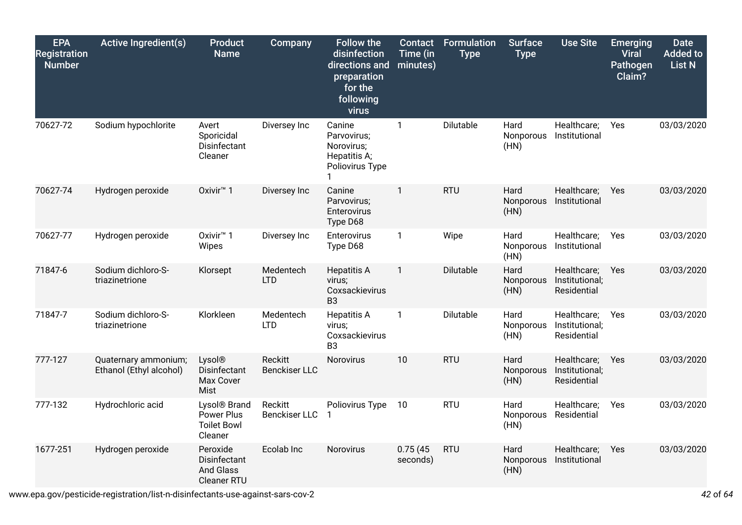| EPA Registration Number | Active Ingredient(s) | Product Name | Company | Follow the disinfection directions and preparation for the following virus | Contact Time (in minutes) | Formulation Type | Surface Type | Use Site | Emerging Viral Pathogen Claim? | Date Added to List N |
|---|---|---|---|---|---|---|---|---|---|---|
| 70627-72 | Sodium hypochlorite | Avert Sporicidal Disinfectant Cleaner | Diversey Inc | Canine Parvovirus; Norovirus; Hepatitis A; Poliovirus Type 1 | 1 | Dilutable | Hard Nonporous (HN) | Healthcare; Institutional | Yes | 03/03/2020 |
| 70627-74 | Hydrogen peroxide | Oxivir™ 1 | Diversey Inc | Canine Parvovirus; Enterovirus Type D68 | 1 | RTU | Hard Nonporous (HN) | Healthcare; Institutional | Yes | 03/03/2020 |
| 70627-77 | Hydrogen peroxide | Oxivir™ 1 Wipes | Diversey Inc | Enterovirus Type D68 | 1 | Wipe | Hard Nonporous (HN) | Healthcare; Institutional | Yes | 03/03/2020 |
| 71847-6 | Sodium dichloro-S-triazinetrione | Klorsept | Medentech LTD | Hepatitis A virus; Coxsackievirus B3 | 1 | Dilutable | Hard Nonporous (HN) | Healthcare; Institutional; Residential | Yes | 03/03/2020 |
| 71847-7 | Sodium dichloro-S-triazinetrione | Klorkleen | Medentech LTD | Hepatitis A virus; Coxsackievirus B3 | 1 | Dilutable | Hard Nonporous (HN) | Healthcare; Institutional; Residential | Yes | 03/03/2020 |
| 777-127 | Quaternary ammonium; Ethanol (Ethyl alcohol) | Lysol® Disinfectant Max Cover Mist | Reckitt Benckiser LLC | Norovirus | 10 | RTU | Hard Nonporous (HN) | Healthcare; Institutional; Residential | Yes | 03/03/2020 |
| 777-132 | Hydrochloric acid | Lysol® Brand Power Plus Toilet Bowl Cleaner | Reckitt Benckiser LLC | Poliovirus Type 1 | 10 | RTU | Hard Nonporous (HN) | Healthcare; Residential | Yes | 03/03/2020 |
| 1677-251 | Hydrogen peroxide | Peroxide Disinfectant And Glass Cleaner RTU | Ecolab Inc | Norovirus | 0.75 (45 seconds) | RTU | Hard Nonporous (HN) | Healthcare; Institutional | Yes | 03/03/2020 |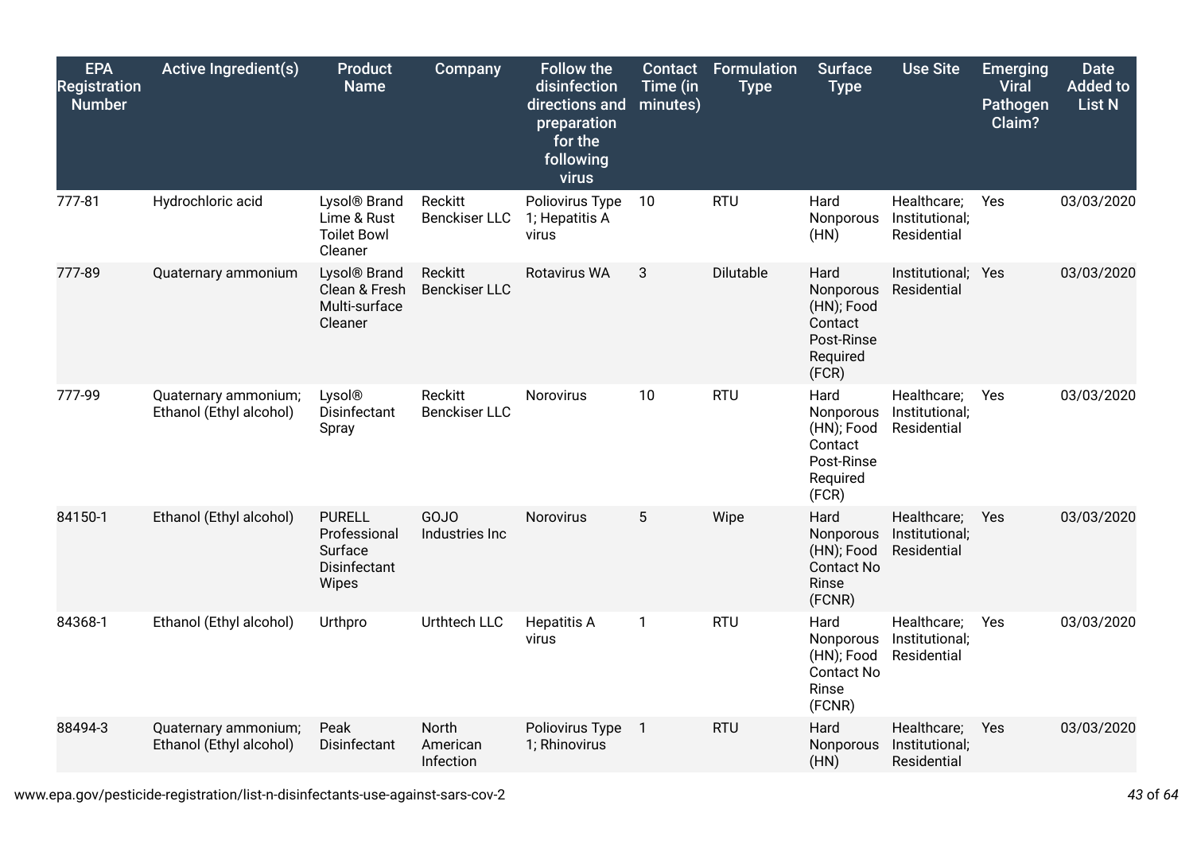| EPA Registration Number | Active Ingredient(s) | Product Name | Company | Follow the disinfection directions and preparation for the following virus | Contact Time (in minutes) | Formulation Type | Surface Type | Use Site | Emerging Viral Pathogen Claim? | Date Added to List N |
|---|---|---|---|---|---|---|---|---|---|---|
| 777-81 | Hydrochloric acid | Lysol® Brand Lime & Rust Toilet Bowl Cleaner | Reckitt Benckiser LLC | Poliovirus Type 1; Hepatitis A virus | 10 | RTU | Hard Nonporous (HN) | Healthcare; Institutional; Residential | Yes | 03/03/2020 |
| 777-89 | Quaternary ammonium | Lysol® Brand Clean & Fresh Multi-surface Cleaner | Reckitt Benckiser LLC | Rotavirus WA | 3 | Dilutable | Hard Nonporous (HN); Food Contact Post-Rinse Required (FCR) | Institutional; Residential | Yes | 03/03/2020 |
| 777-99 | Quaternary ammonium; Ethanol (Ethyl alcohol) | Lysol® Disinfectant Spray | Reckitt Benckiser LLC | Norovirus | 10 | RTU | Hard Nonporous (HN); Food Contact Post-Rinse Required (FCR) | Healthcare; Institutional; Residential | Yes | 03/03/2020 |
| 84150-1 | Ethanol (Ethyl alcohol) | PURELL Professional Surface Disinfectant Wipes | GOJO Industries Inc | Norovirus | 5 | Wipe | Hard Nonporous (HN); Food Contact No Rinse (FCNR) | Healthcare; Institutional; Residential | Yes | 03/03/2020 |
| 84368-1 | Ethanol (Ethyl alcohol) | Urthpro | Urthtech LLC | Hepatitis A virus | 1 | RTU | Hard Nonporous (HN); Food Contact No Rinse (FCNR) | Healthcare; Institutional; Residential | Yes | 03/03/2020 |
| 88494-3 | Quaternary ammonium; Ethanol (Ethyl alcohol) | Peak Disinfectant | North American Infection | Poliovirus Type 1; Rhinovirus | 1 | RTU | Hard Nonporous (HN) | Healthcare; Institutional; Residential | Yes | 03/03/2020 |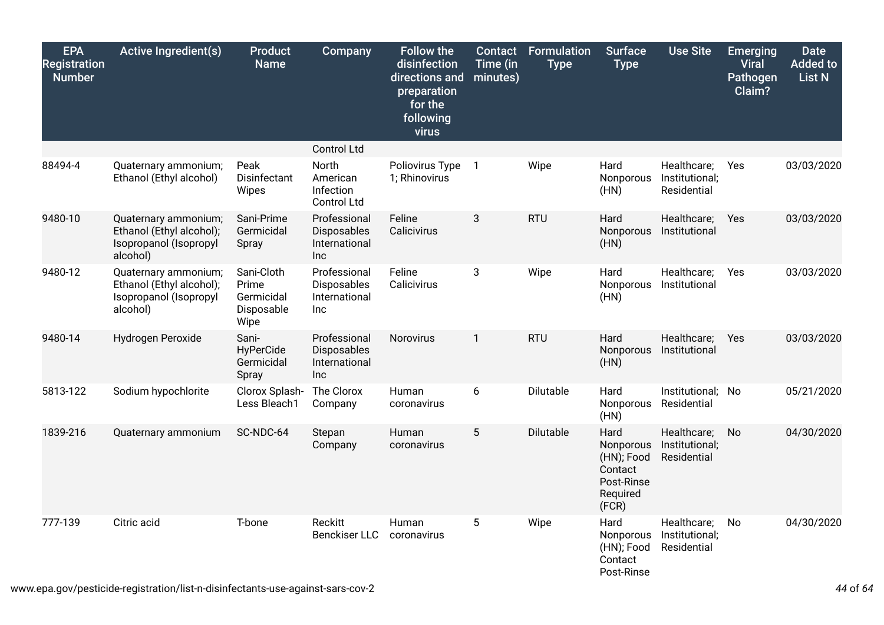| EPA Registration Number | Active Ingredient(s) | Product Name | Company | Follow the disinfection directions and preparation for the following virus | Contact Time (in minutes) | Formulation Type | Surface Type | Use Site | Emerging Viral Pathogen Claim? | Date Added to List N |
|---|---|---|---|---|---|---|---|---|---|---|
| | | | Control Ltd | | | | | | | |
| 88494-4 | Quaternary ammonium; Ethanol (Ethyl alcohol) | Peak Disinfectant Wipes | North American Infection Control Ltd | Poliovirus Type 1; Rhinovirus | 1 | Wipe | Hard Nonporous (HN) | Healthcare; Institutional; Residential | Yes | 03/03/2020 |
| 9480-10 | Quaternary ammonium; Ethanol (Ethyl alcohol); Isopropanol (Isopropyl alcohol) | Sani-Prime Germicidal Spray | Professional Disposables International Inc | Feline Calicivirus | 3 | RTU | Hard Nonporous (HN) | Healthcare; Institutional | Yes | 03/03/2020 |
| 9480-12 | Quaternary ammonium; Ethanol (Ethyl alcohol); Isopropanol (Isopropyl alcohol) | Sani-Cloth Prime Germicidal Disposable Wipe | Professional Disposables International Inc | Feline Calicivirus | 3 | Wipe | Hard Nonporous (HN) | Healthcare; Institutional | Yes | 03/03/2020 |
| 9480-14 | Hydrogen Peroxide | Sani-HyPerCide Germicidal Spray | Professional Disposables International Inc | Norovirus | 1 | RTU | Hard Nonporous (HN) | Healthcare; Institutional | Yes | 03/03/2020 |
| 5813-122 | Sodium hypochlorite | Clorox Splash-Less Bleach1 | The Clorox Company | Human coronavirus | 6 | Dilutable | Hard Nonporous (HN) | Institutional; Residential | No | 05/21/2020 |
| 1839-216 | Quaternary ammonium | SC-NDC-64 | Stepan Company | Human coronavirus | 5 | Dilutable | Hard Nonporous (HN); Food Contact Post-Rinse Required (FCR) | Healthcare; Institutional; Residential | No | 04/30/2020 |
| 777-139 | Citric acid | T-bone | Reckitt Benckiser LLC | Human coronavirus | 5 | Wipe | Hard Nonporous (HN); Food Contact Post-Rinse | Healthcare; Institutional; Residential | No | 04/30/2020 |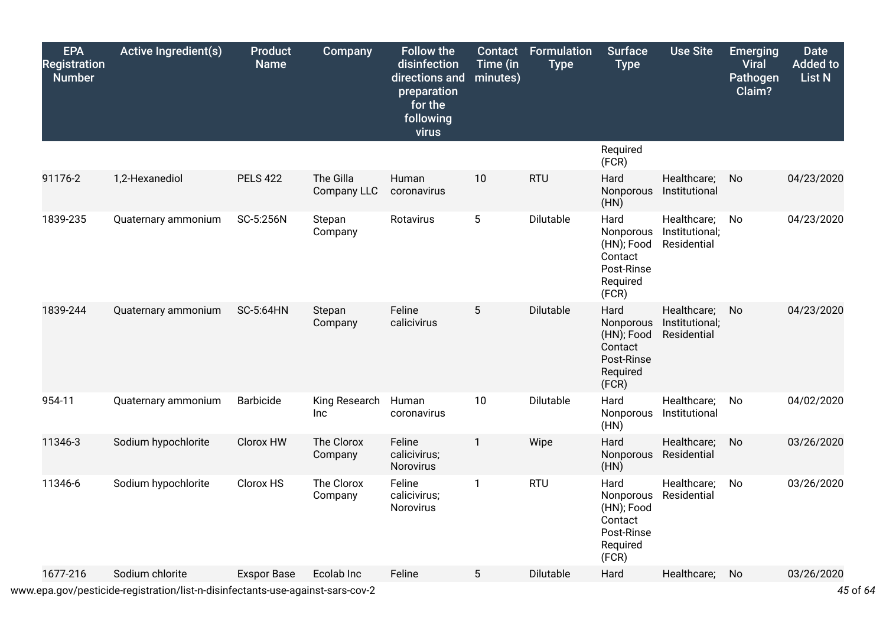| EPA Registration Number | Active Ingredient(s) | Product Name | Company | Follow the disinfection directions and preparation for the following virus | Contact Time (in minutes) | Formulation Type | Surface Type | Use Site | Emerging Viral Pathogen Claim? | Date Added to List N |
|---|---|---|---|---|---|---|---|---|---|---|
| | | | | | | | Required (FCR) | | | |
| 91176-2 | 1,2-Hexanediol | PELS 422 | The Gilla Company LLC | Human coronavirus | 10 | RTU | Hard Nonporous (HN) | Healthcare; Institutional | No | 04/23/2020 |
| 1839-235 | Quaternary ammonium | SC-5:256N | Stepan Company | Rotavirus | 5 | Dilutable | Hard Nonporous (HN); Food Contact Post-Rinse Required (FCR) | Healthcare; Institutional; Residential | No | 04/23/2020 |
| 1839-244 | Quaternary ammonium | SC-5:64HN | Stepan Company | Feline calicivirus | 5 | Dilutable | Hard Nonporous (HN); Food Contact Post-Rinse Required (FCR) | Healthcare; Institutional; Residential | No | 04/23/2020 |
| 954-11 | Quaternary ammonium | Barbicide | King Research Inc | Human coronavirus | 10 | Dilutable | Hard Nonporous (HN) | Healthcare; Institutional | No | 04/02/2020 |
| 11346-3 | Sodium hypochlorite | Clorox HW | The Clorox Company | Feline calicivirus; Norovirus | 1 | Wipe | Hard Nonporous (HN) | Healthcare; Residential | No | 03/26/2020 |
| 11346-6 | Sodium hypochlorite | Clorox HS | The Clorox Company | Feline calicivirus; Norovirus | 1 | RTU | Hard Nonporous (HN); Food Contact Post-Rinse Required (FCR) | Healthcare; Residential | No | 03/26/2020 |
| 1677-216 | Sodium chlorite | Exspor Base | Ecolab Inc | Feline | 5 | Dilutable | Hard | Healthcare; | No | 03/26/2020 |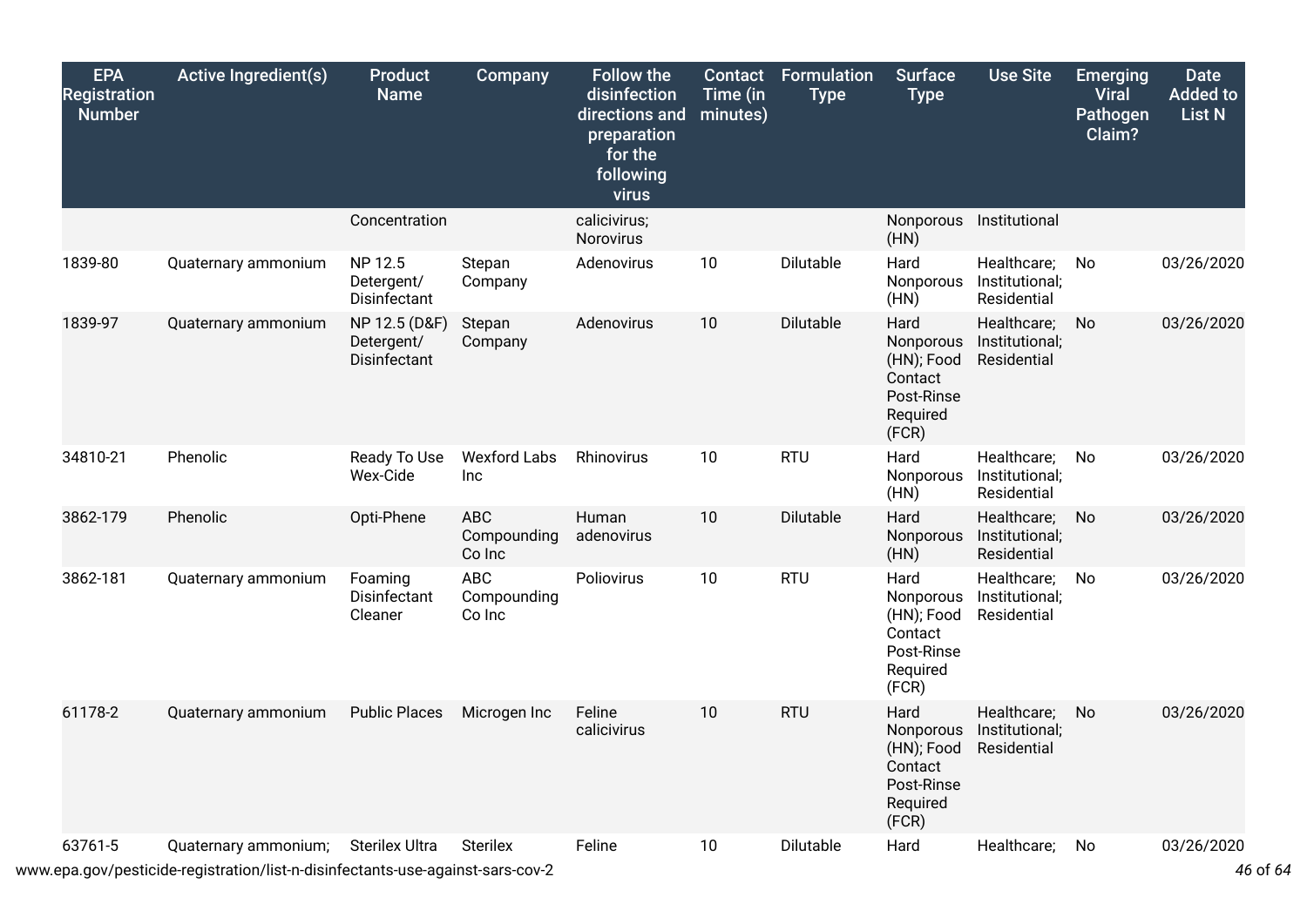| EPA Registration Number | Active Ingredient(s) | Product Name | Company | Follow the disinfection directions and preparation for the following virus | Contact Time (in minutes) | Formulation Type | Surface Type | Use Site | Emerging Viral Pathogen Claim? | Date Added to List N |
|---|---|---|---|---|---|---|---|---|---|---|
| | | Concentration | | calicivirus; Norovirus | | | Nonporous (HN) | Institutional | | |
| 1839-80 | Quaternary ammonium | NP 12.5 Detergent/ Disinfectant | Stepan Company | Adenovirus | 10 | Dilutable | Hard Nonporous (HN) | Healthcare; Institutional; Residential | No | 03/26/2020 |
| 1839-97 | Quaternary ammonium | NP 12.5 (D&F) Detergent/ Disinfectant | Stepan Company | Adenovirus | 10 | Dilutable | Hard Nonporous (HN); Food Contact Post-Rinse Required (FCR) | Healthcare; Institutional; Residential | No | 03/26/2020 |
| 34810-21 | Phenolic | Ready To Use Wex-Cide | Wexford Labs Inc | Rhinovirus | 10 | RTU | Hard Nonporous (HN) | Healthcare; Institutional; Residential | No | 03/26/2020 |
| 3862-179 | Phenolic | Opti-Phene | ABC Compounding Co Inc | Human adenovirus | 10 | Dilutable | Hard Nonporous (HN) | Healthcare; Institutional; Residential | No | 03/26/2020 |
| 3862-181 | Quaternary ammonium | Foaming Disinfectant Cleaner | ABC Compounding Co Inc | Poliovirus | 10 | RTU | Hard Nonporous (HN); Food Contact Post-Rinse Required (FCR) | Healthcare; Institutional; Residential | No | 03/26/2020 |
| 61178-2 | Quaternary ammonium | Public Places | Microgen Inc | Feline calicivirus | 10 | RTU | Hard Nonporous (HN); Food Contact Post-Rinse Required (FCR) | Healthcare; Institutional; Residential | No | 03/26/2020 |
| 63761-5 | Quaternary ammonium; | Sterilex Ultra | Sterilex | Feline | 10 | Dilutable | Hard | Healthcare; | No | 03/26/2020 |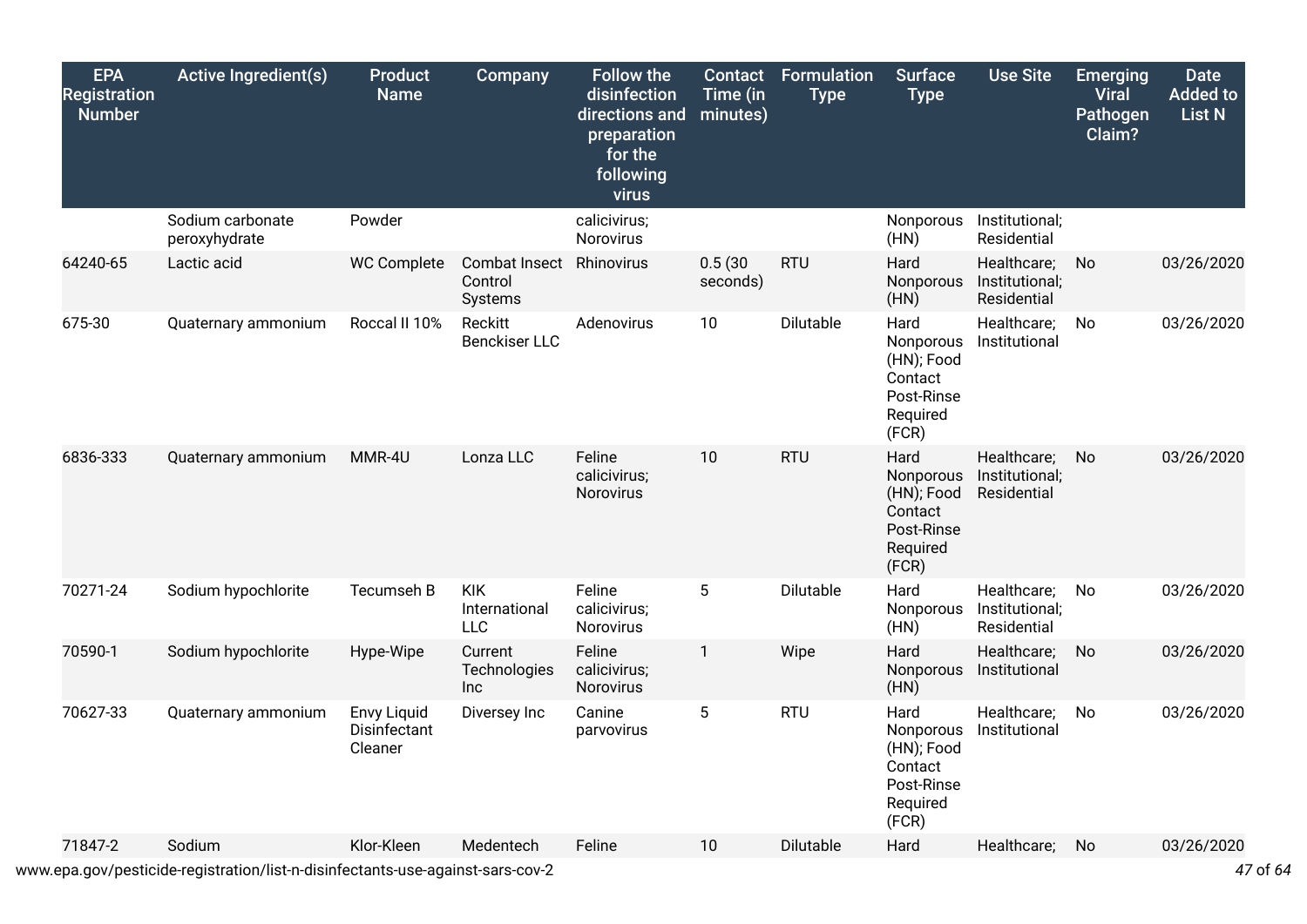| EPA Registration Number | Active Ingredient(s) | Product Name | Company | Follow the disinfection directions and preparation for the following virus | Contact Time (in minutes) | Formulation Type | Surface Type | Use Site | Emerging Viral Pathogen Claim? | Date Added to List N |
|---|---|---|---|---|---|---|---|---|---|---|
| | Sodium carbonate peroxyhydrate | Powder | | calicivirus; Norovirus | | | Nonporous (HN) | Institutional; Residential | | |
| 64240-65 | Lactic acid | WC Complete | Combat Insect Control Systems | Rhinovirus | 0.5 (30 seconds) | RTU | Hard Nonporous (HN) | Healthcare; Institutional; Residential | No | 03/26/2020 |
| 675-30 | Quaternary ammonium | Roccal II 10% | Reckitt Benckiser LLC | Adenovirus | 10 | Dilutable | Hard Nonporous (HN); Food Contact Post-Rinse Required (FCR) | Healthcare; Institutional | No | 03/26/2020 |
| 6836-333 | Quaternary ammonium | MMR-4U | Lonza LLC | Feline calicivirus; Norovirus | 10 | RTU | Hard Nonporous (HN); Food Contact Post-Rinse Required (FCR) | Healthcare; Institutional; Residential | No | 03/26/2020 |
| 70271-24 | Sodium hypochlorite | Tecumseh B | KIK International LLC | Feline calicivirus; Norovirus | 5 | Dilutable | Hard Nonporous (HN) | Healthcare; Institutional; Residential | No | 03/26/2020 |
| 70590-1 | Sodium hypochlorite | Hype-Wipe | Current Technologies Inc | Feline calicivirus; Norovirus | 1 | Wipe | Hard Nonporous (HN) | Healthcare; Institutional | No | 03/26/2020 |
| 70627-33 | Quaternary ammonium | Envy Liquid Disinfectant Cleaner | Diversey Inc | Canine parvovirus | 5 | RTU | Hard Nonporous (HN); Food Contact Post-Rinse Required (FCR) | Healthcare; Institutional | No | 03/26/2020 |
| 71847-2 | Sodium | Klor-Kleen | Medentech | Feline | 10 | Dilutable | Hard | Healthcare; | No | 03/26/2020 |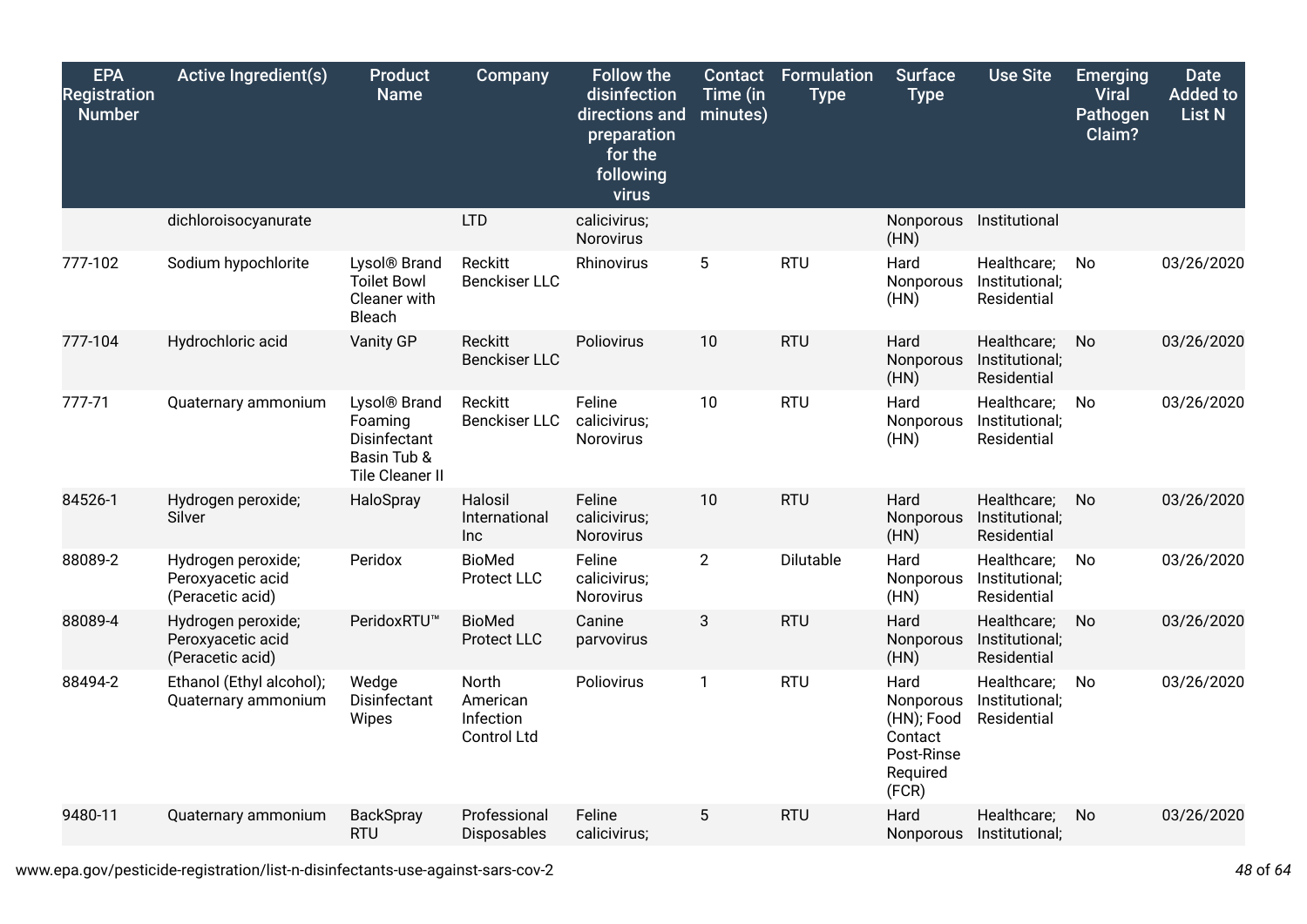| EPA Registration Number | Active Ingredient(s) | Product Name | Company | Follow the disinfection directions and preparation for the following virus | Contact Time (in minutes) | Formulation Type | Surface Type | Use Site | Emerging Viral Pathogen Claim? | Date Added to List N |
|---|---|---|---|---|---|---|---|---|---|---|
| | dichloroisocyanurate | | LTD | calicivirus; Norovirus | | | Nonporous (HN) | Institutional | | |
| 777-102 | Sodium hypochlorite | Lysol® Brand Toilet Bowl Cleaner with Bleach | Reckitt Benckiser LLC | Rhinovirus | 5 | RTU | Hard Nonporous (HN) | Healthcare; Institutional; Residential | No | 03/26/2020 |
| 777-104 | Hydrochloric acid | Vanity GP | Reckitt Benckiser LLC | Poliovirus | 10 | RTU | Hard Nonporous (HN) | Healthcare; Institutional; Residential | No | 03/26/2020 |
| 777-71 | Quaternary ammonium | Lysol® Brand Foaming Disinfectant Basin Tub & Tile Cleaner II | Reckitt Benckiser LLC | Feline calicivirus; Norovirus | 10 | RTU | Hard Nonporous (HN) | Healthcare; Institutional; Residential | No | 03/26/2020 |
| 84526-1 | Hydrogen peroxide; Silver | HaloSpray | Halosil International Inc | Feline calicivirus; Norovirus | 10 | RTU | Hard Nonporous (HN) | Healthcare; Institutional; Residential | No | 03/26/2020 |
| 88089-2 | Hydrogen peroxide; Peroxyacetic acid (Peracetic acid) | Peridox | BioMed Protect LLC | Feline calicivirus; Norovirus | 2 | Dilutable | Hard Nonporous (HN) | Healthcare; Institutional; Residential | No | 03/26/2020 |
| 88089-4 | Hydrogen peroxide; Peroxyacetic acid (Peracetic acid) | PeridoxRTU™ | BioMed Protect LLC | Canine parvovirus | 3 | RTU | Hard Nonporous (HN) | Healthcare; Institutional; Residential | No | 03/26/2020 |
| 88494-2 | Ethanol (Ethyl alcohol); Quaternary ammonium | Wedge Disinfectant Wipes | North American Infection Control Ltd | Poliovirus | 1 | RTU | Hard Nonporous (HN); Food Contact Post-Rinse Required (FCR) | Healthcare; Institutional; Residential | No | 03/26/2020 |
| 9480-11 | Quaternary ammonium | BackSpray RTU | Professional Disposables | Feline calicivirus; | 5 | RTU | Hard Nonporous | Healthcare; Institutional; | No | 03/26/2020 |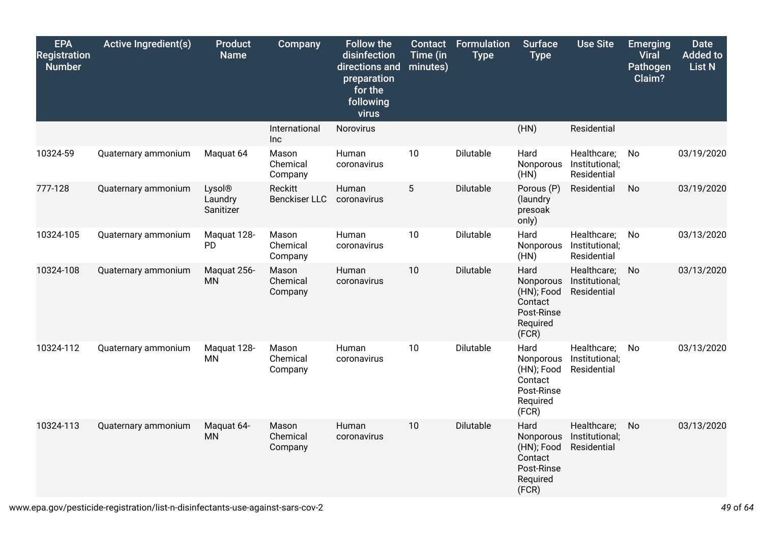| EPA Registration Number | Active Ingredient(s) | Product Name | Company | Follow the disinfection directions and preparation for the following virus | Contact Time (in minutes) | Formulation Type | Surface Type | Use Site | Emerging Viral Pathogen Claim? | Date Added to List N |
|---|---|---|---|---|---|---|---|---|---|---|
| | | | International Inc | Norovirus | | | (HN) | Residential | | |
| 10324-59 | Quaternary ammonium | Maquat 64 | Mason Chemical Company | Human coronavirus | 10 | Dilutable | Hard Nonporous (HN) | Healthcare; Institutional; Residential | No | 03/19/2020 |
| 777-128 | Quaternary ammonium | Lysol® Laundry Sanitizer | Reckitt Benckiser LLC | Human coronavirus | 5 | Dilutable | Porous (P) (laundry presoak only) | Residential | No | 03/19/2020 |
| 10324-105 | Quaternary ammonium | Maquat 128-PD | Mason Chemical Company | Human coronavirus | 10 | Dilutable | Hard Nonporous (HN) | Healthcare; Institutional; Residential | No | 03/13/2020 |
| 10324-108 | Quaternary ammonium | Maquat 256-MN | Mason Chemical Company | Human coronavirus | 10 | Dilutable | Hard Nonporous (HN); Food Contact Post-Rinse Required (FCR) | Healthcare; Institutional; Residential | No | 03/13/2020 |
| 10324-112 | Quaternary ammonium | Maquat 128-MN | Mason Chemical Company | Human coronavirus | 10 | Dilutable | Hard Nonporous (HN); Food Contact Post-Rinse Required (FCR) | Healthcare; Institutional; Residential | No | 03/13/2020 |
| 10324-113 | Quaternary ammonium | Maquat 64-MN | Mason Chemical Company | Human coronavirus | 10 | Dilutable | Hard Nonporous (HN); Food Contact Post-Rinse Required (FCR) | Healthcare; Institutional; Residential | No | 03/13/2020 |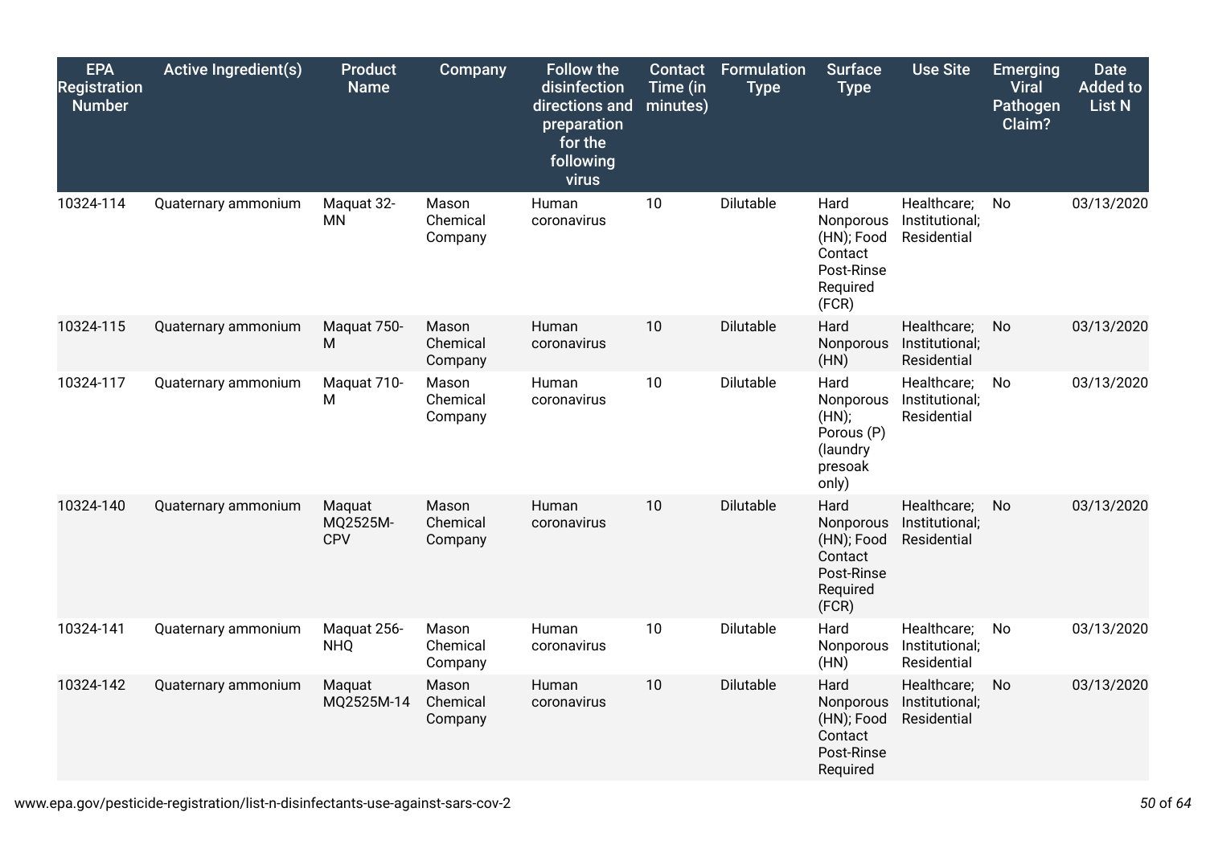| EPA Registration Number | Active Ingredient(s) | Product Name | Company | Follow the disinfection directions and preparation for the following virus | Contact Time (in minutes) | Formulation Type | Surface Type | Use Site | Emerging Viral Pathogen Claim? | Date Added to List N |
|---|---|---|---|---|---|---|---|---|---|---|
| 10324-114 | Quaternary ammonium | Maquat 32-MN | Mason Chemical Company | Human coronavirus | 10 | Dilutable | Hard Nonporous (HN); Food Contact Post-Rinse Required (FCR) | Healthcare; Institutional; Residential | No | 03/13/2020 |
| 10324-115 | Quaternary ammonium | Maquat 750-M | Mason Chemical Company | Human coronavirus | 10 | Dilutable | Hard Nonporous (HN) | Healthcare; Institutional; Residential | No | 03/13/2020 |
| 10324-117 | Quaternary ammonium | Maquat 710-M | Mason Chemical Company | Human coronavirus | 10 | Dilutable | Hard Nonporous (HN); Porous (P) (laundry presoak only) | Healthcare; Institutional; Residential | No | 03/13/2020 |
| 10324-140 | Quaternary ammonium | Maquat MQ2525M-CPV | Mason Chemical Company | Human coronavirus | 10 | Dilutable | Hard Nonporous (HN); Food Contact Post-Rinse Required (FCR) | Healthcare; Institutional; Residential | No | 03/13/2020 |
| 10324-141 | Quaternary ammonium | Maquat 256-NHQ | Mason Chemical Company | Human coronavirus | 10 | Dilutable | Hard Nonporous (HN) | Healthcare; Institutional; Residential | No | 03/13/2020 |
| 10324-142 | Quaternary ammonium | Maquat MQ2525M-14 | Mason Chemical Company | Human coronavirus | 10 | Dilutable | Hard Nonporous (HN); Food Contact Post-Rinse Required | Healthcare; Institutional; Residential | No | 03/13/2020 |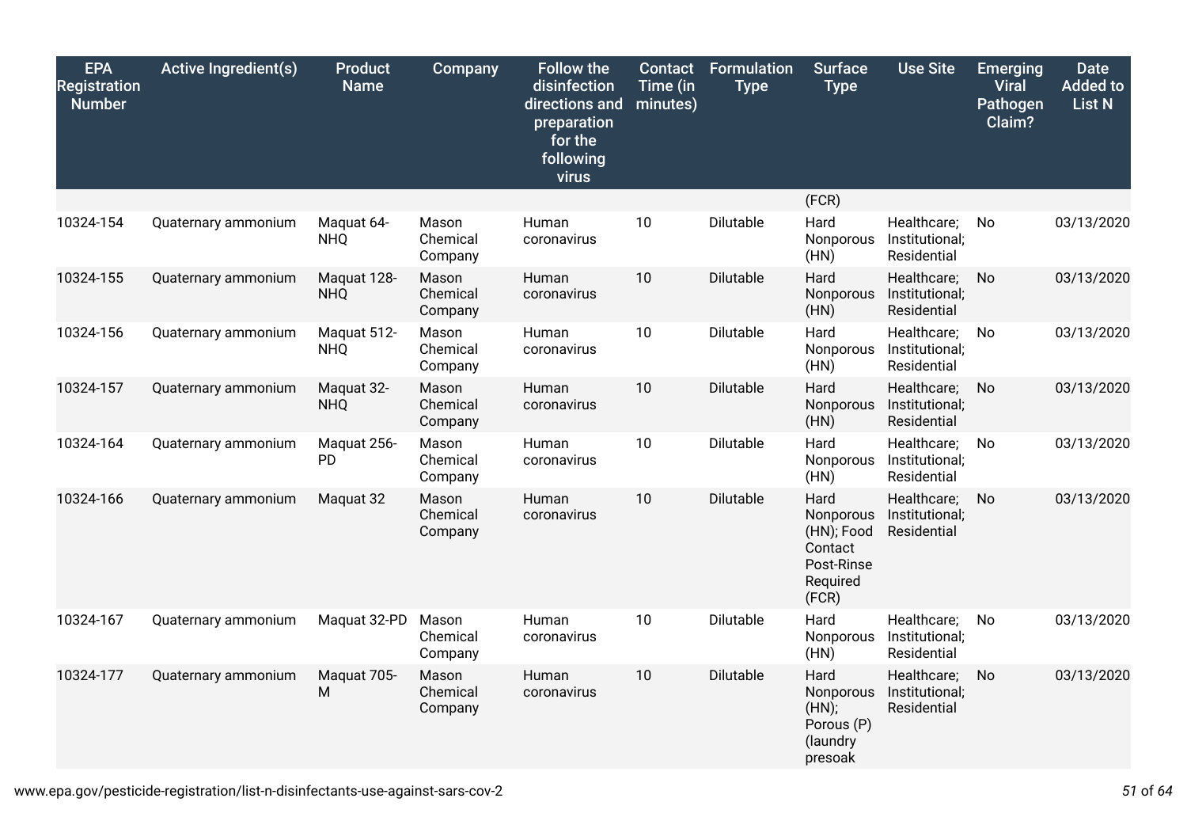| EPA Registration Number | Active Ingredient(s) | Product Name | Company | Follow the disinfection directions and preparation for the following virus | Contact Time (in minutes) | Formulation Type | Surface Type | Use Site | Emerging Viral Pathogen Claim? | Date Added to List N |
|---|---|---|---|---|---|---|---|---|---|---|
| | | | | | | | (FCR) | | | |
| 10324-154 | Quaternary ammonium | Maquat 64-NHQ | Mason Chemical Company | Human coronavirus | 10 | Dilutable | Hard Nonporous (HN) | Healthcare; Institutional; Residential | No | 03/13/2020 |
| 10324-155 | Quaternary ammonium | Maquat 128-NHQ | Mason Chemical Company | Human coronavirus | 10 | Dilutable | Hard Nonporous (HN) | Healthcare; Institutional; Residential | No | 03/13/2020 |
| 10324-156 | Quaternary ammonium | Maquat 512-NHQ | Mason Chemical Company | Human coronavirus | 10 | Dilutable | Hard Nonporous (HN) | Healthcare; Institutional; Residential | No | 03/13/2020 |
| 10324-157 | Quaternary ammonium | Maquat 32-NHQ | Mason Chemical Company | Human coronavirus | 10 | Dilutable | Hard Nonporous (HN) | Healthcare; Institutional; Residential | No | 03/13/2020 |
| 10324-164 | Quaternary ammonium | Maquat 256-PD | Mason Chemical Company | Human coronavirus | 10 | Dilutable | Hard Nonporous (HN) | Healthcare; Institutional; Residential | No | 03/13/2020 |
| 10324-166 | Quaternary ammonium | Maquat 32 | Mason Chemical Company | Human coronavirus | 10 | Dilutable | Hard Nonporous (HN); Food Contact Post-Rinse Required (FCR) | Healthcare; Institutional; Residential | No | 03/13/2020 |
| 10324-167 | Quaternary ammonium | Maquat 32-PD | Mason Chemical Company | Human coronavirus | 10 | Dilutable | Hard Nonporous (HN) | Healthcare; Institutional; Residential | No | 03/13/2020 |
| 10324-177 | Quaternary ammonium | Maquat 705-M | Mason Chemical Company | Human coronavirus | 10 | Dilutable | Hard Nonporous (HN); Porous (P) (laundry presoak | Healthcare; Institutional; Residential | No | 03/13/2020 |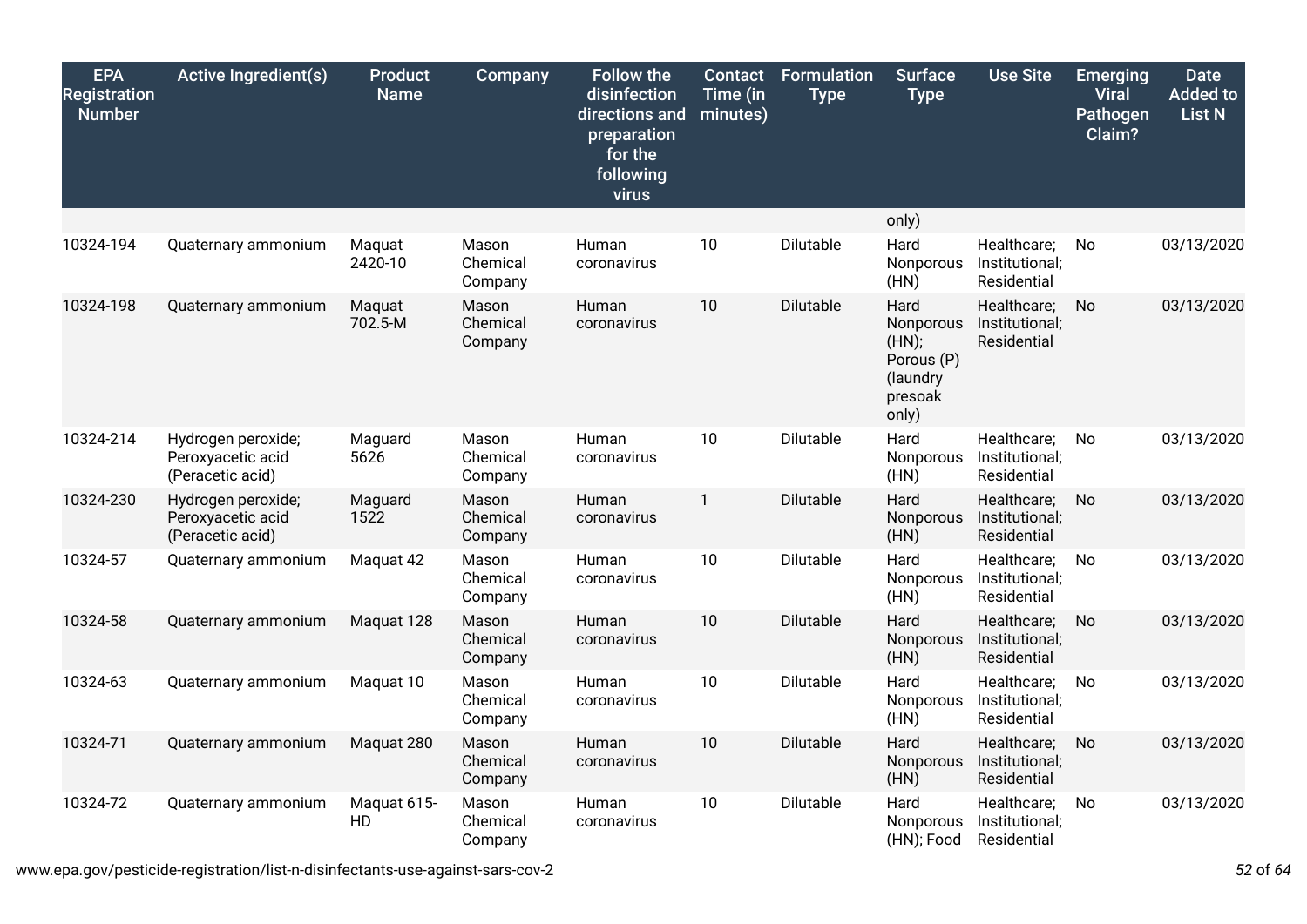| EPA Registration Number | Active Ingredient(s) | Product Name | Company | Follow the disinfection directions and preparation for the following virus | Contact Time (in minutes) | Formulation Type | Surface Type | Use Site | Emerging Viral Pathogen Claim? | Date Added to List N |
|---|---|---|---|---|---|---|---|---|---|---|
| | | | | | | | only) | | | |
| 10324-194 | Quaternary ammonium | Maquat 2420-10 | Mason Chemical Company | Human coronavirus | 10 | Dilutable | Hard Nonporous (HN) | Healthcare; Institutional; Residential | No | 03/13/2020 |
| 10324-198 | Quaternary ammonium | Maquat 702.5-M | Mason Chemical Company | Human coronavirus | 10 | Dilutable | Hard Nonporous (HN); Porous (P) (laundry presoak only) | Healthcare; Institutional; Residential | No | 03/13/2020 |
| 10324-214 | Hydrogen peroxide; Peroxyacetic acid (Peracetic acid) | Maguard 5626 | Mason Chemical Company | Human coronavirus | 10 | Dilutable | Hard Nonporous (HN) | Healthcare; Institutional; Residential | No | 03/13/2020 |
| 10324-230 | Hydrogen peroxide; Peroxyacetic acid (Peracetic acid) | Maguard 1522 | Mason Chemical Company | Human coronavirus | 1 | Dilutable | Hard Nonporous (HN) | Healthcare; Institutional; Residential | No | 03/13/2020 |
| 10324-57 | Quaternary ammonium | Maquat 42 | Mason Chemical Company | Human coronavirus | 10 | Dilutable | Hard Nonporous (HN) | Healthcare; Institutional; Residential | No | 03/13/2020 |
| 10324-58 | Quaternary ammonium | Maquat 128 | Mason Chemical Company | Human coronavirus | 10 | Dilutable | Hard Nonporous (HN) | Healthcare; Institutional; Residential | No | 03/13/2020 |
| 10324-63 | Quaternary ammonium | Maquat 10 | Mason Chemical Company | Human coronavirus | 10 | Dilutable | Hard Nonporous (HN) | Healthcare; Institutional; Residential | No | 03/13/2020 |
| 10324-71 | Quaternary ammonium | Maquat 280 | Mason Chemical Company | Human coronavirus | 10 | Dilutable | Hard Nonporous (HN) | Healthcare; Institutional; Residential | No | 03/13/2020 |
| 10324-72 | Quaternary ammonium | Maquat 615-HD | Mason Chemical Company | Human coronavirus | 10 | Dilutable | Hard Nonporous (HN); Food | Healthcare; Institutional; Residential | No | 03/13/2020 |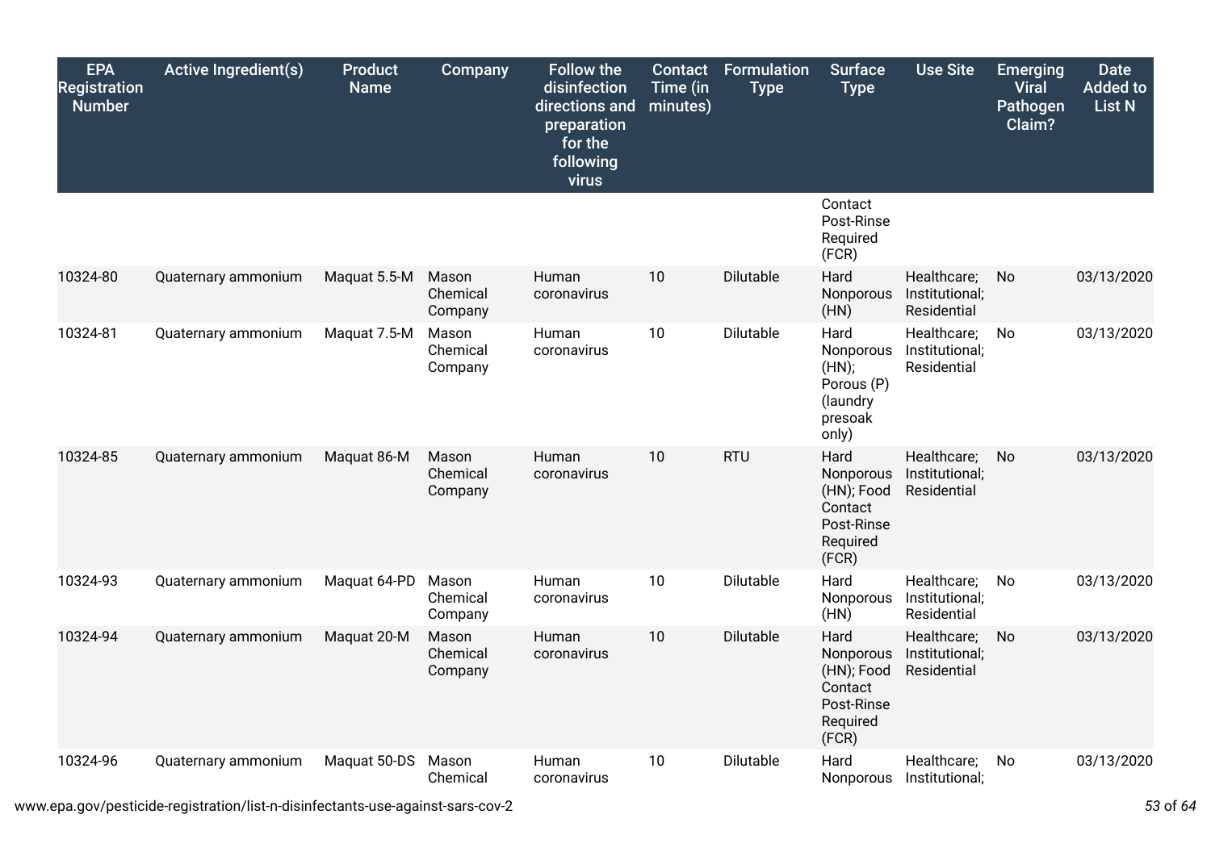| EPA Registration Number | Active Ingredient(s) | Product Name | Company | Follow the disinfection directions and preparation for the following virus | Contact Time (in minutes) | Formulation Type | Surface Type | Use Site | Emerging Viral Pathogen Claim? | Date Added to List N |
|---|---|---|---|---|---|---|---|---|---|---|
| | | | | | | | Contact Post-Rinse Required (FCR) | | | |
| 10324-80 | Quaternary ammonium | Maquat 5.5-M | Mason Chemical Company | Human coronavirus | 10 | Dilutable | Hard Nonporous (HN) | Healthcare; Institutional; Residential | No | 03/13/2020 |
| 10324-81 | Quaternary ammonium | Maquat 7.5-M | Mason Chemical Company | Human coronavirus | 10 | Dilutable | Hard Nonporous (HN); Porous (P) (laundry presoak only) | Healthcare; Institutional; Residential | No | 03/13/2020 |
| 10324-85 | Quaternary ammonium | Maquat 86-M | Mason Chemical Company | Human coronavirus | 10 | RTU | Hard Nonporous (HN); Food Contact Post-Rinse Required (FCR) | Healthcare; Institutional; Residential | No | 03/13/2020 |
| 10324-93 | Quaternary ammonium | Maquat 64-PD | Mason Chemical Company | Human coronavirus | 10 | Dilutable | Hard Nonporous (HN) | Healthcare; Institutional; Residential | No | 03/13/2020 |
| 10324-94 | Quaternary ammonium | Maquat 20-M | Mason Chemical Company | Human coronavirus | 10 | Dilutable | Hard Nonporous (HN); Food Contact Post-Rinse Required (FCR) | Healthcare; Institutional; Residential | No | 03/13/2020 |
| 10324-96 | Quaternary ammonium | Maquat 50-DS | Mason Chemical | Human coronavirus | 10 | Dilutable | Hard Nonporous | Healthcare; Institutional; | No | 03/13/2020 |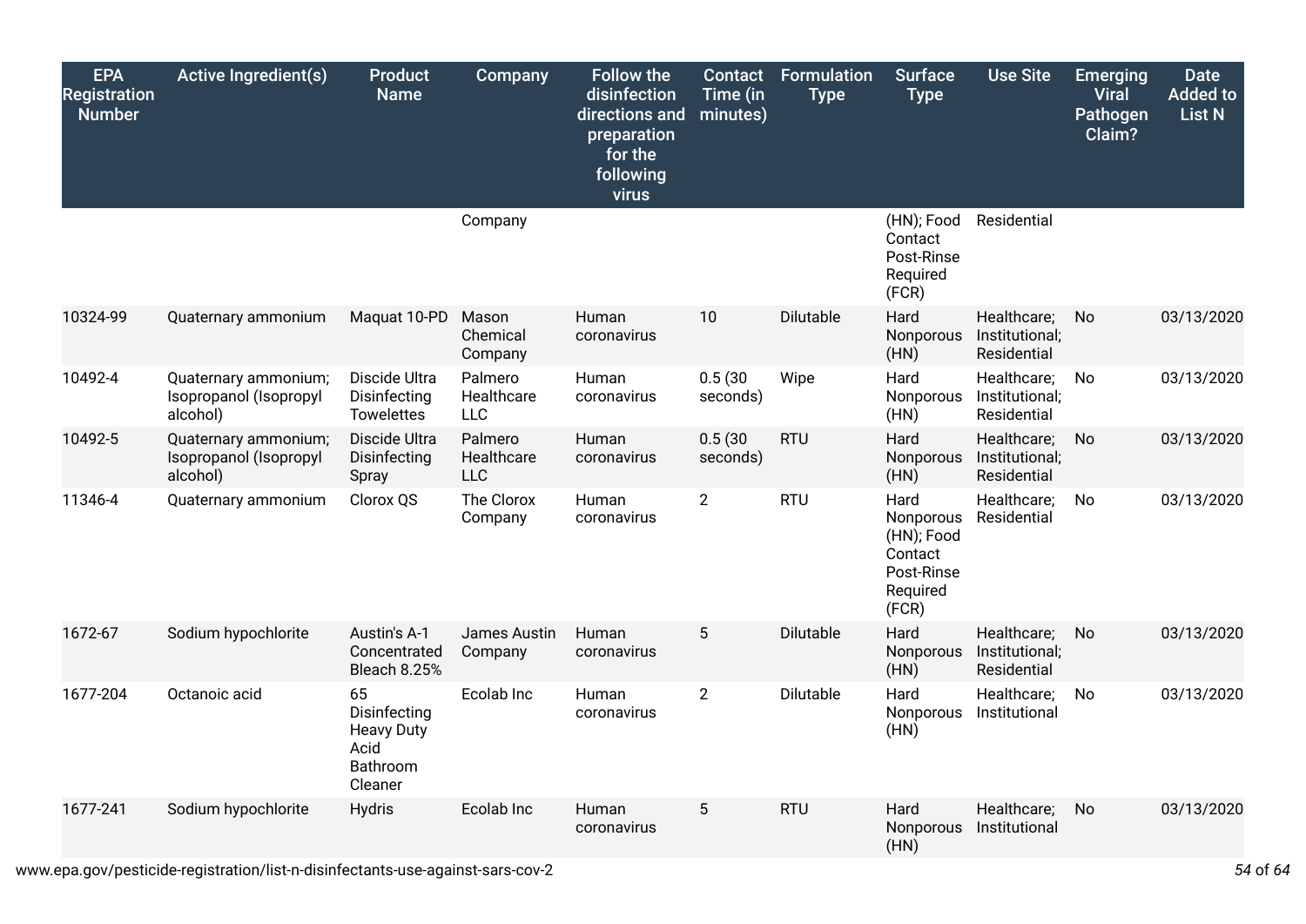| EPA Registration Number | Active Ingredient(s) | Product Name | Company | Follow the disinfection directions and preparation for the following virus | Contact Time (in minutes) | Formulation Type | Surface Type | Use Site | Emerging Viral Pathogen Claim? | Date Added to List N |
|---|---|---|---|---|---|---|---|---|---|---|
| | | | Company | | | | (HN); Food Contact Post-Rinse Required (FCR) | Residential | | |
| 10324-99 | Quaternary ammonium | Maquat 10-PD | Mason Chemical Company | Human coronavirus | 10 | Dilutable | Hard Nonporous (HN) | Healthcare; Institutional; Residential | No | 03/13/2020 |
| 10492-4 | Quaternary ammonium; Isopropanol (Isopropyl alcohol) | Discide Ultra Disinfecting Towelettes | Palmero Healthcare LLC | Human coronavirus | 0.5 (30 seconds) | Wipe | Hard Nonporous (HN) | Healthcare; Institutional; Residential | No | 03/13/2020 |
| 10492-5 | Quaternary ammonium; Isopropanol (Isopropyl alcohol) | Discide Ultra Disinfecting Spray | Palmero Healthcare LLC | Human coronavirus | 0.5 (30 seconds) | RTU | Hard Nonporous (HN) | Healthcare; Institutional; Residential | No | 03/13/2020 |
| 11346-4 | Quaternary ammonium | Clorox QS | The Clorox Company | Human coronavirus | 2 | RTU | Hard Nonporous (HN); Food Contact Post-Rinse Required (FCR) | Healthcare; Residential | No | 03/13/2020 |
| 1672-67 | Sodium hypochlorite | Austin's A-1 Concentrated Bleach 8.25% | James Austin Company | Human coronavirus | 5 | Dilutable | Hard Nonporous (HN) | Healthcare; Institutional; Residential | No | 03/13/2020 |
| 1677-204 | Octanoic acid | 65 Disinfecting Heavy Duty Acid Bathroom Cleaner | Ecolab Inc | Human coronavirus | 2 | Dilutable | Hard Nonporous (HN) | Healthcare; Institutional | No | 03/13/2020 |
| 1677-241 | Sodium hypochlorite | Hydris | Ecolab Inc | Human coronavirus | 5 | RTU | Hard Nonporous (HN) | Healthcare; Institutional | No | 03/13/2020 |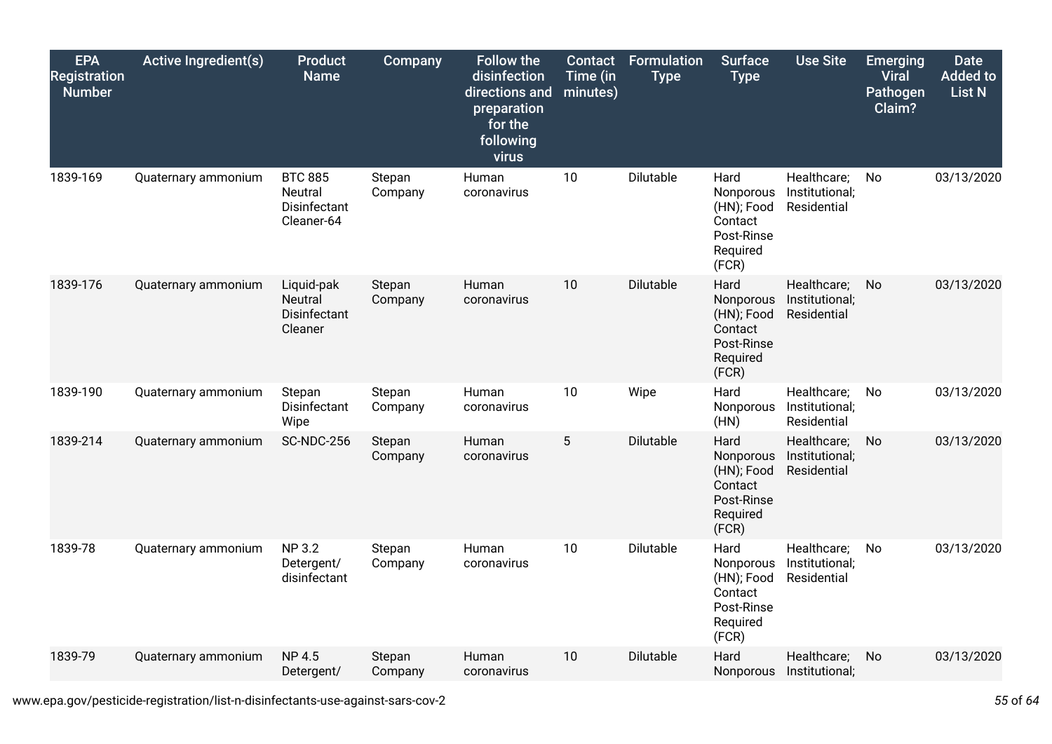| EPA Registration Number | Active Ingredient(s) | Product Name | Company | Follow the disinfection directions and preparation for the following virus | Contact Time (in minutes) | Formulation Type | Surface Type | Use Site | Emerging Viral Pathogen Claim? | Date Added to List N |
|---|---|---|---|---|---|---|---|---|---|---|
| 1839-169 | Quaternary ammonium | BTC 885 Neutral Disinfectant Cleaner-64 | Stepan Company | Human coronavirus | 10 | Dilutable | Hard Nonporous (HN); Food Contact Post-Rinse Required (FCR) | Healthcare; Institutional; Residential | No | 03/13/2020 |
| 1839-176 | Quaternary ammonium | Liquid-pak Neutral Disinfectant Cleaner | Stepan Company | Human coronavirus | 10 | Dilutable | Hard Nonporous (HN); Food Contact Post-Rinse Required (FCR) | Healthcare; Institutional; Residential | No | 03/13/2020 |
| 1839-190 | Quaternary ammonium | Stepan Disinfectant Wipe | Stepan Company | Human coronavirus | 10 | Wipe | Hard Nonporous (HN) | Healthcare; Institutional; Residential | No | 03/13/2020 |
| 1839-214 | Quaternary ammonium | SC-NDC-256 | Stepan Company | Human coronavirus | 5 | Dilutable | Hard Nonporous (HN); Food Contact Post-Rinse Required (FCR) | Healthcare; Institutional; Residential | No | 03/13/2020 |
| 1839-78 | Quaternary ammonium | NP 3.2 Detergent/ disinfectant | Stepan Company | Human coronavirus | 10 | Dilutable | Hard Nonporous (HN); Food Contact Post-Rinse Required (FCR) | Healthcare; Institutional; Residential | No | 03/13/2020 |
| 1839-79 | Quaternary ammonium | NP 4.5 Detergent/ | Stepan Company | Human coronavirus | 10 | Dilutable | Hard Nonporous | Healthcare; Institutional; | No | 03/13/2020 |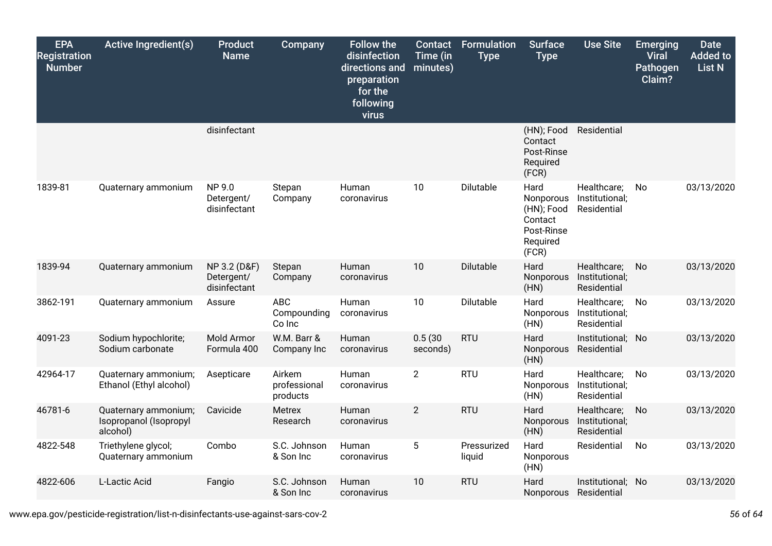| EPA Registration Number | Active Ingredient(s) | Product Name | Company | Follow the disinfection directions and preparation for the following virus | Contact Time (in minutes) | Formulation Type | Surface Type | Use Site | Emerging Viral Pathogen Claim? | Date Added to List N |
|---|---|---|---|---|---|---|---|---|---|---|
| | | disinfectant | | | | | (HN); Food Contact Post-Rinse Required (FCR) | Residential | | |
| 1839-81 | Quaternary ammonium | NP 9.0 Detergent/ disinfectant | Stepan Company | Human coronavirus | 10 | Dilutable | Hard Nonporous (HN); Food Contact Post-Rinse Required (FCR) | Healthcare; Institutional; Residential | No | 03/13/2020 |
| 1839-94 | Quaternary ammonium | NP 3.2 (D&F) Detergent/ disinfectant | Stepan Company | Human coronavirus | 10 | Dilutable | Hard Nonporous (HN) | Healthcare; Institutional; Residential | No | 03/13/2020 |
| 3862-191 | Quaternary ammonium | Assure | ABC Compounding Co Inc | Human coronavirus | 10 | Dilutable | Hard Nonporous (HN) | Healthcare; Institutional; Residential | No | 03/13/2020 |
| 4091-23 | Sodium hypochlorite; Sodium carbonate | Mold Armor Formula 400 | W.M. Barr & Company Inc | Human coronavirus | 0.5 (30 seconds) | RTU | Hard Nonporous (HN) | Institutional; Residential | No | 03/13/2020 |
| 42964-17 | Quaternary ammonium; Ethanol (Ethyl alcohol) | Asepticare | Airkem professional products | Human coronavirus | 2 | RTU | Hard Nonporous (HN) | Healthcare; Institutional; Residential | No | 03/13/2020 |
| 46781-6 | Quaternary ammonium; Isopropanol (Isopropyl alcohol) | Cavicide | Metrex Research | Human coronavirus | 2 | RTU | Hard Nonporous (HN) | Healthcare; Institutional; Residential | No | 03/13/2020 |
| 4822-548 | Triethylene glycol; Quaternary ammonium | Combo | S.C. Johnson & Son Inc | Human coronavirus | 5 | Pressurized liquid | Hard Nonporous (HN) | Residential | No | 03/13/2020 |
| 4822-606 | L-Lactic Acid | Fangio | S.C. Johnson & Son Inc | Human coronavirus | 10 | RTU | Hard Nonporous | Institutional; Residential | No | 03/13/2020 |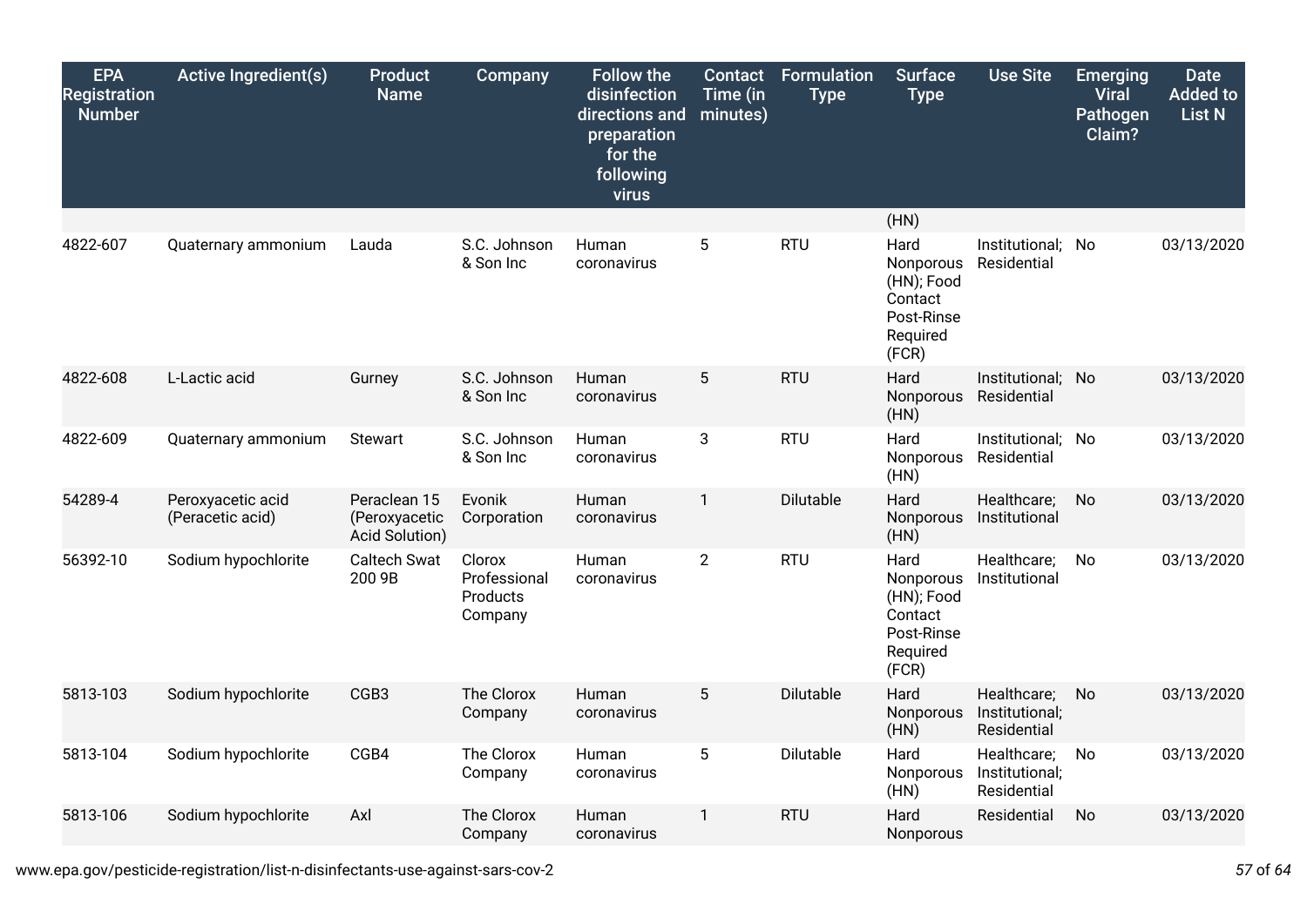| EPA Registration Number | Active Ingredient(s) | Product Name | Company | Follow the disinfection directions and preparation for the following virus | Contact Time (in minutes) | Formulation Type | Surface Type | Use Site | Emerging Viral Pathogen Claim? | Date Added to List N |
|---|---|---|---|---|---|---|---|---|---|---|
| | | | | | | | (HN) | | | |
| 4822-607 | Quaternary ammonium | Lauda | S.C. Johnson & Son Inc | Human coronavirus | 5 | RTU | Hard Nonporous (HN); Food Contact Post-Rinse Required (FCR) | Institutional; Residential | No | 03/13/2020 |
| 4822-608 | L-Lactic acid | Gurney | S.C. Johnson & Son Inc | Human coronavirus | 5 | RTU | Hard Nonporous (HN) | Institutional; Residential | No | 03/13/2020 |
| 4822-609 | Quaternary ammonium | Stewart | S.C. Johnson & Son Inc | Human coronavirus | 3 | RTU | Hard Nonporous (HN) | Institutional; Residential | No | 03/13/2020 |
| 54289-4 | Peroxyacetic acid (Peracetic acid) | Peraclean 15 (Peroxyacetic Acid Solution) | Evonik Corporation | Human coronavirus | 1 | Dilutable | Hard Nonporous (HN) | Healthcare; Institutional | No | 03/13/2020 |
| 56392-10 | Sodium hypochlorite | Caltech Swat 200 9B | Clorox Professional Products Company | Human coronavirus | 2 | RTU | Hard Nonporous (HN); Food Contact Post-Rinse Required (FCR) | Healthcare; Institutional | No | 03/13/2020 |
| 5813-103 | Sodium hypochlorite | CGB3 | The Clorox Company | Human coronavirus | 5 | Dilutable | Hard Nonporous (HN) | Healthcare; Institutional; Residential | No | 03/13/2020 |
| 5813-104 | Sodium hypochlorite | CGB4 | The Clorox Company | Human coronavirus | 5 | Dilutable | Hard Nonporous (HN) | Healthcare; Institutional; Residential | No | 03/13/2020 |
| 5813-106 | Sodium hypochlorite | Axl | The Clorox Company | Human coronavirus | 1 | RTU | Hard Nonporous | Residential | No | 03/13/2020 |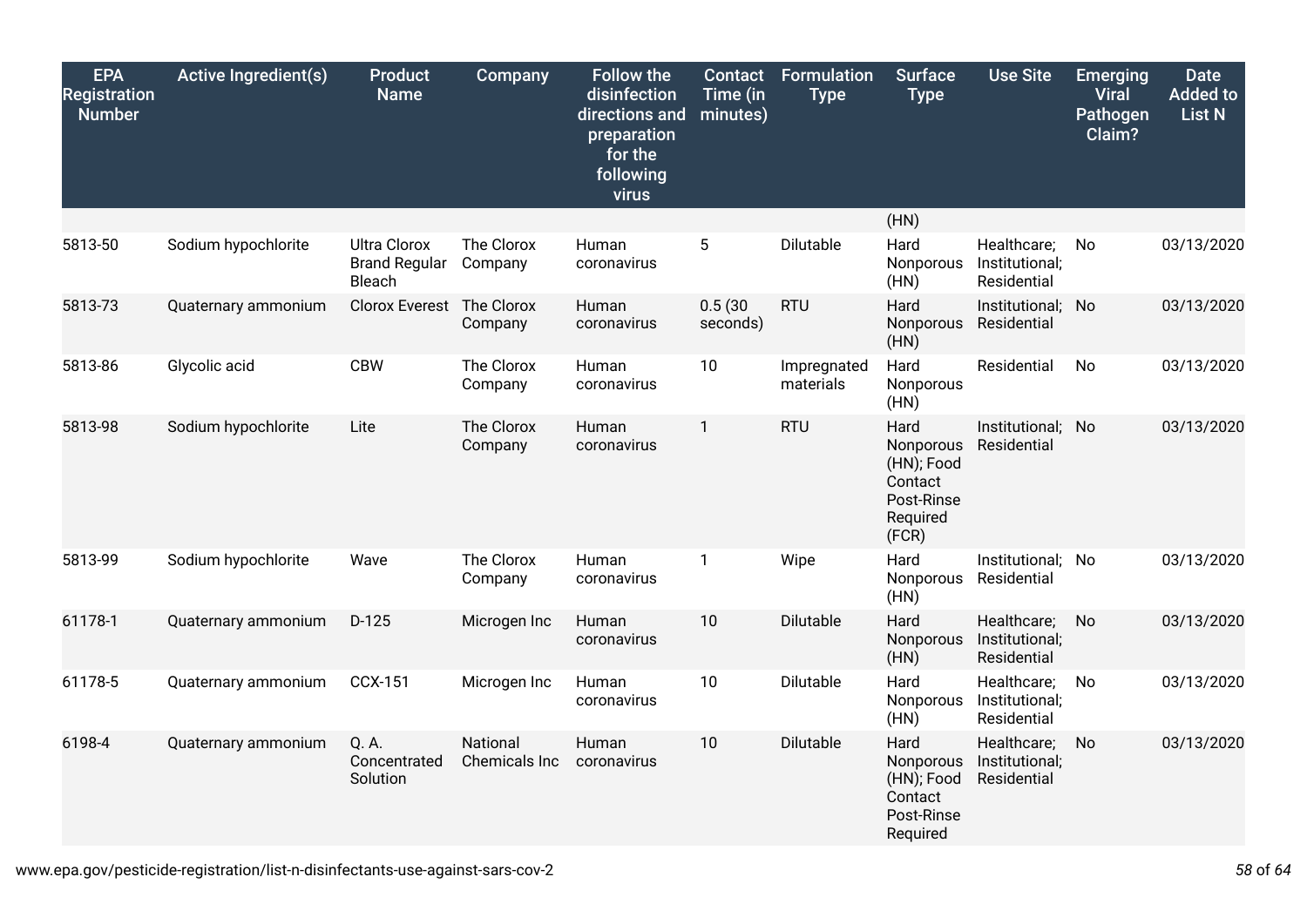| EPA Registration Number | Active Ingredient(s) | Product Name | Company | Follow the disinfection directions and preparation for the following virus | Contact Time (in minutes) | Formulation Type | Surface Type | Use Site | Emerging Viral Pathogen Claim? | Date Added to List N |
|---|---|---|---|---|---|---|---|---|---|---|
| | | | | | | | (HN) | | | |
| 5813-50 | Sodium hypochlorite | Ultra Clorox Brand Regular Bleach | The Clorox Company | Human coronavirus | 5 | Dilutable | Hard Nonporous (HN) | Healthcare; Institutional; Residential | No | 03/13/2020 |
| 5813-73 | Quaternary ammonium | Clorox Everest | The Clorox Company | Human coronavirus | 0.5 (30 seconds) | RTU | Hard Nonporous (HN) | Institutional; Residential | No | 03/13/2020 |
| 5813-86 | Glycolic acid | CBW | The Clorox Company | Human coronavirus | 10 | Impregnated materials | Hard Nonporous (HN) | Residential | No | 03/13/2020 |
| 5813-98 | Sodium hypochlorite | Lite | The Clorox Company | Human coronavirus | 1 | RTU | Hard Nonporous (HN); Food Contact Post-Rinse Required (FCR) | Institutional; Residential | No | 03/13/2020 |
| 5813-99 | Sodium hypochlorite | Wave | The Clorox Company | Human coronavirus | 1 | Wipe | Hard Nonporous (HN) | Institutional; Residential | No | 03/13/2020 |
| 61178-1 | Quaternary ammonium | D-125 | Microgen Inc | Human coronavirus | 10 | Dilutable | Hard Nonporous (HN) | Healthcare; Institutional; Residential | No | 03/13/2020 |
| 61178-5 | Quaternary ammonium | CCX-151 | Microgen Inc | Human coronavirus | 10 | Dilutable | Hard Nonporous (HN) | Healthcare; Institutional; Residential | No | 03/13/2020 |
| 6198-4 | Quaternary ammonium | Q. A. Concentrated Solution | National Chemicals Inc | Human coronavirus | 10 | Dilutable | Hard Nonporous (HN); Food Contact Post-Rinse Required | Healthcare; Institutional; Residential | No | 03/13/2020 |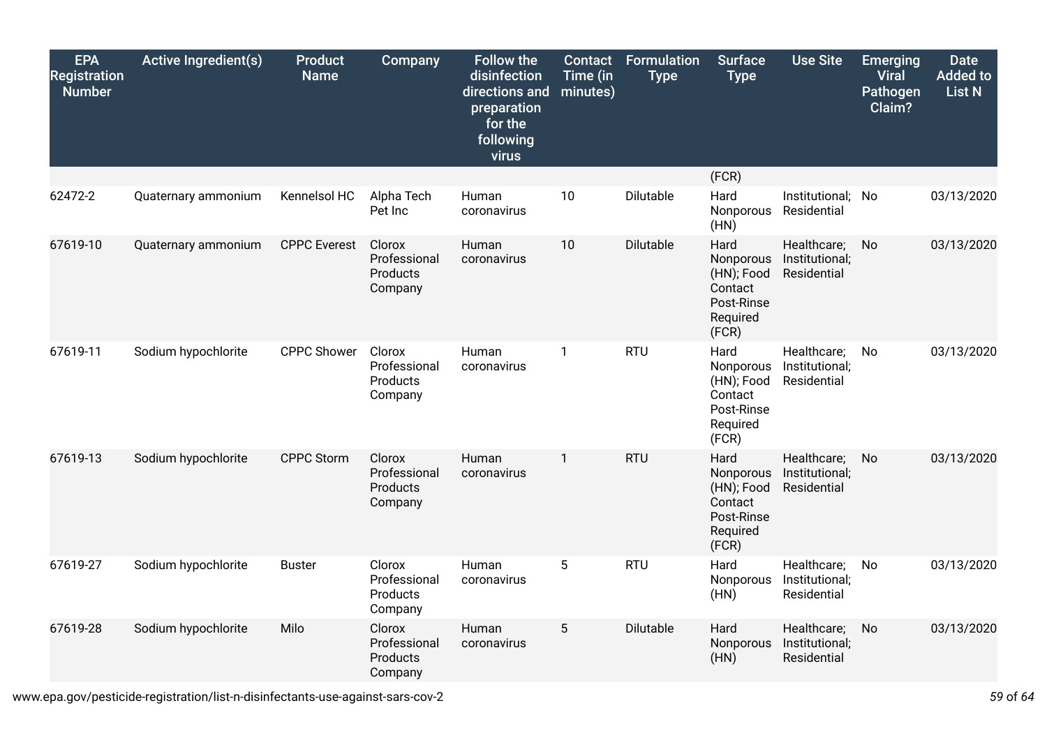| EPA Registration Number | Active Ingredient(s) | Product Name | Company | Follow the disinfection directions and preparation for the following virus | Contact Time (in minutes) | Formulation Type | Surface Type | Use Site | Emerging Viral Pathogen Claim? | Date Added to List N |
|---|---|---|---|---|---|---|---|---|---|---|
| | | | | | | | (FCR) | | | |
| 62472-2 | Quaternary ammonium | Kennelsol HC | Alpha Tech Pet Inc | Human coronavirus | 10 | Dilutable | Hard Nonporous (HN) | Institutional; Residential | No | 03/13/2020 |
| 67619-10 | Quaternary ammonium | CPPC Everest | Clorox Professional Products Company | Human coronavirus | 10 | Dilutable | Hard Nonporous (HN); Food Contact Post-Rinse Required (FCR) | Healthcare; Institutional; Residential | No | 03/13/2020 |
| 67619-11 | Sodium hypochlorite | CPPC Shower | Clorox Professional Products Company | Human coronavirus | 1 | RTU | Hard Nonporous (HN); Food Contact Post-Rinse Required (FCR) | Healthcare; Institutional; Residential | No | 03/13/2020 |
| 67619-13 | Sodium hypochlorite | CPPC Storm | Clorox Professional Products Company | Human coronavirus | 1 | RTU | Hard Nonporous (HN); Food Contact Post-Rinse Required (FCR) | Healthcare; Institutional; Residential | No | 03/13/2020 |
| 67619-27 | Sodium hypochlorite | Buster | Clorox Professional Products Company | Human coronavirus | 5 | RTU | Hard Nonporous (HN) | Healthcare; Institutional; Residential | No | 03/13/2020 |
| 67619-28 | Sodium hypochlorite | Milo | Clorox Professional Products Company | Human coronavirus | 5 | Dilutable | Hard Nonporous (HN) | Healthcare; Institutional; Residential | No | 03/13/2020 |

www.epa.gov/pesticide-registration/list-n-disinfectants-use-against-sars-cov-2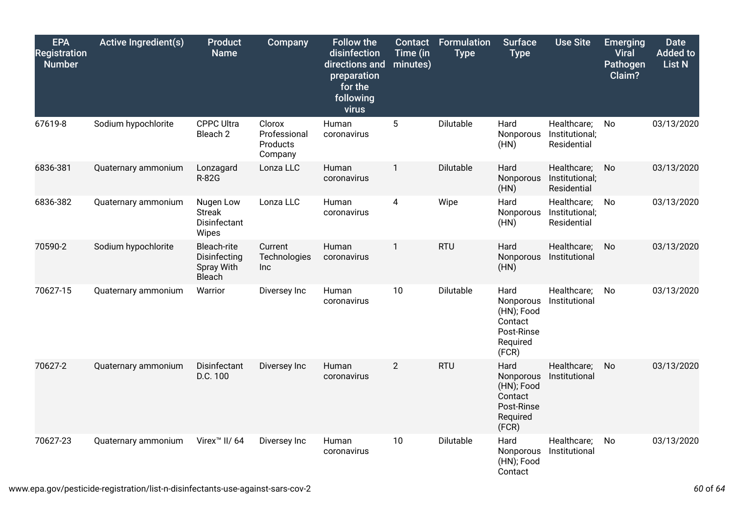| EPA Registration Number | Active Ingredient(s) | Product Name | Company | Follow the disinfection directions and preparation for the following virus | Contact Time (in minutes) | Formulation Type | Surface Type | Use Site | Emerging Viral Pathogen Claim? | Date Added to List N |
|---|---|---|---|---|---|---|---|---|---|---|
| 67619-8 | Sodium hypochlorite | CPPC Ultra Bleach 2 | Clorox Professional Products Company | Human coronavirus | 5 | Dilutable | Hard Nonporous (HN) | Healthcare; Institutional; Residential | No | 03/13/2020 |
| 6836-381 | Quaternary ammonium | Lonzagard R-82G | Lonza LLC | Human coronavirus | 1 | Dilutable | Hard Nonporous (HN) | Healthcare; Institutional; Residential | No | 03/13/2020 |
| 6836-382 | Quaternary ammonium | Nugen Low Streak Disinfectant Wipes | Lonza LLC | Human coronavirus | 4 | Wipe | Hard Nonporous (HN) | Healthcare; Institutional; Residential | No | 03/13/2020 |
| 70590-2 | Sodium hypochlorite | Bleach-rite Disinfecting Spray With Bleach | Current Technologies Inc | Human coronavirus | 1 | RTU | Hard Nonporous (HN) | Healthcare; Institutional | No | 03/13/2020 |
| 70627-15 | Quaternary ammonium | Warrior | Diversey Inc | Human coronavirus | 10 | Dilutable | Hard Nonporous (HN); Food Contact Post-Rinse Required (FCR) | Healthcare; Institutional | No | 03/13/2020 |
| 70627-2 | Quaternary ammonium | Disinfectant D.C. 100 | Diversey Inc | Human coronavirus | 2 | RTU | Hard Nonporous (HN); Food Contact Post-Rinse Required (FCR) | Healthcare; Institutional | No | 03/13/2020 |
| 70627-23 | Quaternary ammonium | Virex™ II/ 64 | Diversey Inc | Human coronavirus | 10 | Dilutable | Hard Nonporous (HN); Food Contact | Healthcare; Institutional | No | 03/13/2020 |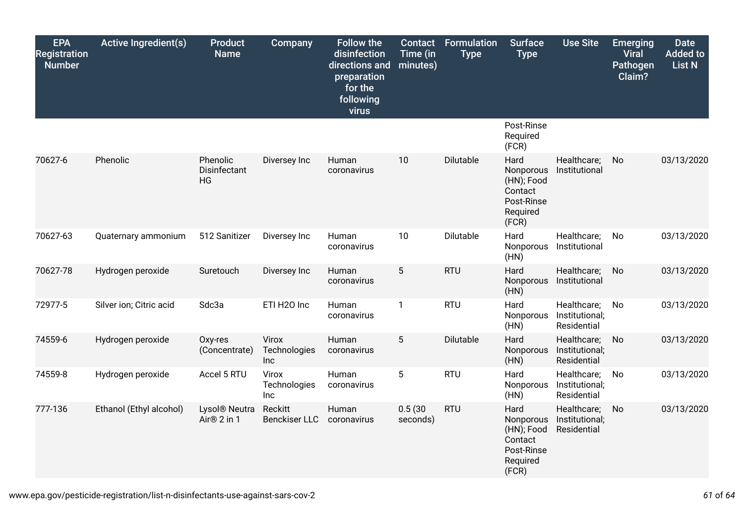| EPA Registration Number | Active Ingredient(s) | Product Name | Company | Follow the disinfection directions and preparation for the following virus | Contact Time (in minutes) | Formulation Type | Surface Type | Use Site | Emerging Viral Pathogen Claim? | Date Added to List N |
|---|---|---|---|---|---|---|---|---|---|---|
| | | | | | | | Post-Rinse Required (FCR) | | | |
| 70627-6 | Phenolic | Phenolic Disinfectant HG | Diversey Inc | Human coronavirus | 10 | Dilutable | Hard Nonporous (HN); Food Contact Post-Rinse Required (FCR) | Healthcare; Institutional | No | 03/13/2020 |
| 70627-63 | Quaternary ammonium | 512 Sanitizer | Diversey Inc | Human coronavirus | 10 | Dilutable | Hard Nonporous (HN) | Healthcare; Institutional | No | 03/13/2020 |
| 70627-78 | Hydrogen peroxide | Suretouch | Diversey Inc | Human coronavirus | 5 | RTU | Hard Nonporous (HN) | Healthcare; Institutional | No | 03/13/2020 |
| 72977-5 | Silver ion; Citric acid | Sdc3a | ETI H2O Inc | Human coronavirus | 1 | RTU | Hard Nonporous (HN) | Healthcare; Institutional; Residential | No | 03/13/2020 |
| 74559-6 | Hydrogen peroxide | Oxy-res (Concentrate) | Virox Technologies Inc | Human coronavirus | 5 | Dilutable | Hard Nonporous (HN) | Healthcare; Institutional; Residential | No | 03/13/2020 |
| 74559-8 | Hydrogen peroxide | Accel 5 RTU | Virox Technologies Inc | Human coronavirus | 5 | RTU | Hard Nonporous (HN) | Healthcare; Institutional; Residential | No | 03/13/2020 |
| 777-136 | Ethanol (Ethyl alcohol) | Lysol® Neutra Air® 2 in 1 | Reckitt Benckiser LLC | Human coronavirus | 0.5 (30 seconds) | RTU | Hard Nonporous (HN); Food Contact Post-Rinse Required (FCR) | Healthcare; Institutional; Residential | No | 03/13/2020 |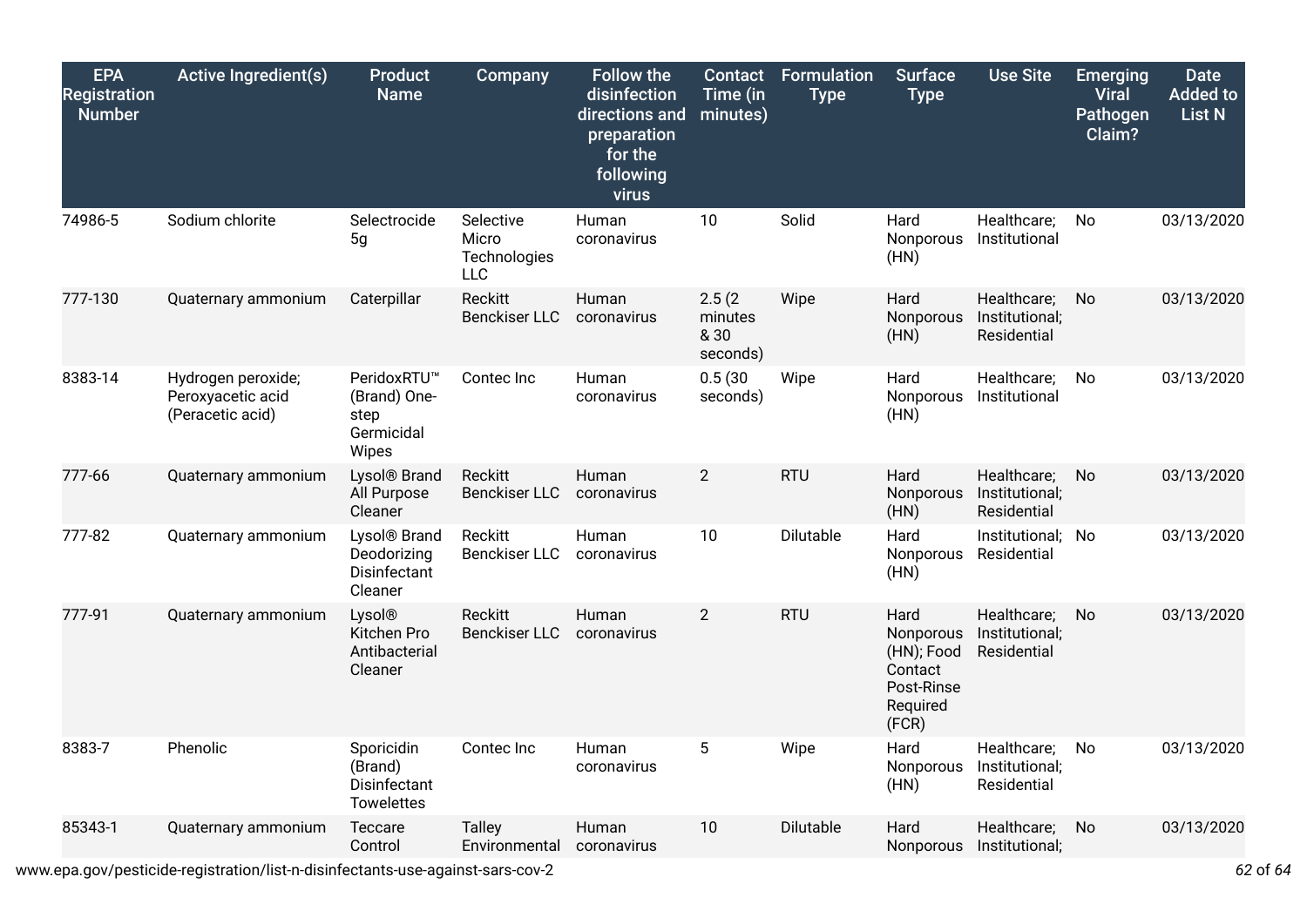| EPA Registration Number | Active Ingredient(s) | Product Name | Company | Follow the disinfection directions and preparation for the following virus | Contact Time (in minutes) | Formulation Type | Surface Type | Use Site | Emerging Viral Pathogen Claim? | Date Added to List N |
|---|---|---|---|---|---|---|---|---|---|---|
| 74986-5 | Sodium chlorite | Selectrocide 5g | Selective Micro Technologies LLC | Human coronavirus | 10 | Solid | Hard Nonporous (HN) | Healthcare; Institutional | No | 03/13/2020 |
| 777-130 | Quaternary ammonium | Caterpillar | Reckitt Benckiser LLC | Human coronavirus | 2.5 (2 minutes & 30 seconds) | Wipe | Hard Nonporous (HN) | Healthcare; Institutional; Residential | No | 03/13/2020 |
| 8383-14 | Hydrogen peroxide; Peroxyacetic acid (Peracetic acid) | PeridoxRTU™ (Brand) One-step Germicidal Wipes | Contec Inc | Human coronavirus | 0.5 (30 seconds) | Wipe | Hard Nonporous (HN) | Healthcare; Institutional | No | 03/13/2020 |
| 777-66 | Quaternary ammonium | Lysol® Brand All Purpose Cleaner | Reckitt Benckiser LLC | Human coronavirus | 2 | RTU | Hard Nonporous (HN) | Healthcare; Institutional; Residential | No | 03/13/2020 |
| 777-82 | Quaternary ammonium | Lysol® Brand Deodorizing Disinfectant Cleaner | Reckitt Benckiser LLC | Human coronavirus | 10 | Dilutable | Hard Nonporous (HN) | Institutional; Residential | No | 03/13/2020 |
| 777-91 | Quaternary ammonium | Lysol® Kitchen Pro Antibacterial Cleaner | Reckitt Benckiser LLC | Human coronavirus | 2 | RTU | Hard Nonporous (HN); Food Contact Post-Rinse Required (FCR) | Healthcare; Institutional; Residential | No | 03/13/2020 |
| 8383-7 | Phenolic | Sporicidin (Brand) Disinfectant Towelettes | Contec Inc | Human coronavirus | 5 | Wipe | Hard Nonporous (HN) | Healthcare; Institutional; Residential | No | 03/13/2020 |
| 85343-1 | Quaternary ammonium | Teccare Control | Talley Environmental | Human coronavirus | 10 | Dilutable | Hard Nonporous | Healthcare; Institutional; | No | 03/13/2020 |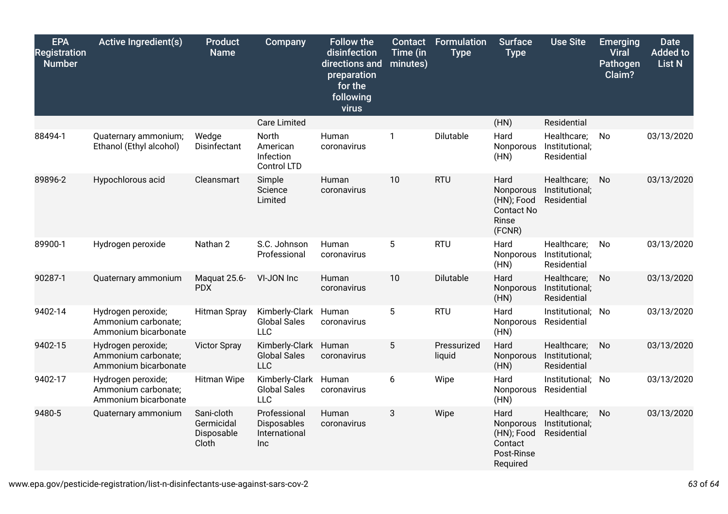| EPA Registration Number | Active Ingredient(s) | Product Name | Company | Follow the disinfection directions and preparation for the following virus | Contact Time (in minutes) | Formulation Type | Surface Type | Use Site | Emerging Viral Pathogen Claim? | Date Added to List N |
|---|---|---|---|---|---|---|---|---|---|---|
| | | | Care Limited | | | | (HN) | Residential | | |
| 88494-1 | Quaternary ammonium; Ethanol (Ethyl alcohol) | Wedge Disinfectant | North American Infection Control LTD | Human coronavirus | 1 | Dilutable | Hard Nonporous (HN) | Healthcare; Institutional; Residential | No | 03/13/2020 |
| 89896-2 | Hypochlorous acid | Cleansmart | Simple Science Limited | Human coronavirus | 10 | RTU | Hard Nonporous (HN); Food Contact No Rinse (FCNR) | Healthcare; Institutional; Residential | No | 03/13/2020 |
| 89900-1 | Hydrogen peroxide | Nathan 2 | S.C. Johnson Professional | Human coronavirus | 5 | RTU | Hard Nonporous (HN) | Healthcare; Institutional; Residential | No | 03/13/2020 |
| 90287-1 | Quaternary ammonium | Maquat 25.6-PDX | VI-JON Inc | Human coronavirus | 10 | Dilutable | Hard Nonporous (HN) | Healthcare; Institutional; Residential | No | 03/13/2020 |
| 9402-14 | Hydrogen peroxide; Ammonium carbonate; Ammonium bicarbonate | Hitman Spray | Kimberly-Clark Global Sales LLC | Human coronavirus | 5 | RTU | Hard Nonporous (HN) | Institutional; Residential | No | 03/13/2020 |
| 9402-15 | Hydrogen peroxide; Ammonium carbonate; Ammonium bicarbonate | Victor Spray | Kimberly-Clark Global Sales LLC | Human coronavirus | 5 | Pressurized liquid | Hard Nonporous (HN) | Healthcare; Institutional; Residential | No | 03/13/2020 |
| 9402-17 | Hydrogen peroxide; Ammonium carbonate; Ammonium bicarbonate | Hitman Wipe | Kimberly-Clark Global Sales LLC | Human coronavirus | 6 | Wipe | Hard Nonporous (HN) | Institutional; Residential | No | 03/13/2020 |
| 9480-5 | Quaternary ammonium | Sani-cloth Germicidal Disposable Cloth | Professional Disposables International Inc | Human coronavirus | 3 | Wipe | Hard Nonporous (HN); Food Contact Post-Rinse Required | Healthcare; Institutional; Residential | No | 03/13/2020 |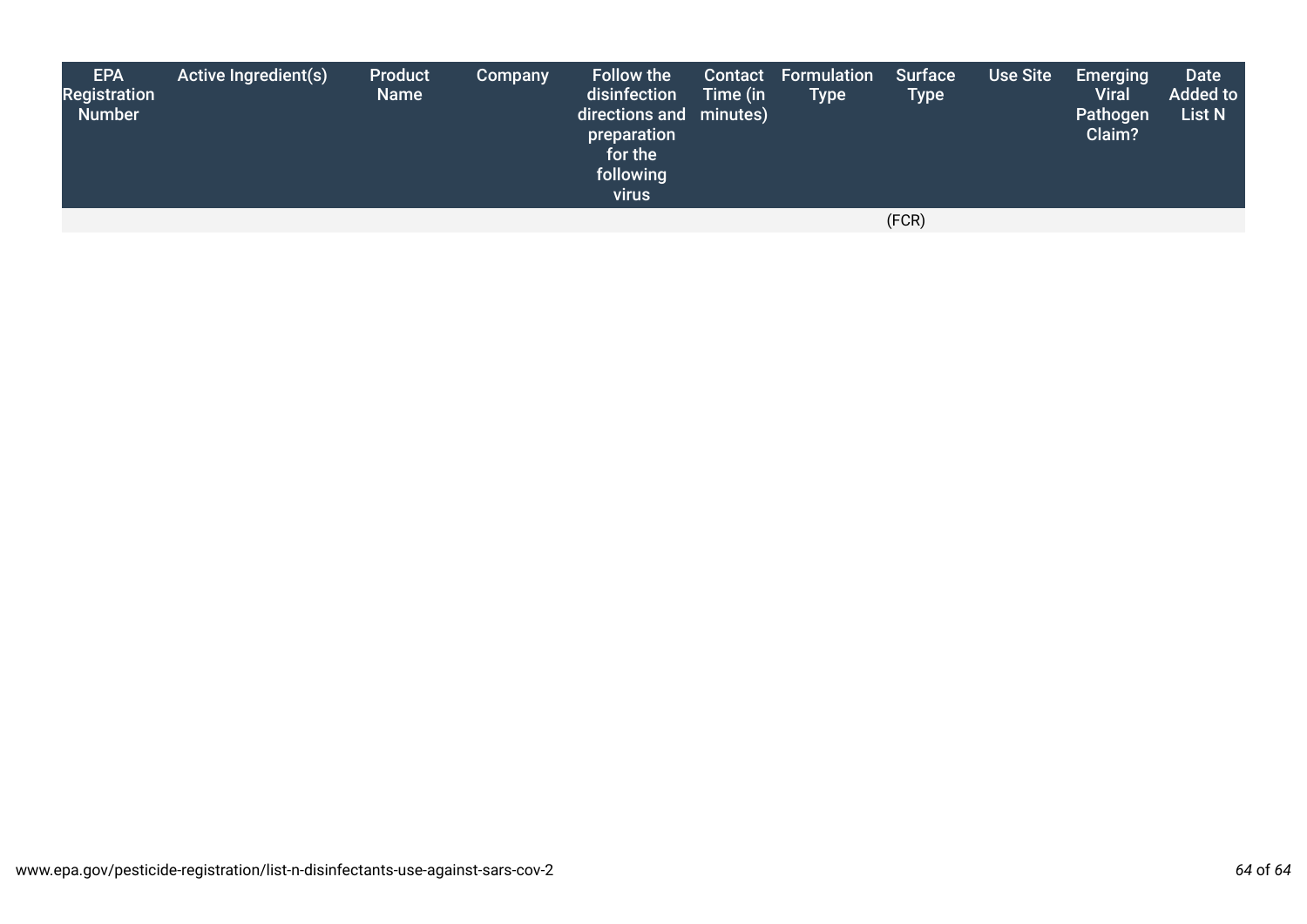| EPA Registration Number | Active Ingredient(s) | Product Name | Company | Follow the disinfection directions and preparation for the following virus | Contact Time (in minutes) | Formulation Type | Surface Type | Use Site | Emerging Viral Pathogen Claim? | Date Added to List N |
|---|---|---|---|---|---|---|---|---|---|---|
| | | | | | | | (FCR) | | | |